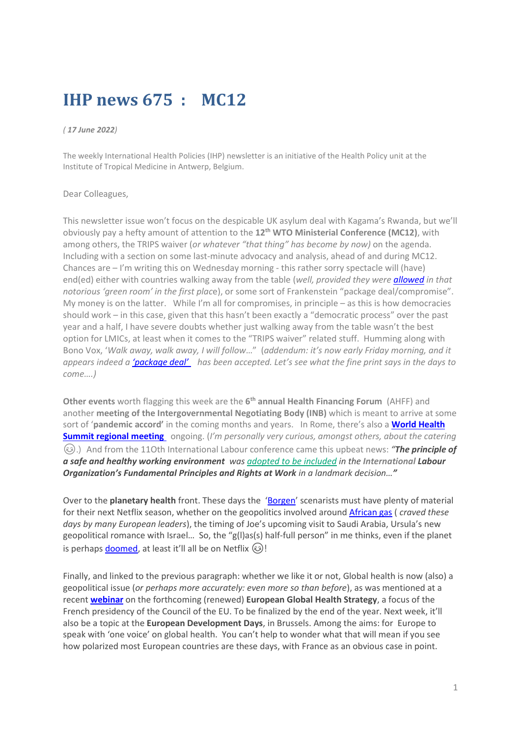# IHP news 675 : MC12

*( 17 June 2022)*

The weekly International Health Policies (IHP) newsletter is an initiative of the Health Policy unit at the Institute of Tropical Medicine in Antwerp, Belgium.

Dear Colleagues,

This newsletter issue won't focus on the despicable UK asylum deal with Kagama's Rwanda, but we'll obviously pay a hefty amount of attention to the **12th WTO Ministerial Conference (MC12)**, with among others, the TRIPS waiver (*or whatever "that thing" has become by now*) on the agenda. Including with a section on some last-minute advocacy and analysis, ahead of and during MC12. Chances are – I'm writing this on Wednesday morning - this rather sorry spectacle will (have) end(ed) either with countries walking away from the table (*well, provided they were* ***allowed*** *in that notorious 'green room' in the first place*), or some sort of Frankenstein "package deal/compromise". My money is on the latter. While I'm all for compromises, in principle – as this is how democracies should work – in this case, given that this hasn't been exactly a "democratic process" over the past year and a half, I have severe doubts whether just walking away from the table wasn't the best option for LMICs, at least when it comes to the "TRIPS waiver" related stuff. Humming along with Bono Vox, '*Walk away, walk away, I will follow…*" (*addendum: it's now early Friday morning, and it appears indeed a* ***'package deal'*** *has been accepted. Let's see what the fine print says in the days to come….)*

**Other events** worth flagging this week are the **6th annual Health Financing Forum** (AHFF) and another **meeting of the Intergovernmental Negotiating Body (INB)** which is meant to arrive at some sort of '**pandemic accord**' in the coming months and years. In Rome, there's also a **World Health Summit regional meeting** ongoing. (*I'm personally very curious, amongst others, about the catering* 😉.) And from the 11Oth International Labour conference came this upbeat news: ***"The principle of a safe and healthy working environment*** *was adopted to be included in the International* ***Labour Organization's Fundamental Principles and Rights at Work*** *in a landmark decision…"*

Over to the **planetary health** front. These days the 'Borgen' scenarists must have plenty of material for their next Netflix season, whether on the geopolitics involved around African gas ( *craved these days by many European leaders*), the timing of Joe's upcoming visit to Saudi Arabia, Ursula's new geopolitical romance with Israel… So, the "g(l)as(s) half-full person" in me thinks, even if the planet is perhaps doomed, at least it'll all be on Netflix 😉!

Finally, and linked to the previous paragraph: whether we like it or not, Global health is now (also) a geopolitical issue (*or perhaps more accurately: even more so than before*), as was mentioned at a recent **webinar** on the forthcoming (renewed) **European Global Health Strategy**, a focus of the French presidency of the Council of the EU. To be finalized by the end of the year. Next week, it'll also be a topic at the **European Development Days**, in Brussels. Among the aims: for Europe to speak with 'one voice' on global health. You can't help to wonder what that will mean if you see how polarized most European countries are these days, with France as an obvious case in point.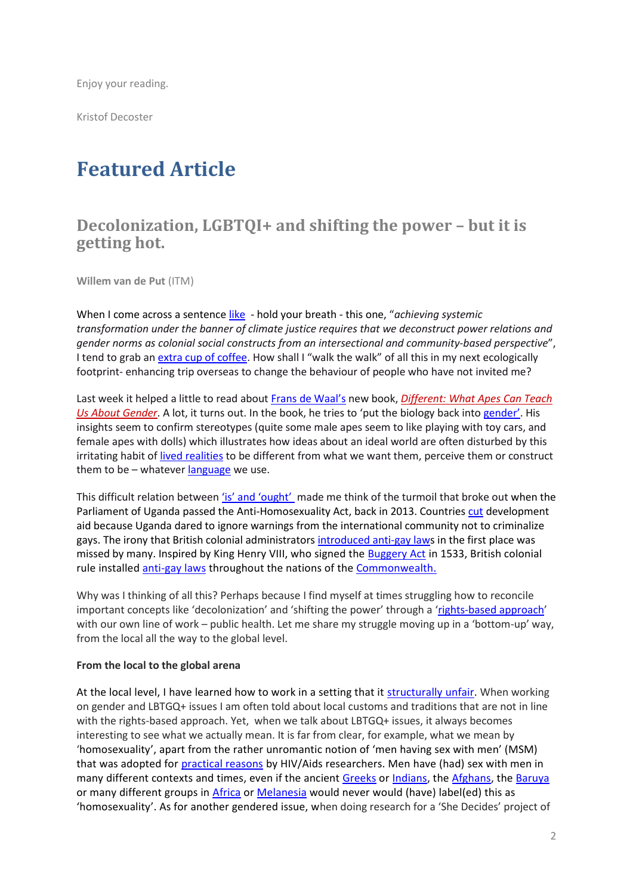Enjoy your reading.

Kristof Decoster

# Featured Article

## Decolonization, LGBTQI+ and shifting the power – but it is getting hot.

**Willem van de Put** (ITM)

When I come across a sentence like - hold your breath - this one, "*achieving systemic transformation under the banner of climate justice requires that we deconstruct power relations and gender norms as colonial social constructs from an intersectional and community-based perspective*", I tend to grab an extra cup of coffee. How shall I "walk the walk" of all this in my next ecologically footprint- enhancing trip overseas to change the behaviour of people who have not invited me?

Last week it helped a little to read about Frans de Waal's new book, *Different: What Apes Can Teach Us About Gender*. A lot, it turns out. In the book, he tries to 'put the biology back into gender'. His insights seem to confirm stereotypes (quite some male apes seem to like playing with toy cars, and female apes with dolls) which illustrates how ideas about an ideal world are often disturbed by this irritating habit of lived realities to be different from what we want them, perceive them or construct them to be – whatever language we use.

This difficult relation between 'is' and 'ought' made me think of the turmoil that broke out when the Parliament of Uganda passed the Anti-Homosexuality Act, back in 2013. Countries cut development aid because Uganda dared to ignore warnings from the international community not to criminalize gays. The irony that British colonial administrators introduced anti-gay laws in the first place was missed by many. Inspired by King Henry VIII, who signed the Buggery Act in 1533, British colonial rule installed anti-gay laws throughout the nations of the Commonwealth.

Why was I thinking of all this? Perhaps because I find myself at times struggling how to reconcile important concepts like 'decolonization' and 'shifting the power' through a 'rights-based approach' with our own line of work – public health. Let me share my struggle moving up in a 'bottom-up' way, from the local all the way to the global level.

**From the local to the global arena**

At the local level, I have learned how to work in a setting that it structurally unfair. When working on gender and LBTGQ+ issues I am often told about local customs and traditions that are not in line with the rights-based approach. Yet, when we talk about LBTGQ+ issues, it always becomes interesting to see what we actually mean. It is far from clear, for example, what we mean by 'homosexuality', apart from the rather unromantic notion of 'men having sex with men' (MSM) that was adopted for practical reasons by HIV/Aids researchers. Men have (had) sex with men in many different contexts and times, even if the ancient Greeks or Indians, the Afghans, the Baruya or many different groups in Africa or Melanesia would never would (have) label(ed) this as 'homosexuality'. As for another gendered issue, when doing research for a 'She Decides' project of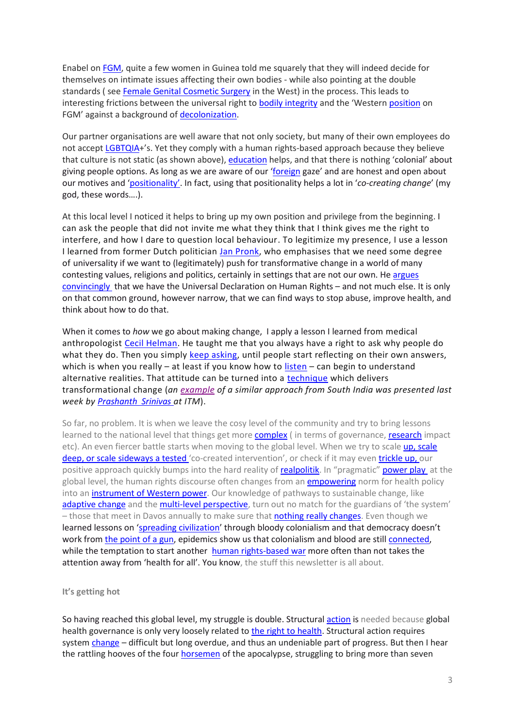Enabel on FGM, quite a few women in Guinea told me squarely that they will indeed decide for themselves on intimate issues affecting their own bodies - while also pointing at the double standards ( see Female Genital Cosmetic Surgery in the West) in the process. This leads to interesting frictions between the universal right to bodily integrity and the 'Western position on FGM' against a background of decolonization.

Our partner organisations are well aware that not only society, but many of their own employees do not accept LGBTQIA+'s. Yet they comply with a human rights-based approach because they believe that culture is not static (as shown above), education helps, and that there is nothing 'colonial' about giving people options. As long as we are aware of our 'foreign gaze' and are honest and open about our motives and 'positionality'. In fact, using that positionality helps a lot in '*co-creating change*' (my god, these words….).

At this local level I noticed it helps to bring up my own position and privilege from the beginning. I can ask the people that did not invite me what they think that I think gives me the right to interfere, and how I dare to question local behaviour. To legitimize my presence, I use a lesson I learned from former Dutch politician Jan Pronk, who emphasises that we need some degree of universality if we want to (legitimately) push for transformative change in a world of many contesting values, religions and politics, certainly in settings that are not our own. He argues convincingly that we have the Universal Declaration on Human Rights – and not much else. It is only on that common ground, however narrow, that we can find ways to stop abuse, improve health, and think about how to do that.

When it comes to *how* we go about making change, I apply a lesson I learned from medical anthropologist Cecil Helman. He taught me that you always have a right to ask why people do what they do. Then you simply keep asking, until people start reflecting on their own answers, which is when you really – at least if you know how to listen – can begin to understand alternative realities. That attitude can be turned into a technique which delivers transformational change (*an example of a similar approach from South India was presented last week by Prashanth Srinivas at ITM*).

So far, no problem. It is when we leave the cosy level of the community and try to bring lessons learned to the national level that things get more complex ( in terms of governance, research impact etc). An even fiercer battle starts when moving to the global level. When we try to scale up, scale deep, or scale sideways a tested 'co-created intervention', or check if it may even trickle up, our positive approach quickly bumps into the hard reality of realpolitik. In "pragmatic" power play at the global level, the human rights discourse often changes from an empowering norm for health policy into an instrument of Western power. Our knowledge of pathways to sustainable change, like adaptive change and the multi-level perspective, turn out no match for the guardians of 'the system' – those that meet in Davos annually to make sure that nothing really changes. Even though we learned lessons on 'spreading civilization' through bloody colonialism and that democracy doesn't work from the point of a gun, epidemics show us that colonialism and blood are still connected, while the temptation to start another human rights-based war more often than not takes the attention away from 'health for all'. You know, the stuff this newsletter is all about.

## It's getting hot

So having reached this global level, my struggle is double. Structural action is needed because global health governance is only very loosely related to the right to health. Structural action requires system change – difficult but long overdue, and thus an undeniable part of progress. But then I hear the rattling hooves of the four horsemen of the apocalypse, struggling to bring more than seven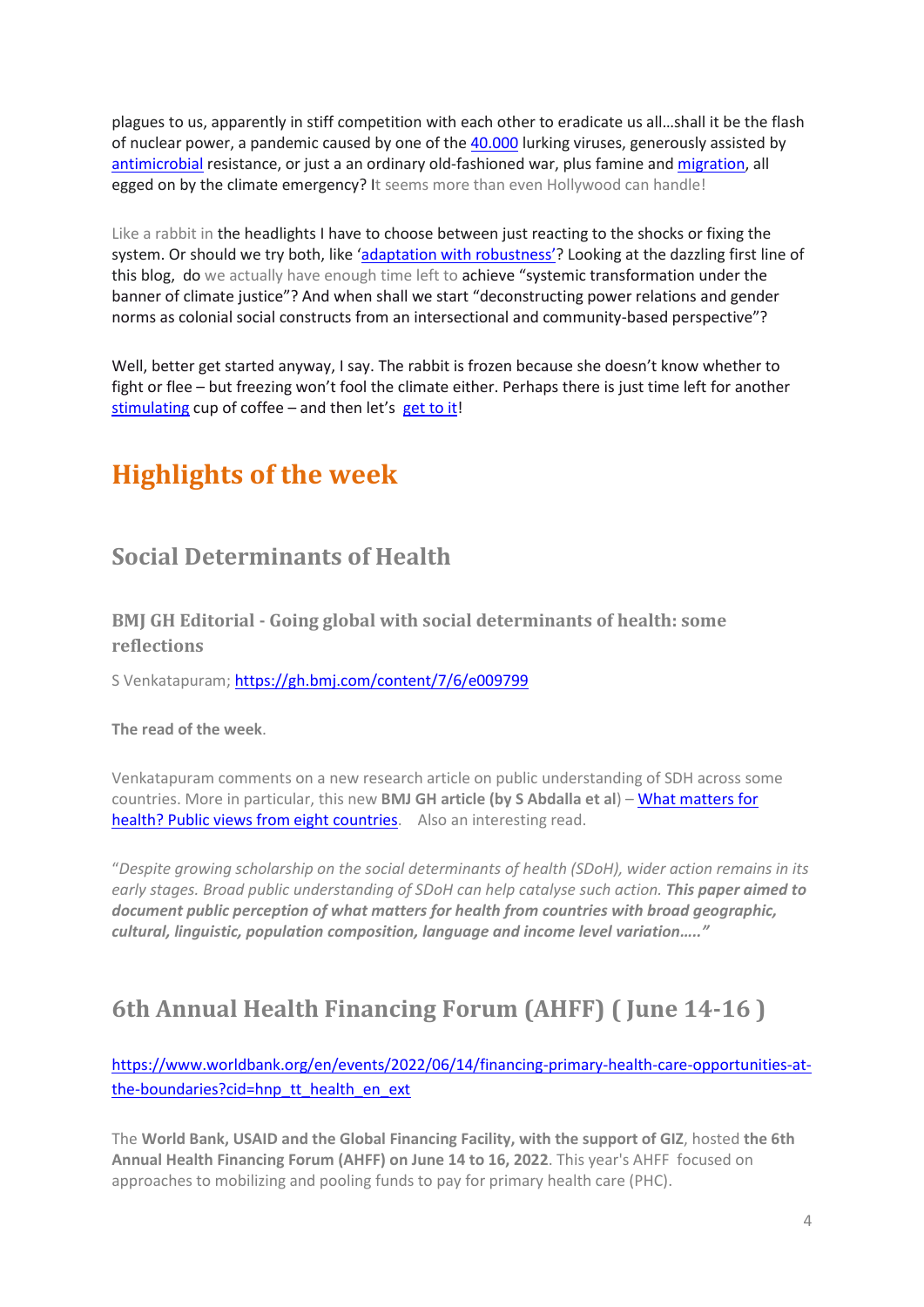plagues to us, apparently in stiff competition with each other to eradicate us all…shall it be the flash of nuclear power, a pandemic caused by one of the [40.000](#) lurking viruses, generously assisted by [antimicrobial](#) resistance, or just a an ordinary old-fashioned war, plus famine and [migration](#), all egged on by the climate emergency? It seems more than even Hollywood can handle!

Like a rabbit in the headlights I have to choose between just reacting to the shocks or fixing the system. Or should we try both, like '[adaptation with robustness'](#)? Looking at the dazzling first line of this blog, do we actually have enough time left to achieve "systemic transformation under the banner of climate justice"? And when shall we start "deconstructing power relations and gender norms as colonial social constructs from an intersectional and community-based perspective"?

Well, better get started anyway, I say. The rabbit is frozen because she doesn't know whether to fight or flee – but freezing won't fool the climate either. Perhaps there is just time left for another [stimulating](#) cup of coffee – and then let's [get to it](#)!

# Highlights of the week

## Social Determinants of Health

### BMJ GH Editorial - Going global with social determinants of health: some reflections

S Venkatapuram; https://gh.bmj.com/content/7/6/e009799

**The read of the week**.

Venkatapuram comments on a new research article on public understanding of SDH across some countries. More in particular, this new **BMJ GH article (by S Abdalla et al**) – [What matters for health? Public views from eight countries](#). Also an interesting read.

*"Despite growing scholarship on the social determinants of health (SDoH), wider action remains in its early stages. Broad public understanding of SDoH can help catalyse such action.* ***This paper aimed to document public perception of what matters for health from countries with broad geographic, cultural, linguistic, population composition, language and income level variation….."***

## 6th Annual Health Financing Forum (AHFF) ( June 14-16 )

https://www.worldbank.org/en/events/2022/06/14/financing-primary-health-care-opportunities-at-the-boundaries?cid=hnp_tt_health_en_ext

The **World Bank, USAID and the Global Financing Facility, with the support of GIZ**, hosted **the 6th Annual Health Financing Forum (AHFF) on June 14 to 16, 2022**. This year's AHFF focused on approaches to mobilizing and pooling funds to pay for primary health care (PHC).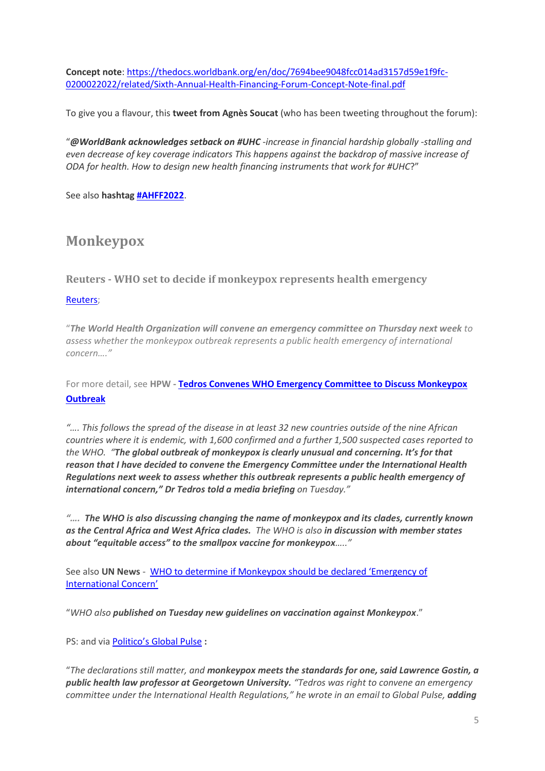**Concept note**: [https://thedocs.worldbank.org/en/doc/7694bee9048fcc014ad3157d59e1f9fc-0200022022/related/Sixth-Annual-Health-Financing-Forum-Concept-Note-final.pdf](https://thedocs.worldbank.org/en/doc/7694bee9048fcc014ad3157d59e1f9fc-0200022022/related/Sixth-Annual-Health-Financing-Forum-Concept-Note-final.pdf)

To give you a flavour, this **tweet from Agnès Soucat** (who has been tweeting throughout the forum):

"***@WorldBank acknowledges setback on #UHC*** *-increase in financial hardship globally -stalling and even decrease of key coverage indicators This happens against the backdrop of massive increase of ODA for health. How to design new health financing instruments that work for #UHC*?"

See also **hashtag** **[#AHFF2022](#AHFF2022)**.

## Monkeypox

### Reuters - WHO set to decide if monkeypox represents health emergency

[Reuters](Reuters);

"***The World Health Organization will convene an emergency committee on Thursday next week*** *to assess whether the monkeypox outbreak represents a public health emergency of international concern…."*

For more detail, see **HPW** - **[Tedros Convenes WHO Emergency Committee to Discuss Monkeypox Outbreak](Tedros Convenes WHO Emergency Committee to Discuss Monkeypox Outbreak)**

*"…. This follows the spread of the disease in at least 32 new countries outside of the nine African countries where it is endemic, with 1,600 confirmed and a further 1,500 suspected cases reported to the WHO. "**The global outbreak of monkeypox is clearly unusual and concerning. It's for that reason that I have decided to convene the Emergency Committee under the International Health Regulations next week to assess whether this outbreak represents a public health emergency of international concern," Dr Tedros told a media briefing** on Tuesday."*

*"…. **The WHO is also discussing changing the name of monkeypox and its clades, currently known as the Central Africa and West Africa clades.** The WHO is also **in discussion with member states about "equitable access" to the smallpox vaccine for monkeypox**….."*

See also **UN News** - [WHO to determine if Monkeypox should be declared 'Emergency of International Concern'](WHO to determine if Monkeypox should be declared 'Emergency of International Concern')

"*WHO also **published on Tuesday new guidelines on vaccination against Monkeypox**.*"

PS: and via [Politico's Global Pulse](Politico's Global Pulse) **:**

"*The declarations still matter, and **monkeypox meets the standards for one, said Lawrence Gostin, a public health law professor at Georgetown University.** "Tedros was right to convene an emergency committee under the International Health Regulations," he wrote in an email to Global Pulse, **adding***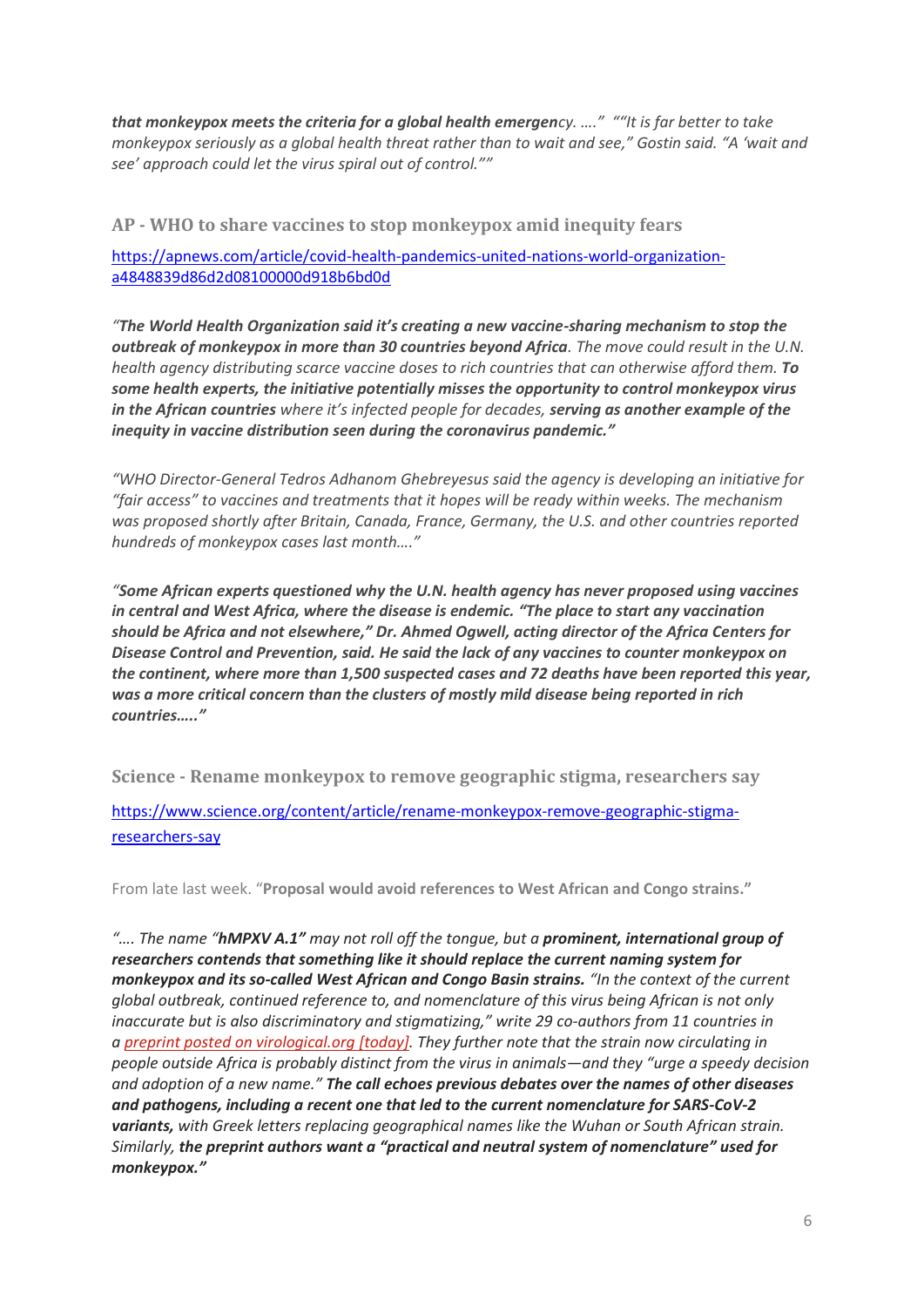*__that monkeypox meets the criteria for a global health emergen__cy. …."  ""It is far better to take monkeypox seriously as a global health threat rather than to wait and see," Gostin said. "A 'wait and see' approach could let the virus spiral out of control.""*

### AP - WHO to share vaccines to stop monkeypox amid inequity fears

https://apnews.com/article/covid-health-pandemics-united-nations-world-organization-a4848839d86d2d08100000d918b6bd0d

*"__The World Health Organization said it's creating a new vaccine-sharing mechanism to stop the outbreak of monkeypox in more than 30 countries beyond Africa__. The move could result in the U.N. health agency distributing scarce vaccine doses to rich countries that can otherwise afford them. __To some health experts, the initiative potentially misses the opportunity to control monkeypox virus in the African countries__ where it's infected people for decades, __serving as another example of the inequity in vaccine distribution seen during the coronavirus pandemic."__*

*"WHO Director-General Tedros Adhanom Ghebreyesus said the agency is developing an initiative for "fair access" to vaccines and treatments that it hopes will be ready within weeks. The mechanism was proposed shortly after Britain, Canada, France, Germany, the U.S. and other countries reported hundreds of monkeypox cases last month…."*

***"Some African experts questioned why the U.N. health agency has never proposed using vaccines in central and West Africa, where the disease is endemic. "The place to start any vaccination should be Africa and not elsewhere," Dr. Ahmed Ogwell, acting director of the Africa Centers for Disease Control and Prevention, said. He said the lack of any vaccines to counter monkeypox on the continent, where more than 1,500 suspected cases and 72 deaths have been reported this year, was a more critical concern than the clusters of mostly mild disease being reported in rich countries….."***

### Science - Rename monkeypox to remove geographic stigma, researchers say

https://www.science.org/content/article/rename-monkeypox-remove-geographic-stigma-researchers-say

From late last week. "**Proposal would avoid references to West African and Congo strains.**"

*"…. The name "__hMPXV A.1"__ may not roll off the tongue, but a __prominent, international group of researchers contends that something like it should replace the current naming system for monkeypox and its so-called West African and Congo Basin strains.__ "In the context of the current global outbreak, continued reference to, and nomenclature of this virus being African is not only inaccurate but is also discriminatory and stigmatizing," write 29 co-authors from 11 countries in a preprint posted on virological.org [today]. They further note that the strain now circulating in people outside Africa is probably distinct from the virus in animals—and they "urge a speedy decision and adoption of a new name." __The call echoes previous debates over the names of other diseases and pathogens, including a recent one that led to the current nomenclature for SARS-CoV-2 variants,__ with Greek letters replacing geographical names like the Wuhan or South African strain. Similarly, __the preprint authors want a "practical and neutral system of nomenclature" used for monkeypox."__*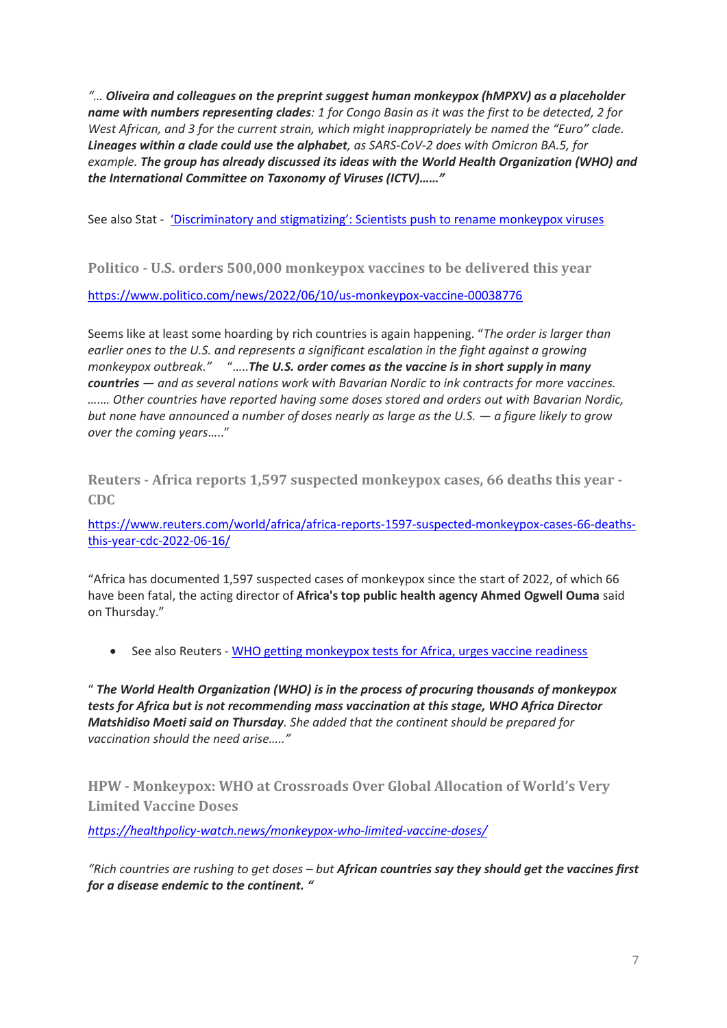*"… **Oliveira and colleagues on the preprint suggest human monkeypox (hMPXV) as a placeholder name with numbers representing clades**: 1 for Congo Basin as it was the first to be detected, 2 for West African, and 3 for the current strain, which might inappropriately be named the "Euro" clade. **Lineages within a clade could use the alphabet**, as SARS-CoV-2 does with Omicron BA.5, for example. **The group has already discussed its ideas with the World Health Organization (WHO) and the International Committee on Taxonomy of Viruses (ICTV)……"***

See also Stat - ['Discriminatory and stigmatizing': Scientists push to rename monkeypox viruses]()

### Politico - U.S. orders 500,000 monkeypox vaccines to be delivered this year

[https://www.politico.com/news/2022/06/10/us-monkeypox-vaccine-00038776](https://www.politico.com/news/2022/06/10/us-monkeypox-vaccine-00038776)

Seems like at least some hoarding by rich countries is again happening. "*The order is larger than earlier ones to the U.S. and represents a significant escalation in the fight against a growing monkeypox outbreak.*" "*…..**The U.S. order comes as the vaccine is in short supply in many countries** — and as several nations work with Bavarian Nordic to ink contracts for more vaccines. ……. Other countries have reported having some doses stored and orders out with Bavarian Nordic, but none have announced a number of doses nearly as large as the U.S. — a figure likely to grow over the coming years…..*"

### Reuters - Africa reports 1,597 suspected monkeypox cases, 66 deaths this year - CDC

[https://www.reuters.com/world/africa/africa-reports-1597-suspected-monkeypox-cases-66-deaths-this-year-cdc-2022-06-16/](https://www.reuters.com/world/africa/africa-reports-1597-suspected-monkeypox-cases-66-deaths-this-year-cdc-2022-06-16/)

"Africa has documented 1,597 suspected cases of monkeypox since the start of 2022, of which 66 have been fatal, the acting director of **Africa's top public health agency Ahmed Ogwell Ouma** said on Thursday."

- See also Reuters - [WHO getting monkeypox tests for Africa, urges vaccine readiness]()

" ***The World Health Organization (WHO) is in the process of procuring thousands of monkeypox tests for Africa but is not recommending mass vaccination at this stage, WHO Africa Director Matshidiso Moeti said on Thursday**. She added that the continent should be prepared for vaccination should the need arise….."*

### HPW - Monkeypox: WHO at Crossroads Over Global Allocation of World's Very Limited Vaccine Doses

*[https://healthpolicy-watch.news/monkeypox-who-limited-vaccine-doses/](https://healthpolicy-watch.news/monkeypox-who-limited-vaccine-doses/)*

*"Rich countries are rushing to get doses – but **African countries say they should get the vaccines first for a disease endemic to the continent. "***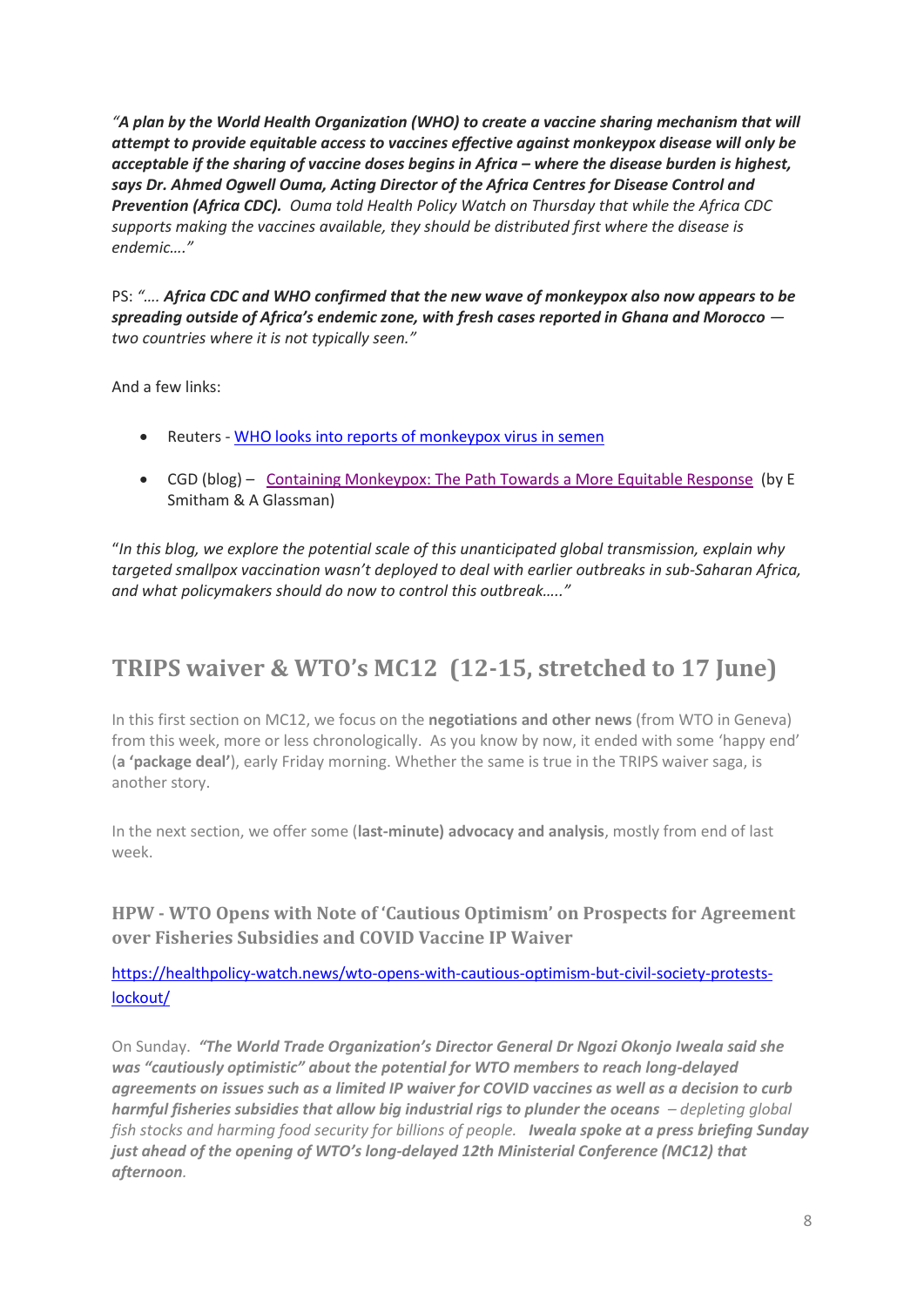*"A plan by the World Health Organization (WHO) to create a vaccine sharing mechanism that will attempt to provide equitable access to vaccines effective against monkeypox disease will only be acceptable if the sharing of vaccine doses begins in Africa – where the disease burden is highest, says Dr. Ahmed Ogwell Ouma, Acting Director of the Africa Centres for Disease Control and Prevention (Africa CDC).* *Ouma told Health Policy Watch on Thursday that while the Africa CDC supports making the vaccines available, they should be distributed first where the disease is endemic…."*

PS: *"…. **Africa CDC and WHO confirmed that the new wave of monkeypox also now appears to be spreading outside of Africa's endemic zone, with fresh cases reported in Ghana and Morocco** — two countries where it is not typically seen."*

And a few links:

- Reuters - [WHO looks into reports of monkeypox virus in semen]()
- CGD (blog) – [Containing Monkeypox: The Path Towards a More Equitable Response]() (by E Smitham & A Glassman)

"*In this blog, we explore the potential scale of this unanticipated global transmission, explain why targeted smallpox vaccination wasn't deployed to deal with earlier outbreaks in sub-Saharan Africa, and what policymakers should do now to control this outbreak….."*

## TRIPS waiver & WTO's MC12 (12-15, stretched to 17 June)

In this first section on MC12, we focus on the **negotiations and other news** (from WTO in Geneva) from this week, more or less chronologically. As you know by now, it ended with some 'happy end' (**a 'package deal'**), early Friday morning. Whether the same is true in the TRIPS waiver saga, is another story.

In the next section, we offer some (**last-minute) advocacy and analysis**, mostly from end of last week.

### HPW - WTO Opens with Note of 'Cautious Optimism' on Prospects for Agreement over Fisheries Subsidies and COVID Vaccine IP Waiver

https://healthpolicy-watch.news/wto-opens-with-cautious-optimism-but-civil-society-protests-lockout/

On Sunday. ***"The World Trade Organization's Director General Dr Ngozi Okonjo Iweala said she was "cautiously optimistic" about the potential for WTO members to reach long-delayed agreements on issues such as a limited IP waiver for COVID vaccines as well as a decision to curb harmful fisheries subsidies that allow big industrial rigs to plunder the oceans*** *– depleting global fish stocks and harming food security for billions of people.* ***Iweala spoke at a press briefing Sunday just ahead of the opening of WTO's long-delayed 12th Ministerial Conference (MC12) that afternoon****.*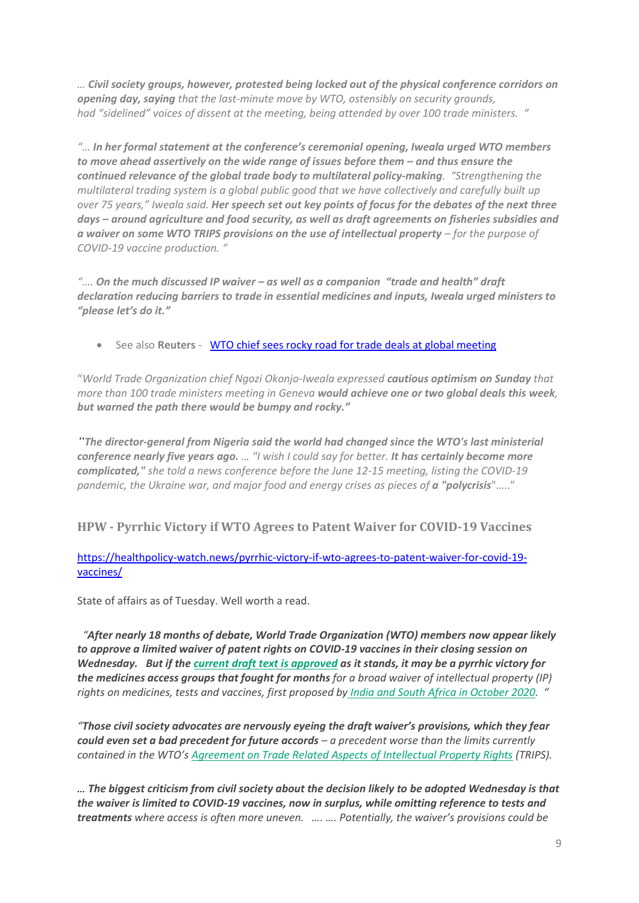… ***Civil society groups, however, protested being locked out of the physical conference corridors on opening day, saying** that the last-minute move by WTO, ostensibly on security grounds, had "sidelined" voices of dissent at the meeting, being attended by over 100 trade ministers. "*

*"… **In her formal statement at the conference's ceremonial opening, Iweala urged WTO members to move ahead assertively on the wide range of issues before them – and thus ensure the continued relevance of the global trade body to multilateral policy-making**. "Strengthening the multilateral trading system is a global public good that we have collectively and carefully built up over 75 years," Iweala said. **Her speech set out key points of focus for the debates of the next three days – around agriculture and food security, as well as draft agreements on fisheries subsidies and a waiver on some WTO TRIPS provisions on the use of intellectual property** – for the purpose of COVID-19 vaccine production. "*

*"…. **On the much discussed IP waiver – as well as a companion "trade and health" draft declaration reducing barriers to trade in essential medicines and inputs, Iweala urged ministers to "please let's do it."***

- See also **Reuters** - [WTO chief sees rocky road for trade deals at global meeting]()

"*World Trade Organization chief Ngozi Okonjo-Iweala expressed **cautious optimism on Sunday** that more than 100 trade ministers meeting in Geneva **would achieve one or two global deals this week**, **but warned the path there would be bumpy and rocky."***

"***The director-general from Nigeria said the world had changed since the WTO's last ministerial conference nearly five years ago.** … "I wish I could say for better. **It has certainly become more complicated,"** she told a news conference before the June 12-15 meeting, listing the COVID-19 pandemic, the Ukraine war, and major food and energy crises as pieces of **a "polycrisis**"….."*

### HPW - Pyrrhic Victory if WTO Agrees to Patent Waiver for COVID-19 Vaccines

https://healthpolicy-watch.news/pyrrhic-victory-if-wto-agrees-to-patent-waiver-for-covid-19-vaccines/

State of affairs as of Tuesday. Well worth a read.

*"**After nearly 18 months of debate, World Trade Organization (WTO) members now appear likely to approve a limited waiver of patent rights on COVID-19 vaccines in their closing session on Wednesday. But if the [current draft text is approved]() as it stands, it may be a pyrrhic victory for the medicines access groups that fought for months** for a broad waiver of intellectual property (IP) rights on medicines, tests and vaccines, first proposed by [India and South Africa in October 2020](). "*

*"**Those civil society advocates are nervously eyeing the draft waiver's provisions, which they fear could even set a bad precedent for future accords** – a precedent worse than the limits currently contained in the WTO's [Agreement on Trade Related Aspects of Intellectual Property Rights]() (TRIPS).*

*… **The biggest criticism from civil society about the decision likely to be adopted Wednesday is that the waiver is limited to COVID-19 vaccines, now in surplus, while omitting reference to tests and treatments** where access is often more uneven. …. …. Potentially, the waiver's provisions could be*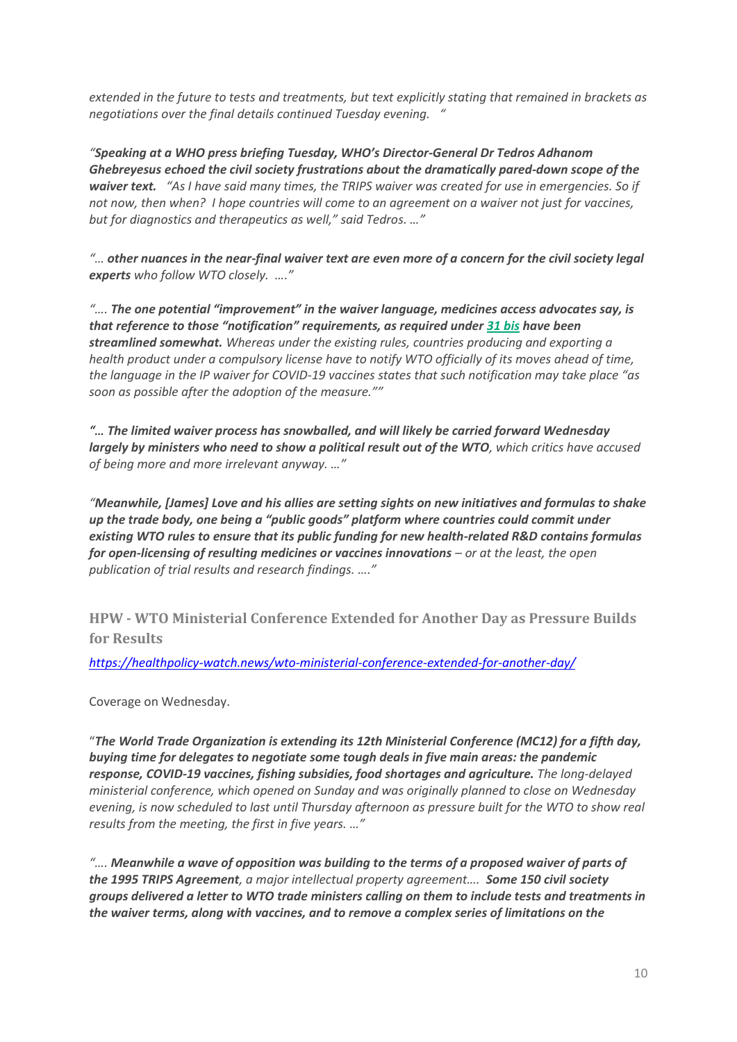*extended in the future to tests and treatments, but text explicitly stating that remained in brackets as negotiations over the final details continued Tuesday evening. "*

*"**Speaking at a WHO press briefing Tuesday, WHO's Director-General Dr Tedros Adhanom Ghebreyesus echoed the civil society frustrations about the dramatically pared-down scope of the waiver text.** "As I have said many times, the TRIPS waiver was created for use in emergencies. So if not now, then when? I hope countries will come to an agreement on a waiver not just for vaccines, but for diagnostics and therapeutics as well," said Tedros. …"*

*"… **other nuances in the near-final waiver text are even more of a concern for the civil society legal experts** who follow WTO closely. …."*

*"…. **The one potential "improvement" in the waiver language, medicines access advocates say, is that reference to those "notification" requirements, as required under [31 bis] have been streamlined somewhat.** Whereas under the existing rules, countries producing and exporting a health product under a compulsory license have to notify WTO officially of its moves ahead of time, the language in the IP waiver for COVID-19 vaccines states that such notification may take place "as soon as possible after the adoption of the measure.""*

*"… **The limited waiver process has snowballed, and will likely be carried forward Wednesday largely by ministers who need to show a political result out of the WTO**, which critics have accused of being more and more irrelevant anyway. …"*

*"**Meanwhile, [James] Love and his allies are setting sights on new initiatives and formulas to shake up the trade body, one being a "public goods" platform where countries could commit under existing WTO rules to ensure that its public funding for new health-related R&D contains formulas for open-licensing of resulting medicines or vaccines innovations** – or at the least, the open publication of trial results and research findings. …."*

### HPW - WTO Ministerial Conference Extended for Another Day as Pressure Builds for Results

*https://healthpolicy-watch.news/wto-ministerial-conference-extended-for-another-day/*

Coverage on Wednesday.

"***The World Trade Organization is extending its 12th Ministerial Conference (MC12) for a fifth day, buying time for delegates to negotiate some tough deals in five main areas: the pandemic response, COVID-19 vaccines, fishing subsidies, food shortages and agriculture.** The long-delayed ministerial conference, which opened on Sunday and was originally planned to close on Wednesday evening, is now scheduled to last until Thursday afternoon as pressure built for the WTO to show real results from the meeting, the first in five years. …"*

*"…. **Meanwhile a wave of opposition was building to the terms of a proposed waiver of parts of the 1995 TRIPS Agreement**, a major intellectual property agreement…. **Some 150 civil society groups delivered a letter to WTO trade ministers calling on them to include tests and treatments in the waiver terms, along with vaccines, and to remove a complex series of limitations on the***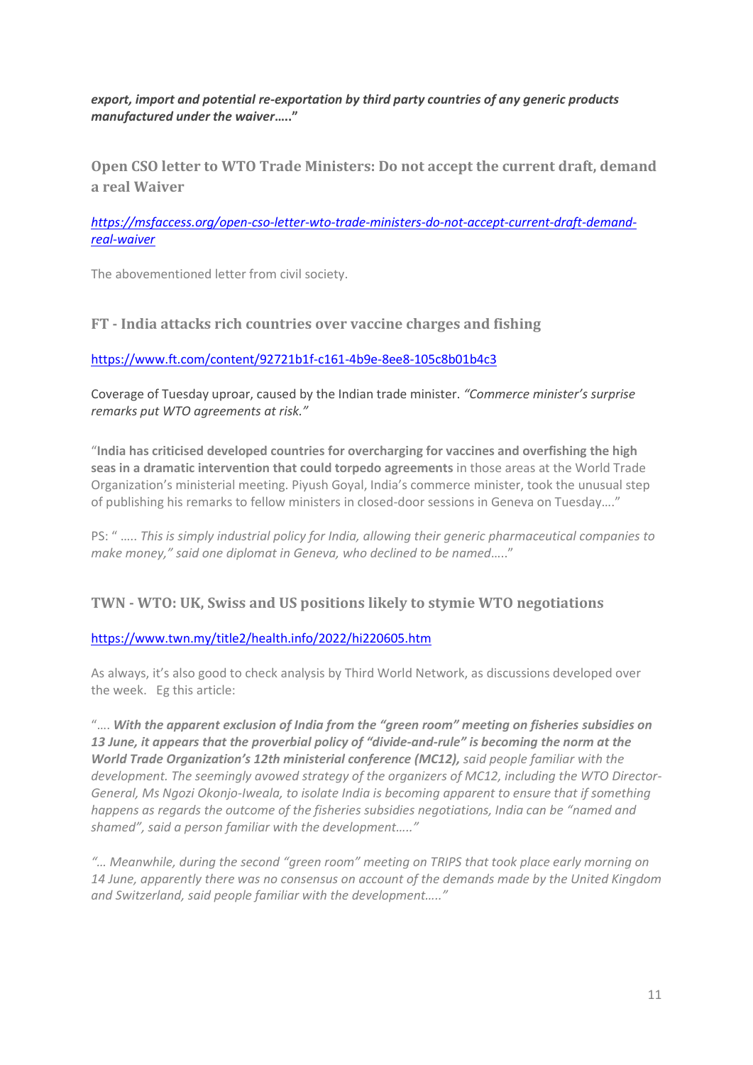***export, import and potential re-exportation by third party countries of any generic products manufactured under the waiver….."***

### Open CSO letter to WTO Trade Ministers: Do not accept the current draft, demand a real Waiver

*https://msfaccess.org/open-cso-letter-wto-trade-ministers-do-not-accept-current-draft-demand-real-waiver*

The abovementioned letter from civil society.

### FT - India attacks rich countries over vaccine charges and fishing

https://www.ft.com/content/92721b1f-c161-4b9e-8ee8-105c8b01b4c3

Coverage of Tuesday uproar, caused by the Indian trade minister. *"Commerce minister's surprise remarks put WTO agreements at risk."*

"**India has criticised developed countries for overcharging for vaccines and overfishing the high seas in a dramatic intervention that could torpedo agreements** in those areas at the World Trade Organization's ministerial meeting. Piyush Goyal, India's commerce minister, took the unusual step of publishing his remarks to fellow ministers in closed-door sessions in Geneva on Tuesday…."

PS: " *….. This is simply industrial policy for India, allowing their generic pharmaceutical companies to make money," said one diplomat in Geneva, who declined to be named…..*"

### TWN - WTO: UK, Swiss and US positions likely to stymie WTO negotiations

https://www.twn.my/title2/health.info/2022/hi220605.htm

As always, it's also good to check analysis by Third World Network, as discussions developed over the week. Eg this article:

"…. ***With the apparent exclusion of India from the "green room" meeting on fisheries subsidies on 13 June, it appears that the proverbial policy of "divide-and-rule" is becoming the norm at the World Trade Organization's 12th ministerial conference (MC12),*** *said people familiar with the development. The seemingly avowed strategy of the organizers of MC12, including the WTO Director-General, Ms Ngozi Okonjo-Iweala, to isolate India is becoming apparent to ensure that if something happens as regards the outcome of the fisheries subsidies negotiations, India can be "named and shamed", said a person familiar with the development….."*

*"… Meanwhile, during the second "green room" meeting on TRIPS that took place early morning on 14 June, apparently there was no consensus on account of the demands made by the United Kingdom and Switzerland, said people familiar with the development….."*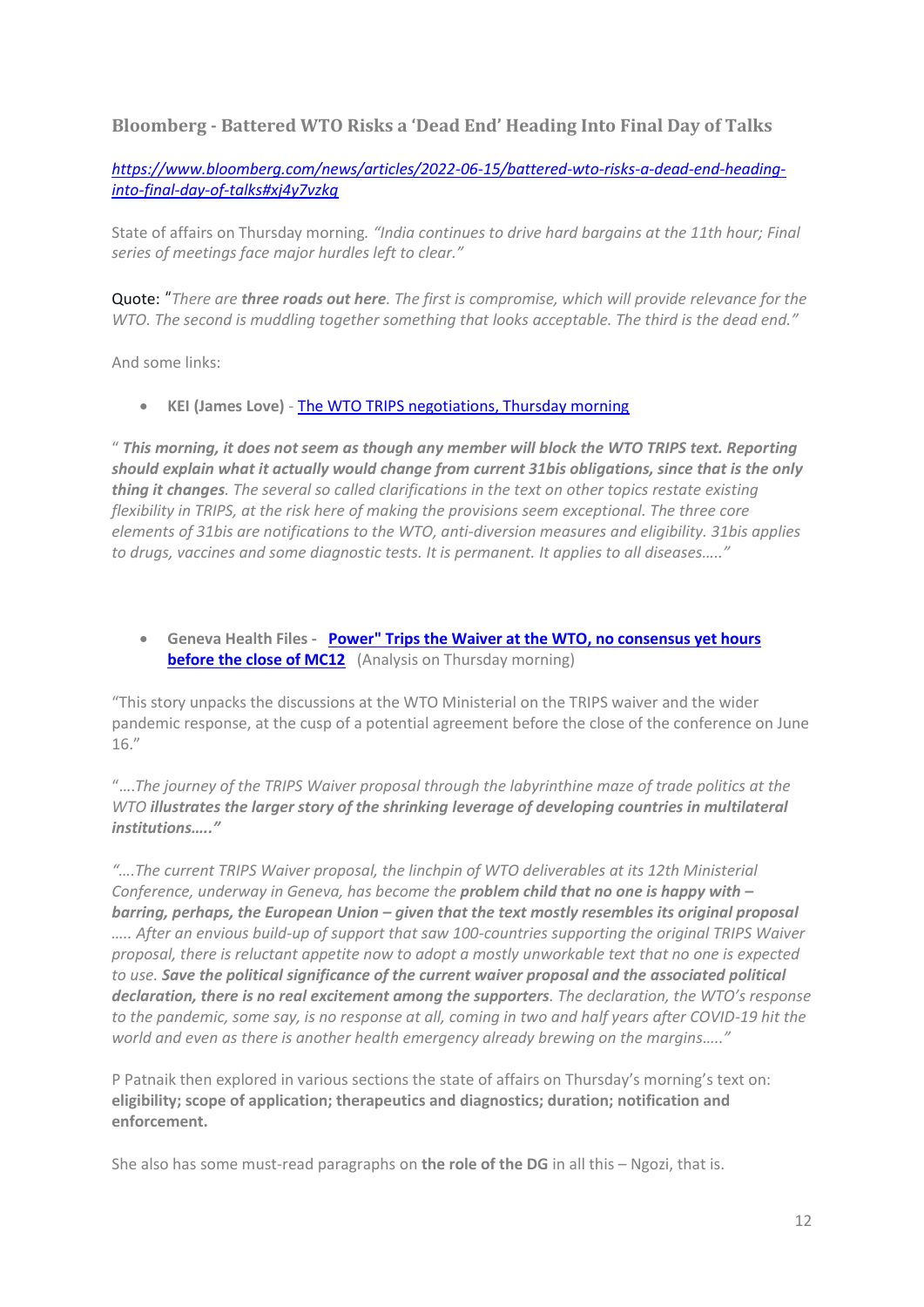### Bloomberg - Battered WTO Risks a 'Dead End' Heading Into Final Day of Talks

*[https://www.bloomberg.com/news/articles/2022-06-15/battered-wto-risks-a-dead-end-heading-into-final-day-of-talks#xj4y7vzkg](https://www.bloomberg.com/news/articles/2022-06-15/battered-wto-risks-a-dead-end-heading-into-final-day-of-talks#xj4y7vzkg)*

State of affairs on Thursday morning. *"India continues to drive hard bargains at the 11th hour; Final series of meetings face major hurdles left to clear."*

Quote: "*There are **three roads out here**. The first is compromise, which will provide relevance for the WTO. The second is muddling together something that looks acceptable. The third is the dead end."*

And some links:

- **KEI (James Love)** - The WTO TRIPS negotiations, Thursday morning

" ***This morning, it does not seem as though any member will block the WTO TRIPS text. Reporting should explain what it actually would change from current 31bis obligations, since that is the only thing it changes**. The several so called clarifications in the text on other topics restate existing flexibility in TRIPS, at the risk here of making the provisions seem exceptional. The three core elements of 31bis are notifications to the WTO, anti-diversion measures and eligibility. 31bis applies to drugs, vaccines and some diagnostic tests. It is permanent. It applies to all diseases….."*

- **Geneva Health Files** - **Power" Trips the Waiver at the WTO, no consensus yet hours before the close of MC12** (Analysis on Thursday morning)

"This story unpacks the discussions at the WTO Ministerial on the TRIPS waiver and the wider pandemic response, at the cusp of a potential agreement before the close of the conference on June 16."

"*….The journey of the TRIPS Waiver proposal through the labyrinthine maze of trade politics at the WTO **illustrates the larger story of the shrinking leverage of developing countries in multilateral institutions….."***

*"….The current TRIPS Waiver proposal, the linchpin of WTO deliverables at its 12th Ministerial Conference, underway in Geneva, has become the **problem child that no one is happy with – barring, perhaps, the European Union – given that the text mostly resembles its original proposal** ….. After an envious build-up of support that saw 100-countries supporting the original TRIPS Waiver proposal, there is reluctant appetite now to adopt a mostly unworkable text that no one is expected to use. **Save the political significance of the current waiver proposal and the associated political declaration, there is no real excitement among the supporters**. The declaration, the WTO's response to the pandemic, some say, is no response at all, coming in two and half years after COVID-19 hit the world and even as there is another health emergency already brewing on the margins….."*

P Patnaik then explored in various sections the state of affairs on Thursday's morning's text on: **eligibility; scope of application; therapeutics and diagnostics; duration; notification and enforcement.**

She also has some must-read paragraphs on **the role of the DG** in all this – Ngozi, that is.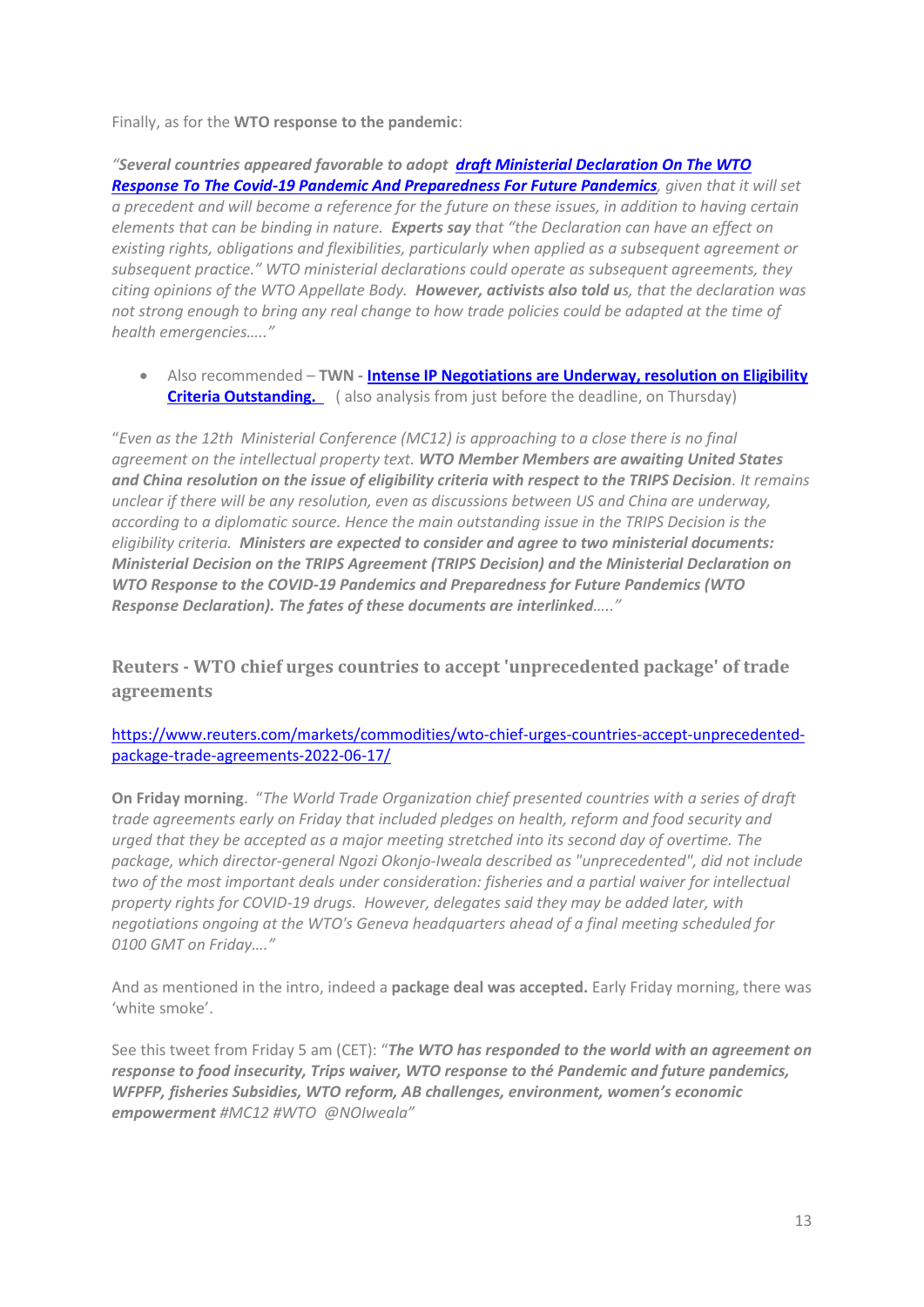Finally, as for the **WTO response to the pandemic**:

*"**Several countries appeared favorable to adopt [draft Ministerial Declaration On The WTO Response To The Covid-19 Pandemic And Preparedness For Future Pandemics](#)**, given that it will set a precedent and will become a reference for the future on these issues, in addition to having certain elements that can be binding in nature. **Experts say** that "the Declaration can have an effect on existing rights, obligations and flexibilities, particularly when applied as a subsequent agreement or subsequent practice." WTO ministerial declarations could operate as subsequent agreements, they citing opinions of the WTO Appellate Body. **However, activists also told u**s, that the declaration was not strong enough to bring any real change to how trade policies could be adapted at the time of health emergencies….."*

- Also recommended – **TWN - [Intense IP Negotiations are Underway, resolution on Eligibility Criteria Outstanding.](#)** ( also analysis from just before the deadline, on Thursday)

"*Even as the 12th Ministerial Conference (MC12) is approaching to a close there is no final agreement on the intellectual property text. **WTO Member Members are awaiting United States and China resolution on the issue of eligibility criteria with respect to the TRIPS Decision**. It remains unclear if there will be any resolution, even as discussions between US and China are underway, according to a diplomatic source. Hence the main outstanding issue in the TRIPS Decision is the eligibility criteria. **Ministers are expected to consider and agree to two ministerial documents: Ministerial Decision on the TRIPS Agreement (TRIPS Decision) and the Ministerial Declaration on WTO Response to the COVID-19 Pandemics and Preparedness for Future Pandemics (WTO Response Declaration). The fates of these documents are interlinked**….."*

### Reuters - WTO chief urges countries to accept 'unprecedented package' of trade agreements

https://www.reuters.com/markets/commodities/wto-chief-urges-countries-accept-unprecedented-package-trade-agreements-2022-06-17/

**On Friday morning**. "*The World Trade Organization chief presented countries with a series of draft trade agreements early on Friday that included pledges on health, reform and food security and urged that they be accepted as a major meeting stretched into its second day of overtime. The package, which director-general Ngozi Okonjo-Iweala described as "unprecedented", did not include two of the most important deals under consideration: fisheries and a partial waiver for intellectual property rights for COVID-19 drugs. However, delegates said they may be added later, with negotiations ongoing at the WTO's Geneva headquarters ahead of a final meeting scheduled for 0100 GMT on Friday…."*

And as mentioned in the intro, indeed a **package deal was accepted.** Early Friday morning, there was 'white smoke'.

See this tweet from Friday 5 am (CET): "***The WTO has responded to the world with an agreement on response to food insecurity, Trips waiver, WTO response to thé Pandemic and future pandemics, WFPFP, fisheries Subsidies, WTO reform, AB challenges, environment, women's economic empowerment** #MC12 #WTO @NOIweala"*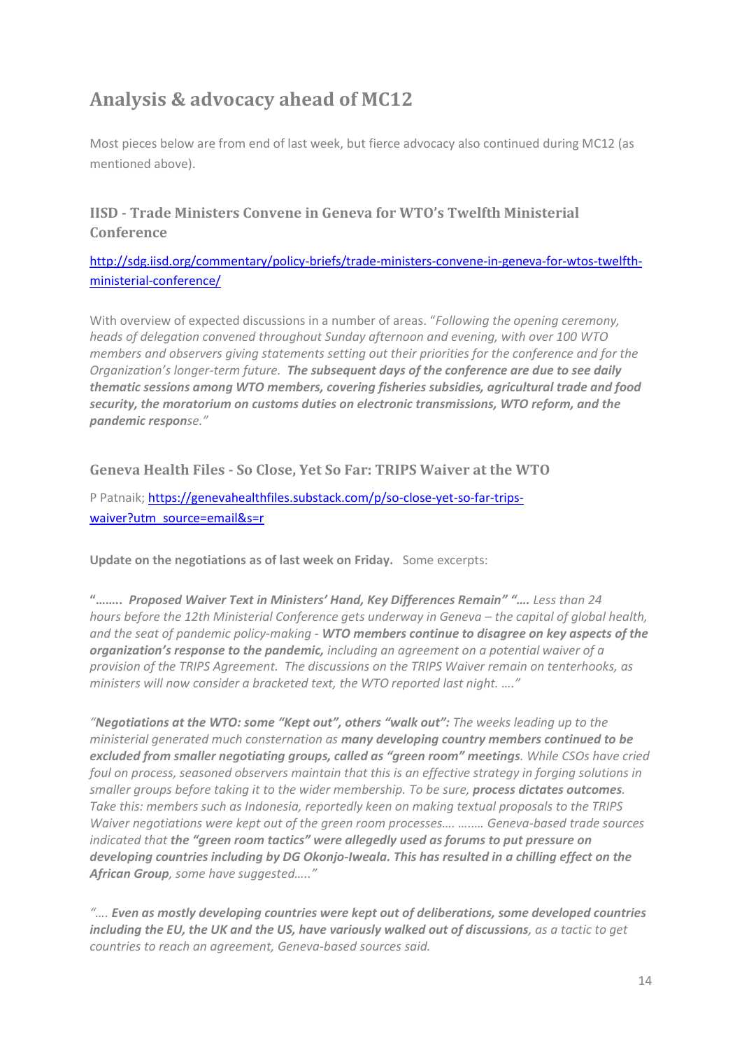## Analysis & advocacy ahead of MC12

Most pieces below are from end of last week, but fierce advocacy also continued during MC12 (as mentioned above).

### IISD - Trade Ministers Convene in Geneva for WTO's Twelfth Ministerial Conference

[http://sdg.iisd.org/commentary/policy-briefs/trade-ministers-convene-in-geneva-for-wtos-twelfth-ministerial-conference/](http://sdg.iisd.org/commentary/policy-briefs/trade-ministers-convene-in-geneva-for-wtos-twelfth-ministerial-conference/)

With overview of expected discussions in a number of areas. "*Following the opening ceremony, heads of delegation convened throughout Sunday afternoon and evening, with over 100 WTO members and observers giving statements setting out their priorities for the conference and for the Organization's longer-term future.* ***The subsequent days of the conference are due to see daily thematic sessions among WTO members, covering fisheries subsidies, agricultural trade and food security, the moratorium on customs duties on electronic transmissions, WTO reform, and the pandemic respon****se."*

### Geneva Health Files - So Close, Yet So Far: TRIPS Waiver at the WTO

P Patnaik; [https://genevahealthfiles.substack.com/p/so-close-yet-so-far-trips-waiver?utm_source=email&s=r](https://genevahealthfiles.substack.com/p/so-close-yet-so-far-trips-waiver?utm_source=email&s=r)

**Update on the negotiations as of last week on Friday.** Some excerpts:

**"……..** ***Proposed Waiver Text in Ministers' Hand, Key Differences Remain" "….*** *Less than 24 hours before the 12th Ministerial Conference gets underway in Geneva – the capital of global health, and the seat of pandemic policy-making -* ***WTO members continue to disagree on key aspects of the organization's response to the pandemic,*** *including an agreement on a potential waiver of a provision of the TRIPS Agreement. The discussions on the TRIPS Waiver remain on tenterhooks, as ministers will now consider a bracketed text, the WTO reported last night. …."*

*"****Negotiations at the WTO: some "Kept out", others "walk out":*** *The weeks leading up to the ministerial generated much consternation as* ***many developing country members continued to be excluded from smaller negotiating groups, called as "green room" meetings****. While CSOs have cried foul on process, seasoned observers maintain that this is an effective strategy in forging solutions in smaller groups before taking it to the wider membership. To be sure,* ***process dictates outcomes****. Take this: members such as Indonesia, reportedly keen on making textual proposals to the TRIPS Waiver negotiations were kept out of the green room processes…. …….. Geneva-based trade sources indicated that* ***the "green room tactics" were allegedly used as forums to put pressure on developing countries including by DG Okonjo-Iweala. This has resulted in a chilling effect on the African Group****, some have suggested….."*

*"….* ***Even as mostly developing countries were kept out of deliberations, some developed countries including the EU, the UK and the US, have variously walked out of discussions****, as a tactic to get countries to reach an agreement, Geneva-based sources said.*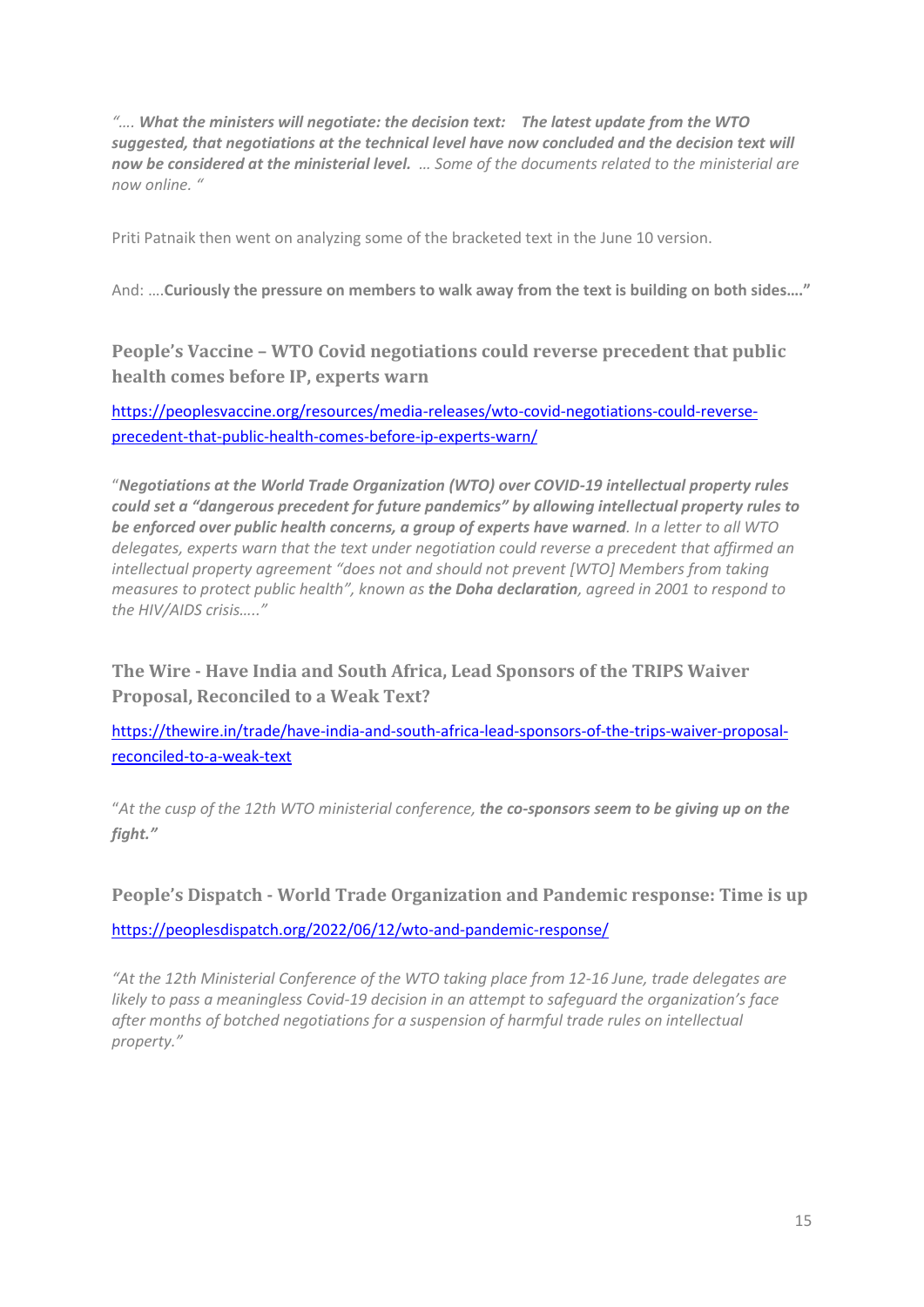*"…. **What the ministers will negotiate: the decision text: The latest update from the WTO suggested, that negotiations at the technical level have now concluded and the decision text will now be considered at the ministerial level.** … Some of the documents related to the ministerial are now online. "*

Priti Patnaik then went on analyzing some of the bracketed text in the June 10 version.

And: ….**Curiously the pressure on members to walk away from the text is building on both sides…."**

### People's Vaccine – WTO Covid negotiations could reverse precedent that public health comes before IP, experts warn

https://peoplesvaccine.org/resources/media-releases/wto-covid-negotiations-could-reverse-precedent-that-public-health-comes-before-ip-experts-warn/

"***Negotiations at the World Trade Organization (WTO) over COVID-19 intellectual property rules could set a "dangerous precedent for future pandemics" by allowing intellectual property rules to be enforced over public health concerns, a group of experts have warned****. In a letter to all WTO delegates, experts warn that the text under negotiation could reverse a precedent that affirmed an intellectual property agreement "does not and should not prevent [WTO] Members from taking measures to protect public health", known as* ***the Doha declaration****, agreed in 2001 to respond to the HIV/AIDS crisis….."*

### The Wire - Have India and South Africa, Lead Sponsors of the TRIPS Waiver Proposal, Reconciled to a Weak Text?

https://thewire.in/trade/have-india-and-south-africa-lead-sponsors-of-the-trips-waiver-proposal-reconciled-to-a-weak-text

"*At the cusp of the 12th WTO ministerial conference,* ***the co-sponsors seem to be giving up on the fight."***

### People's Dispatch - World Trade Organization and Pandemic response: Time is up

https://peoplesdispatch.org/2022/06/12/wto-and-pandemic-response/

*"At the 12th Ministerial Conference of the WTO taking place from 12-16 June, trade delegates are likely to pass a meaningless Covid-19 decision in an attempt to safeguard the organization's face after months of botched negotiations for a suspension of harmful trade rules on intellectual property."*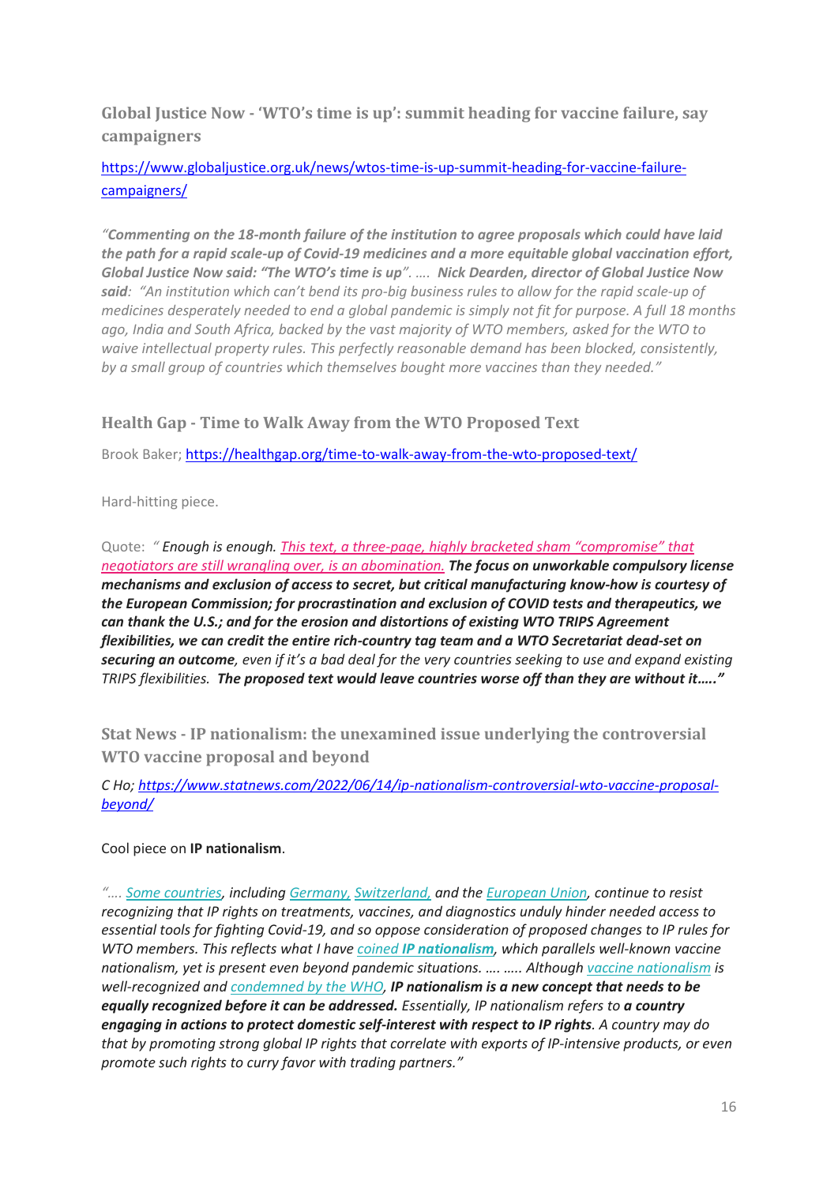### Global Justice Now - 'WTO's time is up': summit heading for vaccine failure, say campaigners

https://www.globaljustice.org.uk/news/wtos-time-is-up-summit-heading-for-vaccine-failure-campaigners/

*"**Commenting on the 18-month failure of the institution to agree proposals which could have laid the path for a rapid scale-up of Covid-19 medicines and a more equitable global vaccination effort, Global Justice Now said: "The WTO's time is up"**. …. **Nick Dearden, director of Global Justice Now said**: "An institution which can't bend its pro-big business rules to allow for the rapid scale-up of medicines desperately needed to end a global pandemic is simply not fit for purpose. A full 18 months ago, India and South Africa, backed by the vast majority of WTO members, asked for the WTO to waive intellectual property rules. This perfectly reasonable demand has been blocked, consistently, by a small group of countries which themselves bought more vaccines than they needed."*

### Health Gap - Time to Walk Away from the WTO Proposed Text

Brook Baker; https://healthgap.org/time-to-walk-away-from-the-wto-proposed-text/

Hard-hitting piece.

Quote: *" Enough is enough. This text, a three-page, highly bracketed sham "compromise" that negotiators are still wrangling over, is an abomination. **The focus on unworkable compulsory license mechanisms and exclusion of access to secret, but critical manufacturing know-how is courtesy of the European Commission; for procrastination and exclusion of COVID tests and therapeutics, we can thank the U.S.; and for the erosion and distortions of existing WTO TRIPS Agreement flexibilities, we can credit the entire rich-country tag team and a WTO Secretariat dead-set on securing an outcome**, even if it's a bad deal for the very countries seeking to use and expand existing TRIPS flexibilities. **The proposed text would leave countries worse off than they are without it….."***

### Stat News - IP nationalism: the unexamined issue underlying the controversial WTO vaccine proposal and beyond

*C Ho; https://www.statnews.com/2022/06/14/ip-nationalism-controversial-wto-vaccine-proposal-beyond/*

Cool piece on **IP nationalism**.

*"…. Some countries, including Germany, Switzerland, and the European Union, continue to resist recognizing that IP rights on treatments, vaccines, and diagnostics unduly hinder needed access to essential tools for fighting Covid-19, and so oppose consideration of proposed changes to IP rules for WTO members. This reflects what I have coined **IP nationalism**, which parallels well-known vaccine nationalism, yet is present even beyond pandemic situations. …. ….. Although vaccine nationalism is well-recognized and condemned by the WHO, **IP nationalism is a new concept that needs to be equally recognized before it can be addressed.** Essentially, IP nationalism refers to **a country engaging in actions to protect domestic self-interest with respect to IP rights**. A country may do that by promoting strong global IP rights that correlate with exports of IP-intensive products, or even promote such rights to curry favor with trading partners."*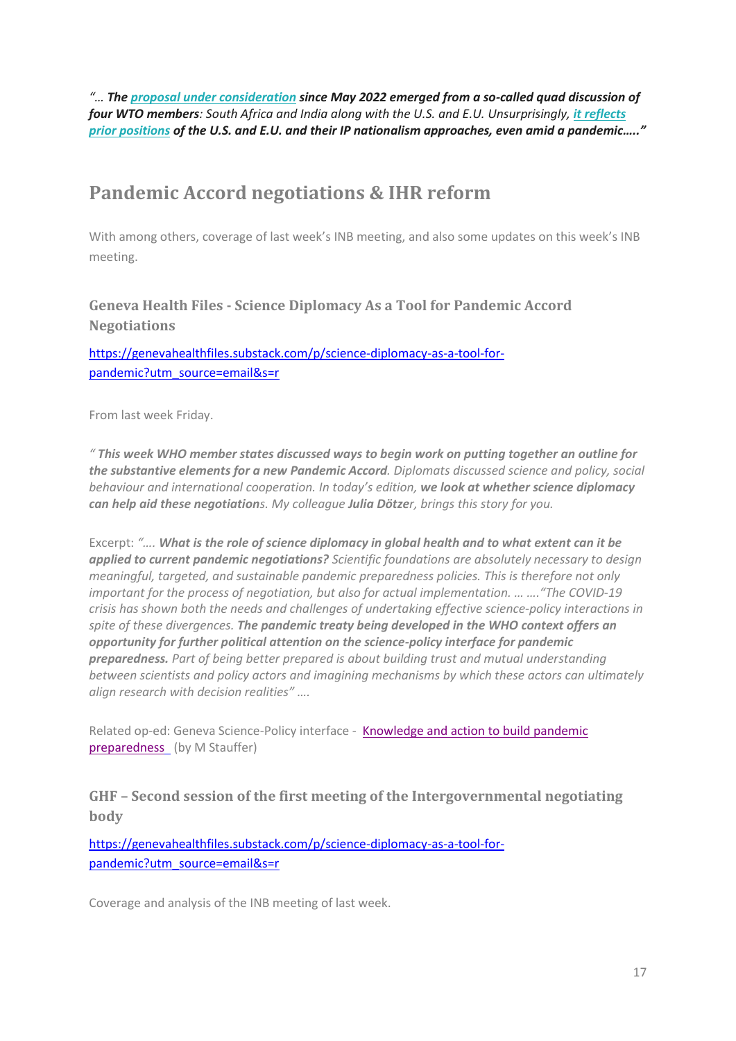*"… The **proposal under consideration** since May 2022 emerged from a so-called quad discussion of four WTO members: South Africa and India along with the U.S. and E.U. Unsurprisingly, **it reflects prior positions** of the U.S. and E.U. and their IP nationalism approaches, even amid a pandemic….."*

## Pandemic Accord negotiations & IHR reform

With among others, coverage of last week's INB meeting, and also some updates on this week's INB meeting.

### Geneva Health Files - Science Diplomacy As a Tool for Pandemic Accord Negotiations

https://genevahealthfiles.substack.com/p/science-diplomacy-as-a-tool-for-pandemic?utm_source=email&s=r

From last week Friday.

*" **This week WHO member states discussed ways to begin work on putting together an outline for the substantive elements for a new Pandemic Accord**. Diplomats discussed science and policy, social behaviour and international cooperation. In today's edition, **we look at whether science diplomacy can help aid these negotiation**s. My colleague **Julia Dötze**r, brings this story for you.*

Excerpt: *"…. **What is the role of science diplomacy in global health and to what extent can it be applied to current pandemic negotiations?** Scientific foundations are absolutely necessary to design meaningful, targeted, and sustainable pandemic preparedness policies. This is therefore not only important for the process of negotiation, but also for actual implementation. … …."The COVID-19 crisis has shown both the needs and challenges of undertaking effective science-policy interactions in spite of these divergences. **The pandemic treaty being developed in the WHO context offers an opportunity for further political attention on the science-policy interface for pandemic preparedness.** Part of being better prepared is about building trust and mutual understanding between scientists and policy actors and imagining mechanisms by which these actors can ultimately align research with decision realities" ….*

Related op-ed: Geneva Science-Policy interface - Knowledge and action to build pandemic preparedness (by M Stauffer)

### GHF – Second session of the first meeting of the Intergovernmental negotiating body

https://genevahealthfiles.substack.com/p/science-diplomacy-as-a-tool-for-pandemic?utm_source=email&s=r

Coverage and analysis of the INB meeting of last week.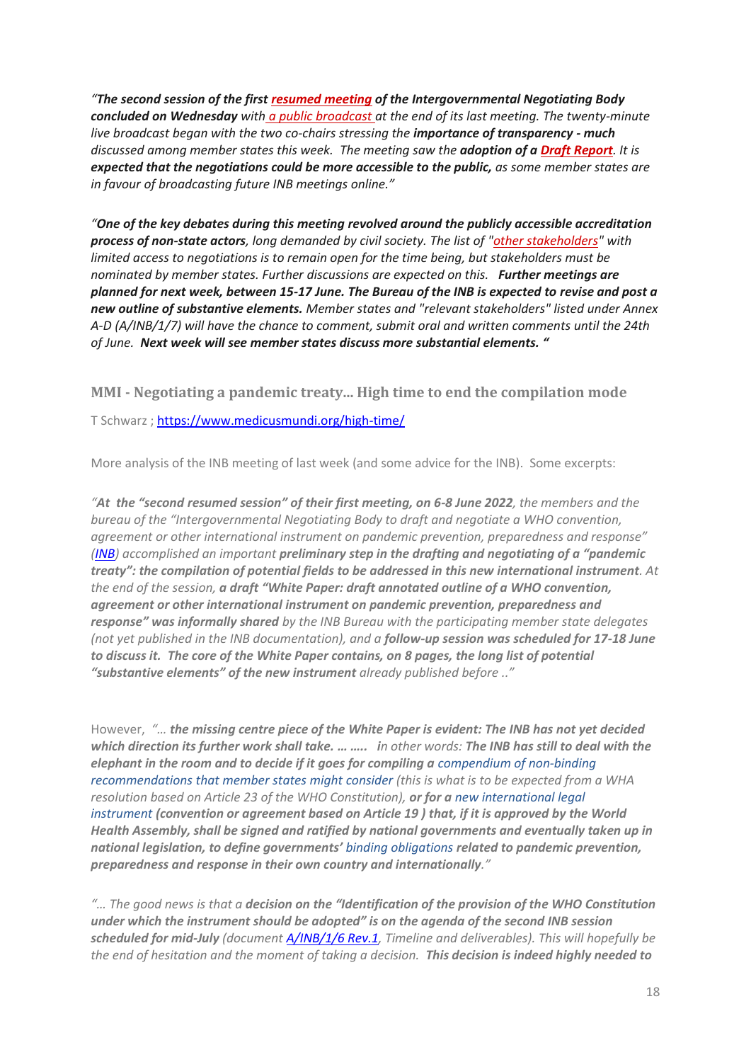*"The second session of the first **resumed meeting** of the Intergovernmental Negotiating Body* ***concluded on Wednesday*** *with a public broadcast at the end of its last meeting. The twenty-minute live broadcast began with the two co-chairs stressing the **importance of transparency - much** discussed among member states this week. The meeting saw the **adoption of a Draft Report**. It is **expected that the negotiations could be more accessible to the public,** as some member states are in favour of broadcasting future INB meetings online."*

*"**One of the key debates during this meeting revolved around the publicly accessible accreditation process of non-state actors**, long demanded by civil society. The list of "other stakeholders" with limited access to negotiations is to remain open for the time being, but stakeholders must be nominated by member states. Further discussions are expected on this. **Further meetings are planned for next week, between 15-17 June. The Bureau of the INB is expected to revise and post a new outline of substantive elements.** Member states and "relevant stakeholders" listed under Annex A-D (A/INB/1/7) will have the chance to comment, submit oral and written comments until the 24th of June. **Next week will see member states discuss more substantial elements.** "*

### MMI - Negotiating a pandemic treaty… High time to end the compilation mode

T Schwarz ; https://www.medicusmundi.org/high-time/

More analysis of the INB meeting of last week (and some advice for the INB). Some excerpts:

*"**At the "second resumed session" of their first meeting, on 6-8 June 2022**, the members and the bureau of the "Intergovernmental Negotiating Body to draft and negotiate a WHO convention, agreement or other international instrument on pandemic prevention, preparedness and response" (INB) accomplished an important **preliminary step in the drafting and negotiating of a "pandemic treaty": the compilation of potential fields to be addressed in this new international instrument**. At the end of the session, **a draft "White Paper: draft annotated outline of a WHO convention, agreement or other international instrument on pandemic prevention, preparedness and response" was informally shared** by the INB Bureau with the participating member state delegates (not yet published in the INB documentation), and a **follow-up session was scheduled for 17-18 June to discuss it. The core of the White Paper contains, on 8 pages, the long list of potential "substantive elements" of the new instrument** already published before .."*

However, *"… **the missing centre piece of the White Paper is evident: The INB has not yet decided which direction its further work shall take. … ….. in other words: The INB has still to deal with the elephant in the room and to decide if it goes for compiling a** compendium of non-binding recommendations that member states might consider (this is what is to be expected from a WHA resolution based on Article 23 of the WHO Constitution), **or for a** new international legal instrument **(convention or agreement based on Article 19 ) that, if it is approved by the World Health Assembly, shall be signed and ratified by national governments and eventually taken up in national legislation, to define governments'** binding obligations **related to pandemic prevention, preparedness and response in their own country and internationally**."*

*"… The good news is that a **decision on the "Identification of the provision of the WHO Constitution under which the instrument should be adopted" is on the agenda of the second INB session scheduled for mid-July** (document A/INB/1/6 Rev.1, Timeline and deliverables). This will hopefully be the end of hesitation and the moment of taking a decision. **This decision is indeed highly needed to***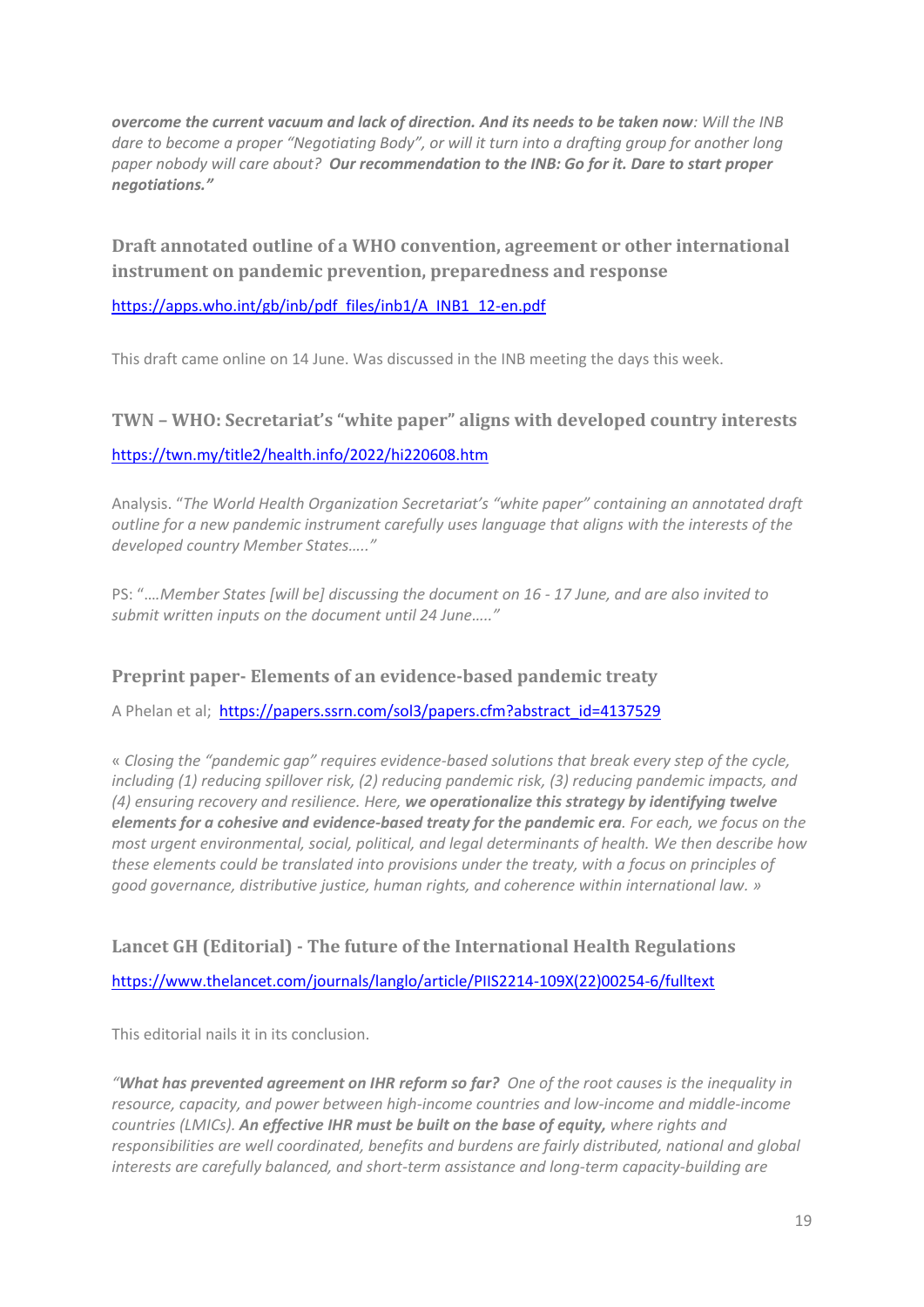***overcome the current vacuum and lack of direction. And its needs to be taken now**: Will the INB dare to become a proper "Negotiating Body", or will it turn into a drafting group for another long paper nobody will care about? **Our recommendation to the INB: Go for it. Dare to start proper negotiations."***

### Draft annotated outline of a WHO convention, agreement or other international instrument on pandemic prevention, preparedness and response

https://apps.who.int/gb/inb/pdf_files/inb1/A_INB1_12-en.pdf

This draft came online on 14 June. Was discussed in the INB meeting the days this week.

### TWN – WHO: Secretariat's "white paper" aligns with developed country interests

https://twn.my/title2/health.info/2022/hi220608.htm

Analysis. "*The World Health Organization Secretariat's "white paper" containing an annotated draft outline for a new pandemic instrument carefully uses language that aligns with the interests of the developed country Member States….."*

PS: "*….Member States [will be] discussing the document on 16 - 17 June, and are also invited to submit written inputs on the document until 24 June….."*

### Preprint paper- Elements of an evidence-based pandemic treaty

A Phelan et al; https://papers.ssrn.com/sol3/papers.cfm?abstract_id=4137529

« *Closing the "pandemic gap" requires evidence-based solutions that break every step of the cycle, including (1) reducing spillover risk, (2) reducing pandemic risk, (3) reducing pandemic impacts, and (4) ensuring recovery and resilience. Here, **we operationalize this strategy by identifying twelve elements for a cohesive and evidence-based treaty for the pandemic era**. For each, we focus on the most urgent environmental, social, political, and legal determinants of health. We then describe how these elements could be translated into provisions under the treaty, with a focus on principles of good governance, distributive justice, human rights, and coherence within international law.* »

### Lancet GH (Editorial) - The future of the International Health Regulations

https://www.thelancet.com/journals/langlo/article/PIIS2214-109X(22)00254-6/fulltext

This editorial nails it in its conclusion.

*"**What has prevented agreement on IHR reform so far?** One of the root causes is the inequality in resource, capacity, and power between high-income countries and low-income and middle-income countries (LMICs). **An effective IHR must be built on the base of equity,** where rights and responsibilities are well coordinated, benefits and burdens are fairly distributed, national and global interests are carefully balanced, and short-term assistance and long-term capacity-building are*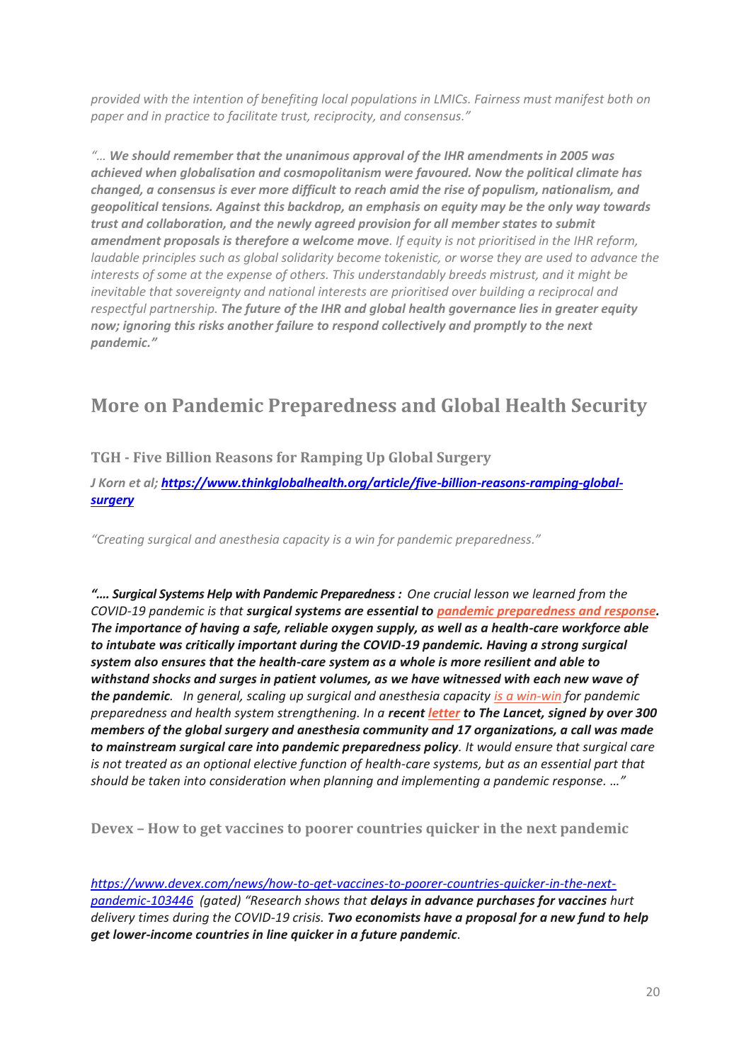*provided with the intention of benefiting local populations in LMICs. Fairness must manifest both on paper and in practice to facilitate trust, reciprocity, and consensus."*

*"… **We should remember that the unanimous approval of the IHR amendments in 2005 was achieved when globalisation and cosmopolitanism were favoured. Now the political climate has changed, a consensus is ever more difficult to reach amid the rise of populism, nationalism, and geopolitical tensions. Against this backdrop, an emphasis on equity may be the only way towards trust and collaboration, and the newly agreed provision for all member states to submit amendment proposals is therefore a welcome move**. If equity is not prioritised in the IHR reform, laudable principles such as global solidarity become tokenistic, or worse they are used to advance the interests of some at the expense of others. This understandably breeds mistrust, and it might be inevitable that sovereignty and national interests are prioritised over building a reciprocal and respectful partnership. **The future of the IHR and global health governance lies in greater equity now; ignoring this risks another failure to respond collectively and promptly to the next pandemic."***

## More on Pandemic Preparedness and Global Health Security

### TGH - Five Billion Reasons for Ramping Up Global Surgery

*J Korn et al;* ***https://www.thinkglobalhealth.org/article/five-billion-reasons-ramping-global-surgery***

*"Creating surgical and anesthesia capacity is a win for pandemic preparedness."*

***"…. Surgical Systems Help with Pandemic Preparedness :** One crucial lesson we learned from the COVID-19 pandemic is that **surgical systems are essential to pandemic preparedness and response. The importance of having a safe, reliable oxygen supply, as well as a health-care workforce able to intubate was critically important during the COVID-19 pandemic. Having a strong surgical system also ensures that the health-care system as a whole is more resilient and able to withstand shocks and surges in patient volumes, as we have witnessed with each new wave of the pandemic**. In general, scaling up surgical and anesthesia capacity is a win-win for pandemic preparedness and health system strengthening. In a **recent letter to The Lancet, signed by over 300 members of the global surgery and anesthesia community and 17 organizations, a call was made to mainstream surgical care into pandemic preparedness policy**. It would ensure that surgical care is not treated as an optional elective function of health-care systems, but as an essential part that should be taken into consideration when planning and implementing a pandemic response. …"*

### Devex – How to get vaccines to poorer countries quicker in the next pandemic

*https://www.devex.com/news/how-to-get-vaccines-to-poorer-countries-quicker-in-the-next-pandemic-103446 (gated) "Research shows that **delays in advance purchases for vaccines** hurt delivery times during the COVID-19 crisis. **Two economists have a proposal for a new fund to help get lower-income countries in line quicker in a future pandemic**.*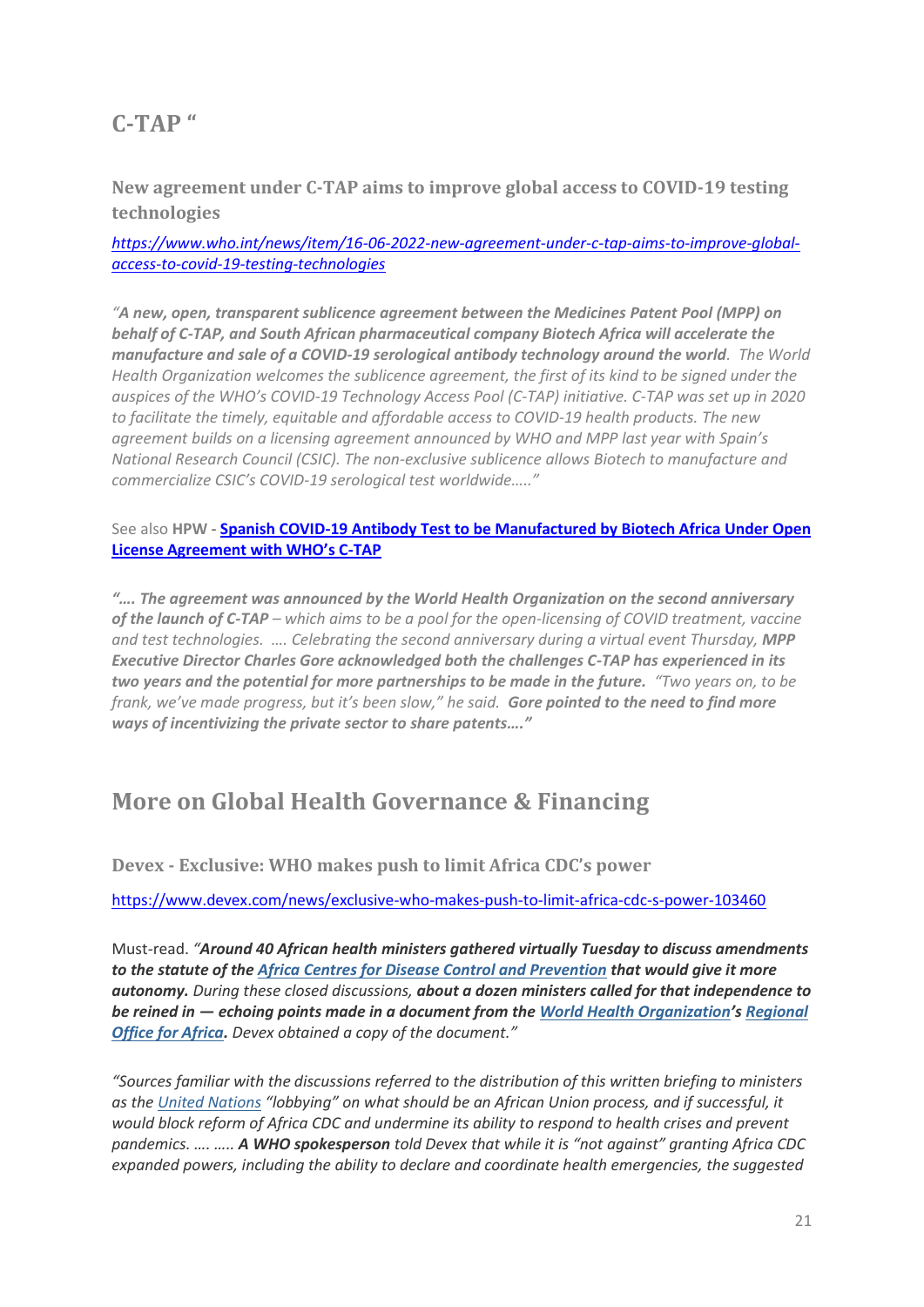## C-TAP “

### New agreement under C-TAP aims to improve global access to COVID-19 testing technologies

*[https://www.who.int/news/item/16-06-2022-new-agreement-under-c-tap-aims-to-improve-global-access-to-covid-19-testing-technologies](https://www.who.int/news/item/16-06-2022-new-agreement-under-c-tap-aims-to-improve-global-access-to-covid-19-testing-technologies)*

*“**A new, open, transparent sublicence agreement between the Medicines Patent Pool (MPP) on behalf of C-TAP, and South African pharmaceutical company Biotech Africa will accelerate the manufacture and sale of a COVID-19 serological antibody technology around the world**. The World Health Organization welcomes the sublicence agreement, the first of its kind to be signed under the auspices of the WHO’s COVID-19 Technology Access Pool (C-TAP) initiative. C-TAP was set up in 2020 to facilitate the timely, equitable and affordable access to COVID-19 health products. The new agreement builds on a licensing agreement announced by WHO and MPP last year with Spain’s National Research Council (CSIC). The non-exclusive sublicence allows Biotech to manufacture and commercialize CSIC’s COVID-19 serological test worldwide…..”*

See also **HPW - [Spanish COVID-19 Antibody Test to be Manufactured by Biotech Africa Under Open License Agreement with WHO’s C-TAP](#)**

*“…. **The agreement was announced by the World Health Organization on the second anniversary of the launch of C-TAP** – which aims to be a pool for the open-licensing of COVID treatment, vaccine and test technologies. …. Celebrating the second anniversary during a virtual event Thursday, **MPP Executive Director Charles Gore acknowledged both the challenges C-TAP has experienced in its two years and the potential for more partnerships to be made in the future.** “Two years on, to be frank, we’ve made progress, but it’s been slow,” he said. **Gore pointed to the need to find more ways of incentivizing the private sector to share patents….”***

## More on Global Health Governance & Financing

### Devex - Exclusive: WHO makes push to limit Africa CDC’s power

[https://www.devex.com/news/exclusive-who-makes-push-to-limit-africa-cdc-s-power-103460](https://www.devex.com/news/exclusive-who-makes-push-to-limit-africa-cdc-s-power-103460)

Must-read. *“**Around 40 African health ministers gathered virtually Tuesday to discuss amendments to the statute of the [Africa Centres for Disease Control and Prevention](#) that would give it more autonomy.** During these closed discussions, **about a dozen ministers called for that independence to be reined in — echoing points made in a document from the [World Health Organization](#)’s [Regional Office for Africa](#).** Devex obtained a copy of the document.”*

*“Sources familiar with the discussions referred to the distribution of this written briefing to ministers as the [United Nations](#) “lobbying” on what should be an African Union process, and if successful, it would block reform of Africa CDC and undermine its ability to respond to health crises and prevent pandemics. …. ….. **A WHO spokesperson** told Devex that while it is “not against” granting Africa CDC expanded powers, including the ability to declare and coordinate health emergencies, the suggested*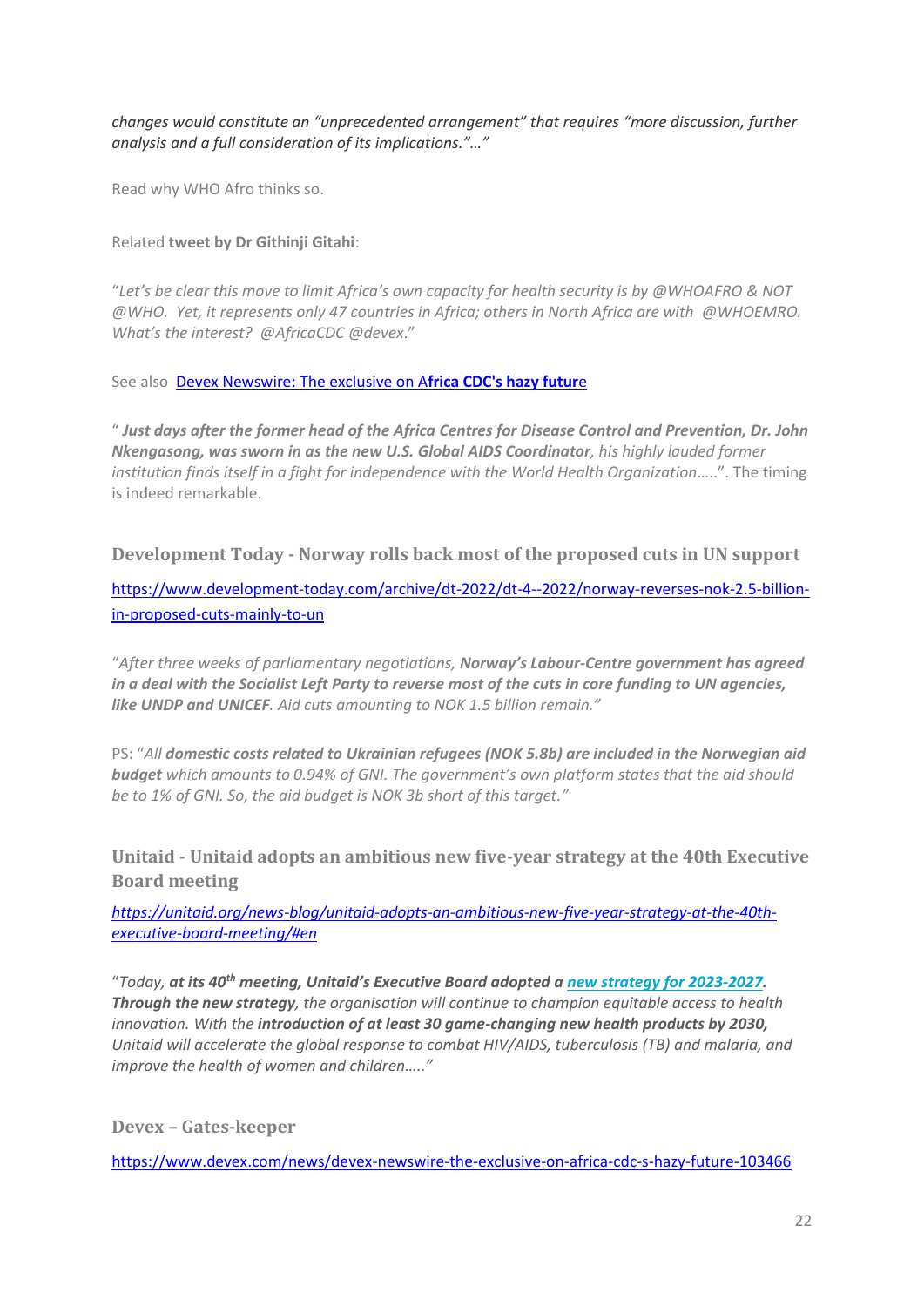*changes would constitute an "unprecedented arrangement" that requires "more discussion, further analysis and a full consideration of its implications."…"*

Read why WHO Afro thinks so.

Related **tweet by Dr Githinji Gitahi**:

"*Let's be clear this move to limit Africa's own capacity for health security is by @WHOAFRO & NOT @WHO. Yet, it represents only 47 countries in Africa; others in North Africa are with @WHOEMRO. What's the interest? @AfricaCDC @devex*."

See also [Devex Newswire: The exclusive on Africa CDC's hazy future](https://www.devex.com/news/devex-newswire-the-exclusive-on-africa-cdc-s-hazy-future-103466)

" ***Just days after the former head of the Africa Centres for Disease Control and Prevention, Dr. John Nkengasong, was sworn in as the new U.S. Global AIDS Coordinator**, his highly lauded former institution finds itself in a fight for independence with the World Health Organization*…..". The timing is indeed remarkable.

### Development Today - Norway rolls back most of the proposed cuts in UN support

https://www.development-today.com/archive/dt-2022/dt-4--2022/norway-reverses-nok-2.5-billion-in-proposed-cuts-mainly-to-un

"*After three weeks of parliamentary negotiations, **Norway's Labour-Centre government has agreed in a deal with the Socialist Left Party to reverse most of the cuts in core funding to UN agencies, like UNDP and UNICEF**. Aid cuts amounting to NOK 1.5 billion remain."*

PS: "*All **domestic costs related to Ukrainian refugees (NOK 5.8b) are included in the Norwegian aid budget** which amounts to 0.94% of GNI. The government's own platform states that the aid should be to 1% of GNI. So, the aid budget is NOK 3b short of this target."*

### Unitaid - Unitaid adopts an ambitious new five-year strategy at the 40th Executive Board meeting

*https://unitaid.org/news-blog/unitaid-adopts-an-ambitious-new-five-year-strategy-at-the-40th-executive-board-meeting/#en*

"*Today, **at its 40th meeting, Unitaid's Executive Board adopted a new strategy for 2023-2027. Through the new strategy**, the organisation will continue to champion equitable access to health innovation. With the **introduction of at least 30 game-changing new health products by 2030,** Unitaid will accelerate the global response to combat HIV/AIDS, tuberculosis (TB) and malaria, and improve the health of women and children….."*

### Devex – Gates-keeper

https://www.devex.com/news/devex-newswire-the-exclusive-on-africa-cdc-s-hazy-future-103466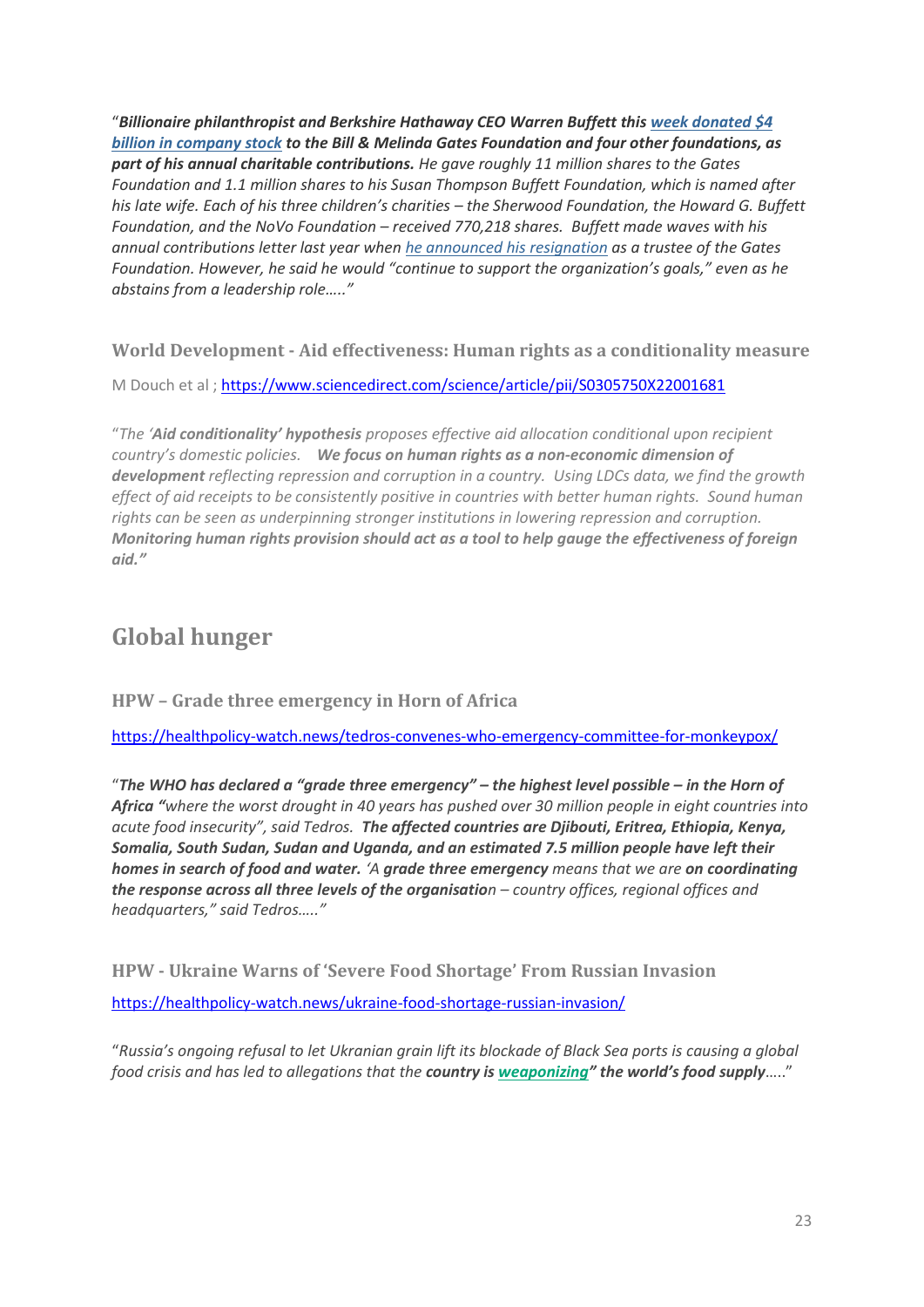"***Billionaire philanthropist and Berkshire Hathaway CEO Warren Buffett this [week donated $4 billion in company stock](#) to the Bill & Melinda Gates Foundation and four other foundations, as part of his annual charitable contributions.*** *He gave roughly 11 million shares to the Gates Foundation and 1.1 million shares to his Susan Thompson Buffett Foundation, which is named after his late wife. Each of his three children's charities – the Sherwood Foundation, the Howard G. Buffett Foundation, and the NoVo Foundation – received 770,218 shares. Buffett made waves with his annual contributions letter last year when [he announced his resignation](#) as a trustee of the Gates Foundation. However, he said he would "continue to support the organization's goals," even as he abstains from a leadership role….."*

### World Development - Aid effectiveness: Human rights as a conditionality measure

M Douch et al ; https://www.sciencedirect.com/science/article/pii/S0305750X22001681

"*The '**Aid conditionality' hypothesis** proposes effective aid allocation conditional upon recipient country's domestic policies. **We focus on human rights as a non-economic dimension of development** reflecting repression and corruption in a country. Using LDCs data, we find the growth effect of aid receipts to be consistently positive in countries with better human rights. Sound human rights can be seen as underpinning stronger institutions in lowering repression and corruption. **Monitoring human rights provision should act as a tool to help gauge the effectiveness of foreign aid.**"*

## Global hunger

### HPW – Grade three emergency in Horn of Africa

https://healthpolicy-watch.news/tedros-convenes-who-emergency-committee-for-monkeypox/

"***The WHO has declared a "grade three emergency" – the highest level possible – in the Horn of Africa "****where the worst drought in 40 years has pushed over 30 million people in eight countries into acute food insecurity", said Tedros.* ***The affected countries are Djibouti, Eritrea, Ethiopia, Kenya, Somalia, South Sudan, Sudan and Uganda, and an estimated 7.5 million people have left their homes in search of food and water.*** *'A **grade three emergency** means that we are **on coordinating the response across all three levels of the organisatio**n – country offices, regional offices and headquarters," said Tedros….."*

### HPW - Ukraine Warns of 'Severe Food Shortage' From Russian Invasion

https://healthpolicy-watch.news/ukraine-food-shortage-russian-invasion/

"*Russia's ongoing refusal to let Ukranian grain lift its blockade of Black Sea ports is causing a global food crisis and has led to allegations that the **country is [weaponizing](#)" the world's food supply**….*"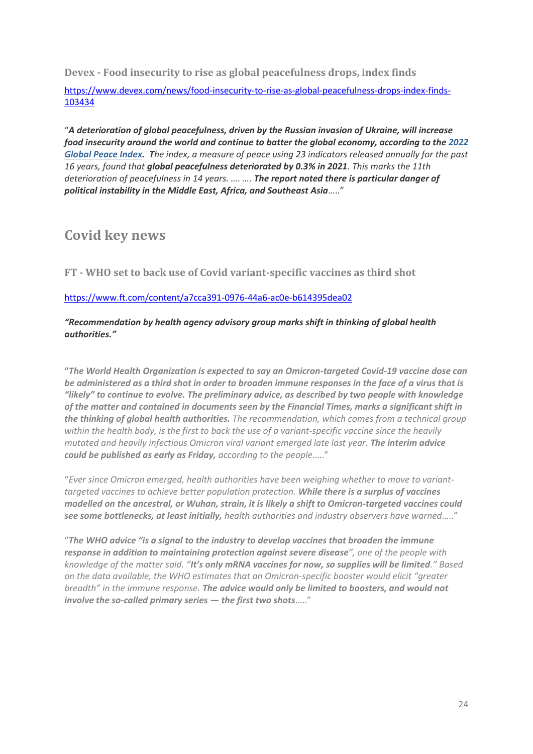### Devex - Food insecurity to rise as global peacefulness drops, index finds

https://www.devex.com/news/food-insecurity-to-rise-as-global-peacefulness-drops-index-finds-103434

"***A deterioration of global peacefulness, driven by the Russian invasion of Ukraine, will increase food insecurity around the world and continue to batter the global economy, according to the [2022 Global Peace Index](). T****he index, a measure of peace using 23 indicators released annually for the past 16 years, found that **global peacefulness deteriorated by 0.3% in 2021**. This marks the 11th deterioration of peacefulness in 14 years. …. …. **The report noted there is particular danger of political instability in the Middle East, Africa, and Southeast Asia**…..*"

## Covid key news

### FT - WHO set to back use of Covid variant-specific vaccines as third shot

https://www.ft.com/content/a7cca391-0976-44a6-ac0e-b614395dea02

***"Recommendation by health agency advisory group marks shift in thinking of global health authorities."***

"***The World Health Organization is expected to say an Omicron-targeted Covid-19 vaccine dose can be administered as a third shot in order to broaden immune responses in the face of a virus that is "likely" to continue to evolve. The preliminary advice, as described by two people with knowledge of the matter and contained in documents seen by the Financial Times, marks a significant shift in the thinking of global health authorities.** The recommendation, which comes from a technical group within the health body, is the first to back the use of a variant-specific vaccine since the heavily mutated and heavily infectious Omicron viral variant emerged late last year. **The interim advice could be published as early as Friday,** according to the people…..*"

"*Ever since Omicron emerged, health authorities have been weighing whether to move to variant-targeted vaccines to achieve better population protection. **While there is a surplus of vaccines modelled on the ancestral, or Wuhan, strain, it is likely a shift to Omicron-targeted vaccines could see some bottlenecks, at least initially,** health authorities and industry observers have warned…..*"

"***The WHO advice "is a signal to the industry to develop vaccines that broaden the immune response in addition to maintaining protection against severe disease**", one of the people with knowledge of the matter said. "**It's only mRNA vaccines for now, so supplies will be limited**." Based on the data available, the WHO estimates that an Omicron-specific booster would elicit "greater breadth" in the immune response. **The advice would only be limited to boosters, and would not involve the so-called primary series — the first two shots**…..*"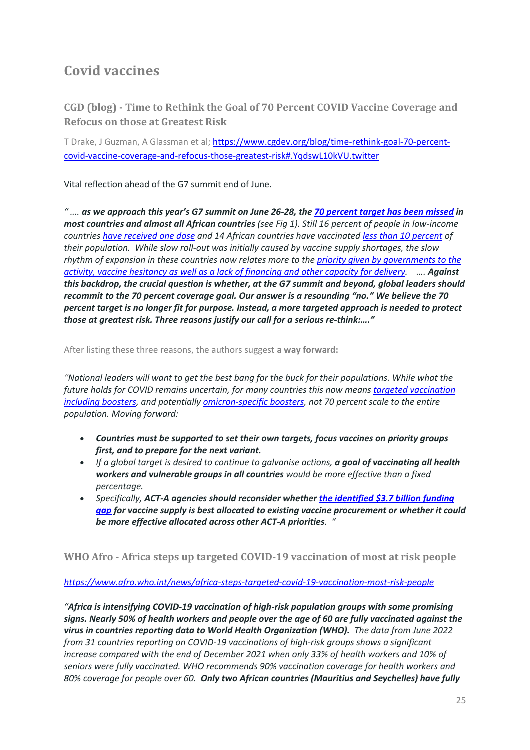# Covid vaccines

## CGD (blog) - Time to Rethink the Goal of 70 Percent COVID Vaccine Coverage and Refocus on those at Greatest Risk

T Drake, J Guzman, A Glassman et al; https://www.cgdev.org/blog/time-rethink-goal-70-percent-covid-vaccine-coverage-and-refocus-those-greatest-risk#.YqdswL10kVU.twitter

Vital reflection ahead of the G7 summit end of June.

*" …. **as we approach this year's G7 summit on June 26-28, the 70 percent target has been missed in most countries and almost all African countries** (see Fig 1). Still 16 percent of people in low-income countries have received one dose and 14 African countries have vaccinated less than 10 percent of their population. While slow roll-out was initially caused by vaccine supply shortages, the slow rhythm of expansion in these countries now relates more to the priority given by governments to the activity, vaccine hesitancy as well as a lack of financing and other capacity for delivery. …. **Against this backdrop, the crucial question is whether, at the G7 summit and beyond, global leaders should recommit to the 70 percent coverage goal. Our answer is a resounding "no." We believe the 70 percent target is no longer fit for purpose. Instead, a more targeted approach is needed to protect those at greatest risk. Three reasons justify our call for a serious re-think:…."***

After listing these three reasons, the authors suggest **a way forward:**

*"National leaders will want to get the best bang for the buck for their populations. While what the future holds for COVID remains uncertain, for many countries this now means targeted vaccination including boosters, and potentially omicron-specific boosters, not 70 percent scale to the entire population. Moving forward:*

- ***Countries must be supported to set their own targets, focus vaccines on priority groups first, and to prepare for the next variant.***
- *If a global target is desired to continue to galvanise actions, **a goal of vaccinating all health workers and vulnerable groups in all countries** would be more effective than a fixed percentage.*
- *Specifically, **ACT-A agencies should reconsider whether the identified $3.7 billion funding gap for vaccine supply is best allocated to existing vaccine procurement or whether it could be more effective allocated across other ACT-A priorities**. "*

## WHO Afro - Africa steps up targeted COVID-19 vaccination of most at risk people

*https://www.afro.who.int/news/africa-steps-targeted-covid-19-vaccination-most-risk-people*

*"**Africa is intensifying COVID-19 vaccination of high-risk population groups with some promising signs. Nearly 50% of health workers and people over the age of 60 are fully vaccinated against the virus in countries reporting data to World Health Organization (WHO).** The data from June 2022 from 31 countries reporting on COVID-19 vaccinations of high-risk groups shows a significant increase compared with the end of December 2021 when only 33% of health workers and 10% of seniors were fully vaccinated. WHO recommends 90% vaccination coverage for health workers and 80% coverage for people over 60. **Only two African countries (Mauritius and Seychelles) have fully***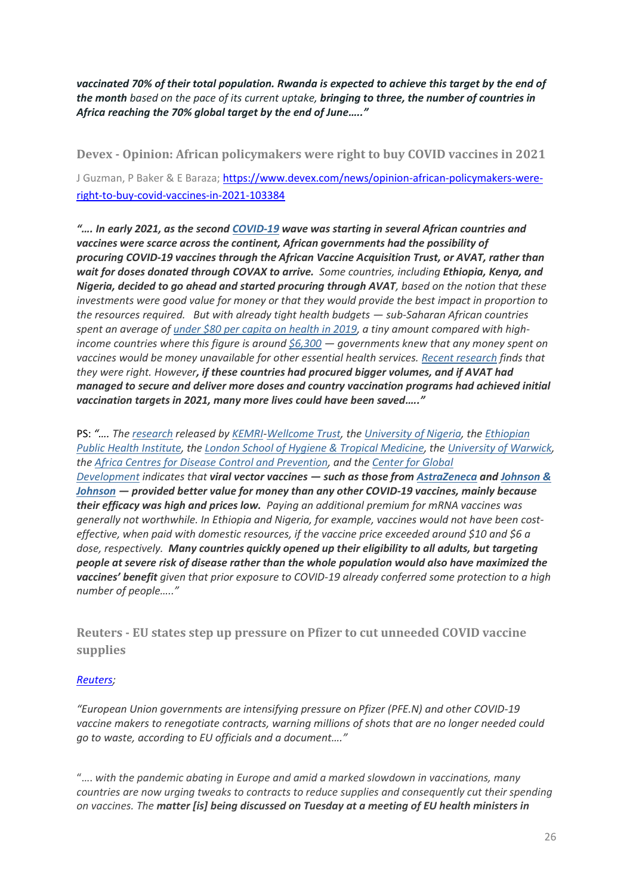***vaccinated 70% of their total population. Rwanda is expected to achieve this target by the end of the month*** *based on the pace of its current uptake,* ***bringing to three, the number of countries in Africa reaching the 70% global target by the end of June….."***

### Devex - Opinion: African policymakers were right to buy COVID vaccines in 2021

J Guzman, P Baker & E Baraza; [https://www.devex.com/news/opinion-african-policymakers-were-right-to-buy-covid-vaccines-in-2021-103384](https://www.devex.com/news/opinion-african-policymakers-were-right-to-buy-covid-vaccines-in-2021-103384)

*"…. **In early 2021, as the second COVID-19 wave was starting in several African countries and vaccines were scarce across the continent, African governments had the possibility of procuring COVID-19 vaccines through the African Vaccine Acquisition Trust, or AVAT, rather than wait for doses donated through COVAX to arrive.** Some countries, including **Ethiopia, Kenya, and Nigeria, decided to go ahead and started procuring through AVAT**, based on the notion that these investments were good value for money or that they would provide the best impact in proportion to the resources required. But with already tight health budgets — sub-Saharan African countries spent an average of under $80 per capita on health in 2019, a tiny amount compared with high-income countries where this figure is around $6,300 — governments knew that any money spent on vaccines would be money unavailable for other essential health services. Recent research finds that they were right. However**, if these countries had procured bigger volumes, and if AVAT had managed to secure and deliver more doses and country vaccination programs had achieved initial vaccination targets in 2021, many more lives could have been saved….."***

PS: *"…. The research released by KEMRI-Wellcome Trust, the University of Nigeria, the Ethiopian Public Health Institute, the London School of Hygiene & Tropical Medicine, the University of Warwick, the Africa Centres for Disease Control and Prevention, and the Center for Global Development indicates that **viral vector vaccines — such as those from AstraZeneca and Johnson & Johnson — provided better value for money than any other COVID-19 vaccines, mainly because their efficacy was high and prices low.** Paying an additional premium for mRNA vaccines was generally not worthwhile. In Ethiopia and Nigeria, for example, vaccines would not have been cost-effective, when paid with domestic resources, if the vaccine price exceeded around $10 and $6 a dose, respectively. **Many countries quickly opened up their eligibility to all adults, but targeting people at severe risk of disease rather than the whole population would also have maximized the vaccines' benefit** given that prior exposure to COVID-19 already conferred some protection to a high number of people….."*

### Reuters - EU states step up pressure on Pfizer to cut unneeded COVID vaccine supplies

*Reuters;*

*"European Union governments are intensifying pressure on Pfizer (PFE.N) and other COVID-19 vaccine makers to renegotiate contracts, warning millions of shots that are no longer needed could go to waste, according to EU officials and a document…."*

*"…. with the pandemic abating in Europe and amid a marked slowdown in vaccinations, many countries are now urging tweaks to contracts to reduce supplies and consequently cut their spending on vaccines. The* ***matter [is] being discussed on Tuesday at a meeting of EU health ministers in***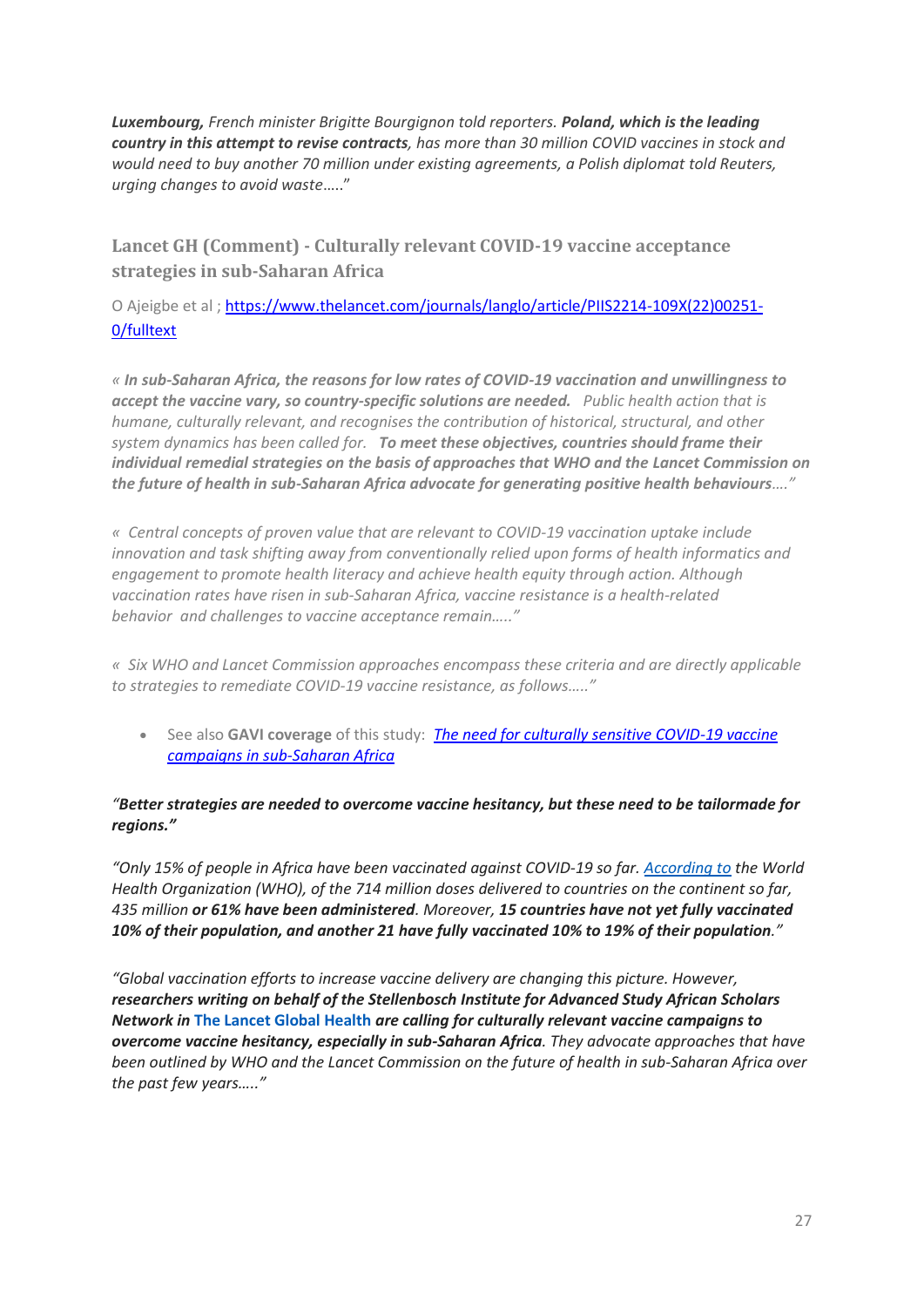***Luxembourg,*** *French minister Brigitte Bourgignon told reporters.* ***Poland, which is the leading country in this attempt to revise contracts****, has more than 30 million COVID vaccines in stock and would need to buy another 70 million under existing agreements, a Polish diplomat told Reuters, urging changes to avoid waste…..”*

### Lancet GH (Comment) - Culturally relevant COVID-19 vaccine acceptance strategies in sub-Saharan Africa

O Ajeigbe et al ; [https://www.thelancet.com/journals/langlo/article/PIIS2214-109X(22)00251-0/fulltext](https://www.thelancet.com/journals/langlo/article/PIIS2214-109X(22)00251-0/fulltext)

*« **In sub-Saharan Africa, the reasons for low rates of COVID-19 vaccination and unwillingness to accept the vaccine vary, so country-specific solutions are needed.** Public health action that is humane, culturally relevant, and recognises the contribution of historical, structural, and other system dynamics has been called for. **To meet these objectives, countries should frame their individual remedial strategies on the basis of approaches that WHO and the Lancet Commission on the future of health in sub-Saharan Africa advocate for generating positive health behaviours**….”*

*« Central concepts of proven value that are relevant to COVID-19 vaccination uptake include innovation and task shifting away from conventionally relied upon forms of health informatics and engagement to promote health literacy and achieve health equity through action. Although vaccination rates have risen in sub-Saharan Africa, vaccine resistance is a health-related behavior and challenges to vaccine acceptance remain…..”*

*« Six WHO and Lancet Commission approaches encompass these criteria and are directly applicable to strategies to remediate COVID-19 vaccine resistance, as follows…..”*

- See also **GAVI coverage** of this study: *The need for culturally sensitive COVID-19 vaccine campaigns in sub-Saharan Africa*

***“Better strategies are needed to overcome vaccine hesitancy, but these need to be tailormade for regions.”***

*“Only 15% of people in Africa have been vaccinated against COVID-19 so far. According to the World Health Organization (WHO), of the 714 million doses delivered to countries on the continent so far, 435 million **or 61% have been administered**. Moreover, **15 countries have not yet fully vaccinated 10% of their population, and another 21 have fully vaccinated 10% to 19% of their population**.”*

*“Global vaccination efforts to increase vaccine delivery are changing this picture. However, **researchers writing on behalf of the Stellenbosch Institute for Advanced Study African Scholars Network in The Lancet Global Health are calling for culturally relevant vaccine campaigns to overcome vaccine hesitancy, especially in sub-Saharan Africa**. They advocate approaches that have been outlined by WHO and the Lancet Commission on the future of health in sub-Saharan Africa over the past few years…..”*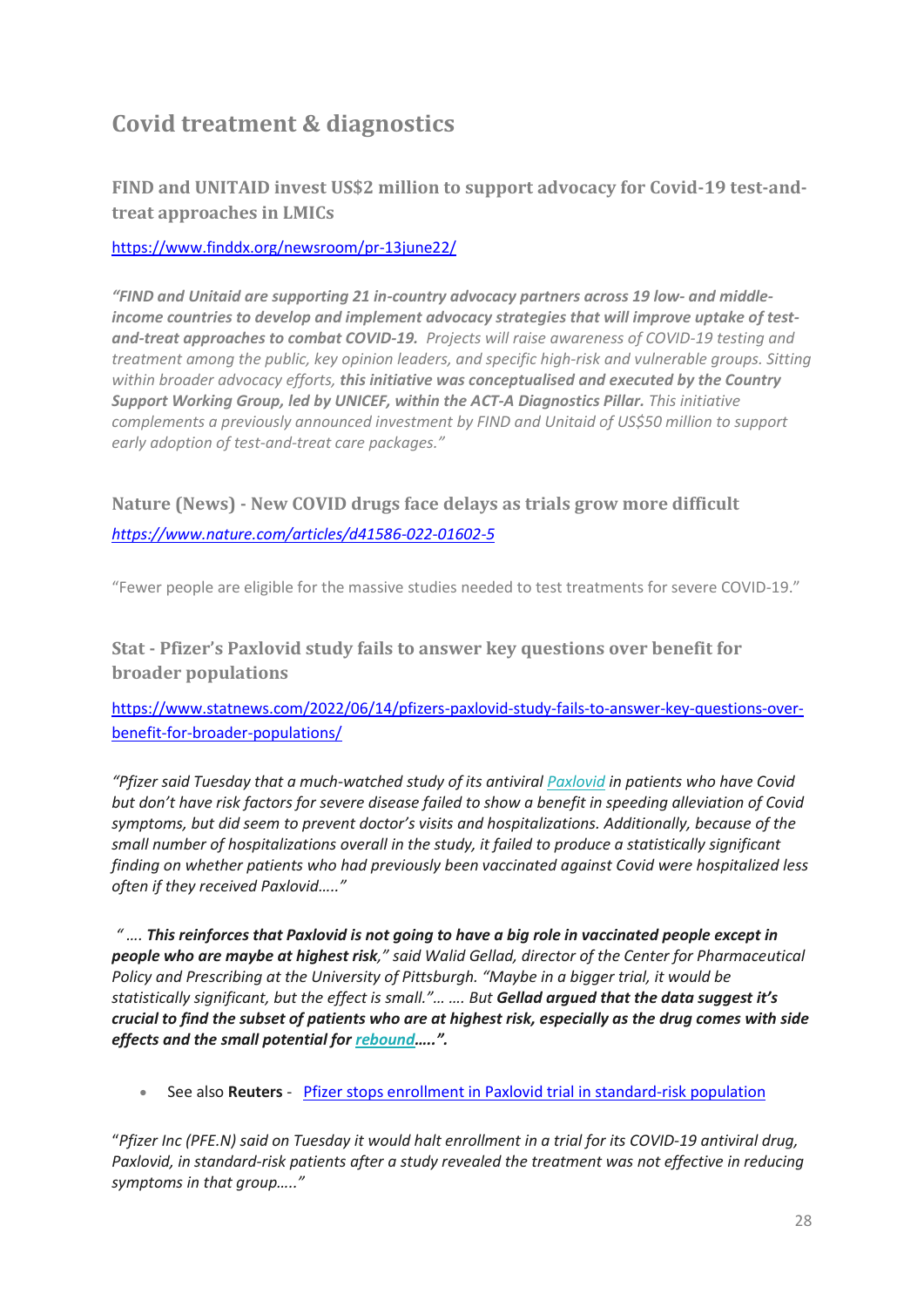# Covid treatment & diagnostics

## FIND and UNITAID invest US$2 million to support advocacy for Covid-19 test-and-treat approaches in LMICs

https://www.finddx.org/newsroom/pr-13june22/

*"**FIND and Unitaid are supporting 21 in-country advocacy partners across 19 low- and middle-income countries to develop and implement advocacy strategies that will improve uptake of test-and-treat approaches to combat COVID-19.** Projects will raise awareness of COVID-19 testing and treatment among the public, key opinion leaders, and specific high-risk and vulnerable groups. Sitting within broader advocacy efforts, **this initiative was conceptualised and executed by the Country Support Working Group, led by UNICEF, within the ACT-A Diagnostics Pillar.** This initiative complements a previously announced investment by FIND and Unitaid of US$50 million to support early adoption of test-and-treat care packages."*

## Nature (News) - New COVID drugs face delays as trials grow more difficult

*https://www.nature.com/articles/d41586-022-01602-5*

"Fewer people are eligible for the massive studies needed to test treatments for severe COVID-19."

## Stat - Pfizer's Paxlovid study fails to answer key questions over benefit for broader populations

https://www.statnews.com/2022/06/14/pfizers-paxlovid-study-fails-to-answer-key-questions-over-benefit-for-broader-populations/

*"Pfizer said Tuesday that a much-watched study of its antiviral Paxlovid in patients who have Covid but don't have risk factors for severe disease failed to show a benefit in speeding alleviation of Covid symptoms, but did seem to prevent doctor's visits and hospitalizations. Additionally, because of the small number of hospitalizations overall in the study, it failed to produce a statistically significant finding on whether patients who had previously been vaccinated against Covid were hospitalized less often if they received Paxlovid….."*

*" …. **This reinforces that Paxlovid is not going to have a big role in vaccinated people except in people who are maybe at highest risk**," said Walid Gellad, director of the Center for Pharmaceutical Policy and Prescribing at the University of Pittsburgh. "Maybe in a bigger trial, it would be statistically significant, but the effect is small."… …. But **Gellad argued that the data suggest it's crucial to find the subset of patients who are at highest risk, especially as the drug comes with side effects and the small potential for rebound…..".***

- See also **Reuters** - Pfizer stops enrollment in Paxlovid trial in standard-risk population

"*Pfizer Inc (PFE.N) said on Tuesday it would halt enrollment in a trial for its COVID-19 antiviral drug, Paxlovid, in standard-risk patients after a study revealed the treatment was not effective in reducing symptoms in that group….."*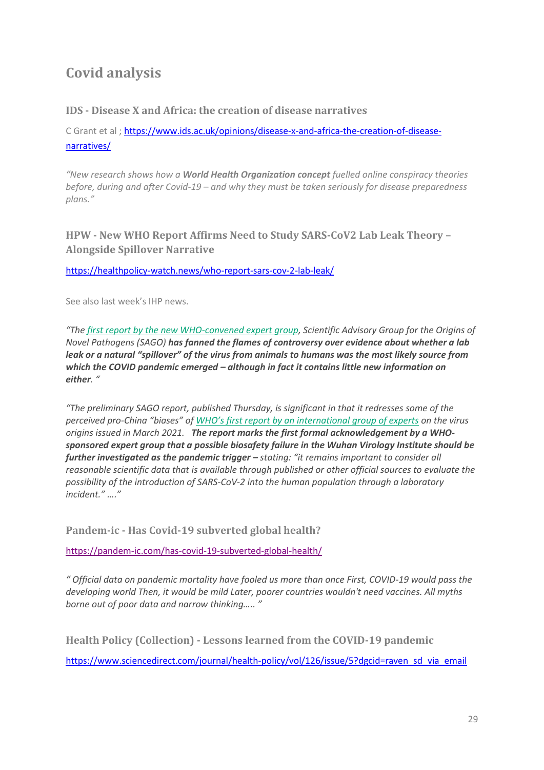## Covid analysis

### IDS - Disease X and Africa: the creation of disease narratives

C Grant et al ; [https://www.ids.ac.uk/opinions/disease-x-and-africa-the-creation-of-disease-narratives/](https://www.ids.ac.uk/opinions/disease-x-and-africa-the-creation-of-disease-narratives/)

*"New research shows how a **World Health Organization concept** fuelled online conspiracy theories before, during and after Covid-19 – and why they must be taken seriously for disease preparedness plans."*

### HPW - New WHO Report Affirms Need to Study SARS-CoV2 Lab Leak Theory – Alongside Spillover Narrative

[https://healthpolicy-watch.news/who-report-sars-cov-2-lab-leak/](https://healthpolicy-watch.news/who-report-sars-cov-2-lab-leak/)

See also last week's IHP news.

*"The first report by the new WHO-convened expert group, Scientific Advisory Group for the Origins of Novel Pathogens (SAGO) **has fanned the flames of controversy over evidence about whether a lab leak or a natural "spillover" of the virus from animals to humans was the most likely source from which the COVID pandemic emerged – although in fact it contains little new information on either**. "*

*"The preliminary SAGO report, published Thursday, is significant in that it redresses some of the perceived pro-China "biases" of WHO's first report by an international group of experts on the virus origins issued in March 2021. **The report marks the first formal acknowledgement by a WHO-sponsored expert group that a possible biosafety failure in the Wuhan Virology Institute should be further investigated as the pandemic trigger –** stating: "it remains important to consider all reasonable scientific data that is available through published or other official sources to evaluate the possibility of the introduction of SARS-CoV-2 into the human population through a laboratory incident." …."*

### Pandem-ic - Has Covid-19 subverted global health?

[https://pandem-ic.com/has-covid-19-subverted-global-health/](https://pandem-ic.com/has-covid-19-subverted-global-health/)

*" Official data on pandemic mortality have fooled us more than once First, COVID-19 would pass the developing world Then, it would be mild Later, poorer countries wouldn't need vaccines. All myths borne out of poor data and narrow thinking….. "*

### Health Policy (Collection) - Lessons learned from the COVID-19 pandemic

[https://www.sciencedirect.com/journal/health-policy/vol/126/issue/5?dgcid=raven_sd_via_email](https://www.sciencedirect.com/journal/health-policy/vol/126/issue/5?dgcid=raven_sd_via_email)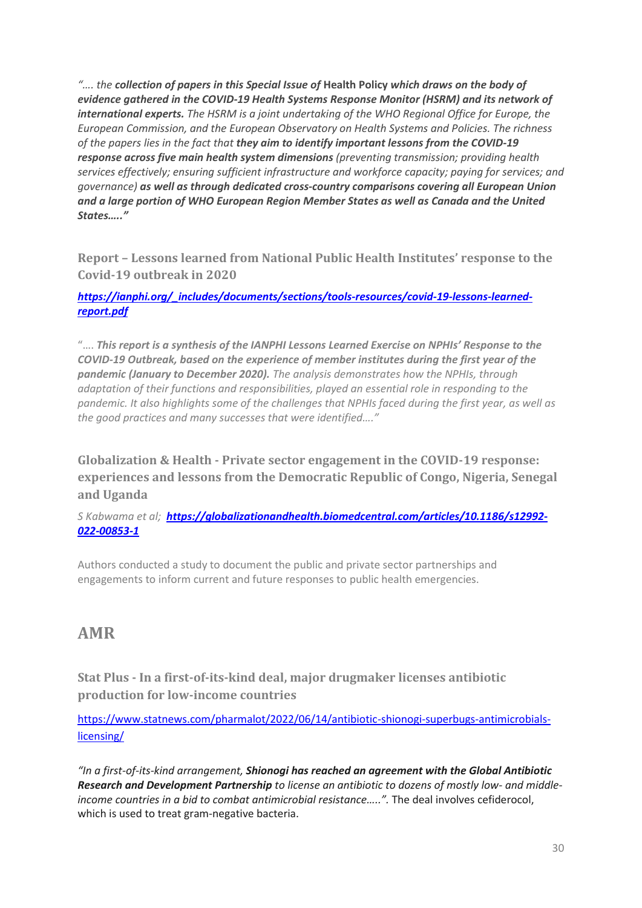*"…. the **collection of papers in this Special Issue of** **Health Policy** **which draws on the body of evidence gathered in the COVID-19 Health Systems Response Monitor (HSRM) and its network of international experts.** The HSRM is a joint undertaking of the WHO Regional Office for Europe, the European Commission, and the European Observatory on Health Systems and Policies. The richness of the papers lies in the fact that **they aim to identify important lessons from the COVID-19 response across five main health system dimensions** (preventing transmission; providing health services effectively; ensuring sufficient infrastructure and workforce capacity; paying for services; and governance) **as well as through dedicated cross-country comparisons covering all European Union and a large portion of WHO European Region Member States as well as Canada and the United States…..**"*

### Report – Lessons learned from National Public Health Institutes' response to the Covid-19 outbreak in 2020

***[https://ianphi.org/_includes/documents/sections/tools-resources/covid-19-lessons-learned-report.pdf](https://ianphi.org/_includes/documents/sections/tools-resources/covid-19-lessons-learned-report.pdf)***

"…. ***This report is a synthesis of the IANPHI Lessons Learned Exercise on NPHIs' Response to the COVID-19 Outbreak, based on the experience of member institutes during the first year of the pandemic (January to December 2020).*** *The analysis demonstrates how the NPHIs, through adaptation of their functions and responsibilities, played an essential role in responding to the pandemic. It also highlights some of the challenges that NPHIs faced during the first year, as well as the good practices and many successes that were identified…."*

### Globalization & Health - Private sector engagement in the COVID-19 response: experiences and lessons from the Democratic Republic of Congo, Nigeria, Senegal and Uganda

*S Kabwama et al;* ***[https://globalizationandhealth.biomedcentral.com/articles/10.1186/s12992-022-00853-1](https://globalizationandhealth.biomedcentral.com/articles/10.1186/s12992-022-00853-1)***

Authors conducted a study to document the public and private sector partnerships and engagements to inform current and future responses to public health emergencies.

## AMR

### Stat Plus - In a first-of-its-kind deal, major drugmaker licenses antibiotic production for low-income countries

[https://www.statnews.com/pharmalot/2022/06/14/antibiotic-shionogi-superbugs-antimicrobials-licensing/](https://www.statnews.com/pharmalot/2022/06/14/antibiotic-shionogi-superbugs-antimicrobials-licensing/)

*"In a first-of-its-kind arrangement, **Shionogi has reached an agreement with the Global Antibiotic Research and Development Partnership** to license an antibiotic to dozens of mostly low- and middle-income countries in a bid to combat antimicrobial resistance…..".* The deal involves cefiderocol, which is used to treat gram-negative bacteria.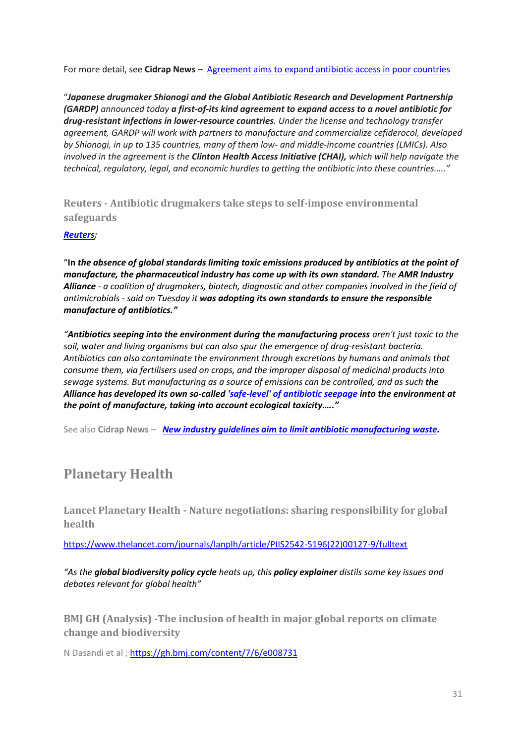For more detail, see **Cidrap News** – [Agreement aims to expand antibiotic access in poor countries]

"***Japanese drugmaker Shionogi and the Global Antibiotic Research and Development Partnership (GARDP)*** *announced today* ***a first-of-its kind agreement to expand access to a novel antibiotic for drug-resistant infections in lower-resource countries****. Under the license and technology transfer agreement, GARDP will work with partners to manufacture and commercialize cefiderocol, developed by Shionogi, in up to 135 countries, many of them low- and middle-income countries (LMICs). Also involved in the agreement is the* ***Clinton Health Access Initiative (CHAI),*** *which will help navigate the technical, regulatory, legal, and economic hurdles to getting the antibiotic into these countries….."*

### Reuters - Antibiotic drugmakers take steps to self-impose environmental safeguards

***[Reuters]****;*

"**In** ***the absence of global standards limiting toxic emissions produced by antibiotics at the point of manufacture, the pharmaceutical industry has come up with its own standard.*** *The* ***AMR Industry Alliance*** *- a coalition of drugmakers, biotech, diagnostic and other companies involved in the field of antimicrobials - said on Tuesday it* ***was adopting its own standards to ensure the responsible manufacture of antibiotics."***

*"****Antibiotics seeping into the environment during the manufacturing process*** *aren't just toxic to the soil, water and living organisms but can also spur the emergence of drug-resistant bacteria. Antibiotics can also contaminate the environment through excretions by humans and animals that consume them, via fertilisers used on crops, and the improper disposal of medicinal products into sewage systems. But manufacturing as a source of emissions can be controlled, and as such* ***the Alliance has developed its own so-called [*'safe-level' of antibiotic seepage*] into the environment at the point of manufacture, taking into account ecological toxicity….."***

See also **Cidrap News** – ***[New industry guidelines aim to limit antibiotic manufacturing waste]****.*

## Planetary Health

### Lancet Planetary Health - Nature negotiations: sharing responsibility for global health

https://www.thelancet.com/journals/lanplh/article/PIIS2542-5196(22)00127-9/fulltext

*"As the* ***global biodiversity policy cycle*** *heats up, this* ***policy explainer*** *distils some key issues and debates relevant for global health"*

### BMJ GH (Analysis) -The inclusion of health in major global reports on climate change and biodiversity

N Dasandi et al ; https://gh.bmj.com/content/7/6/e008731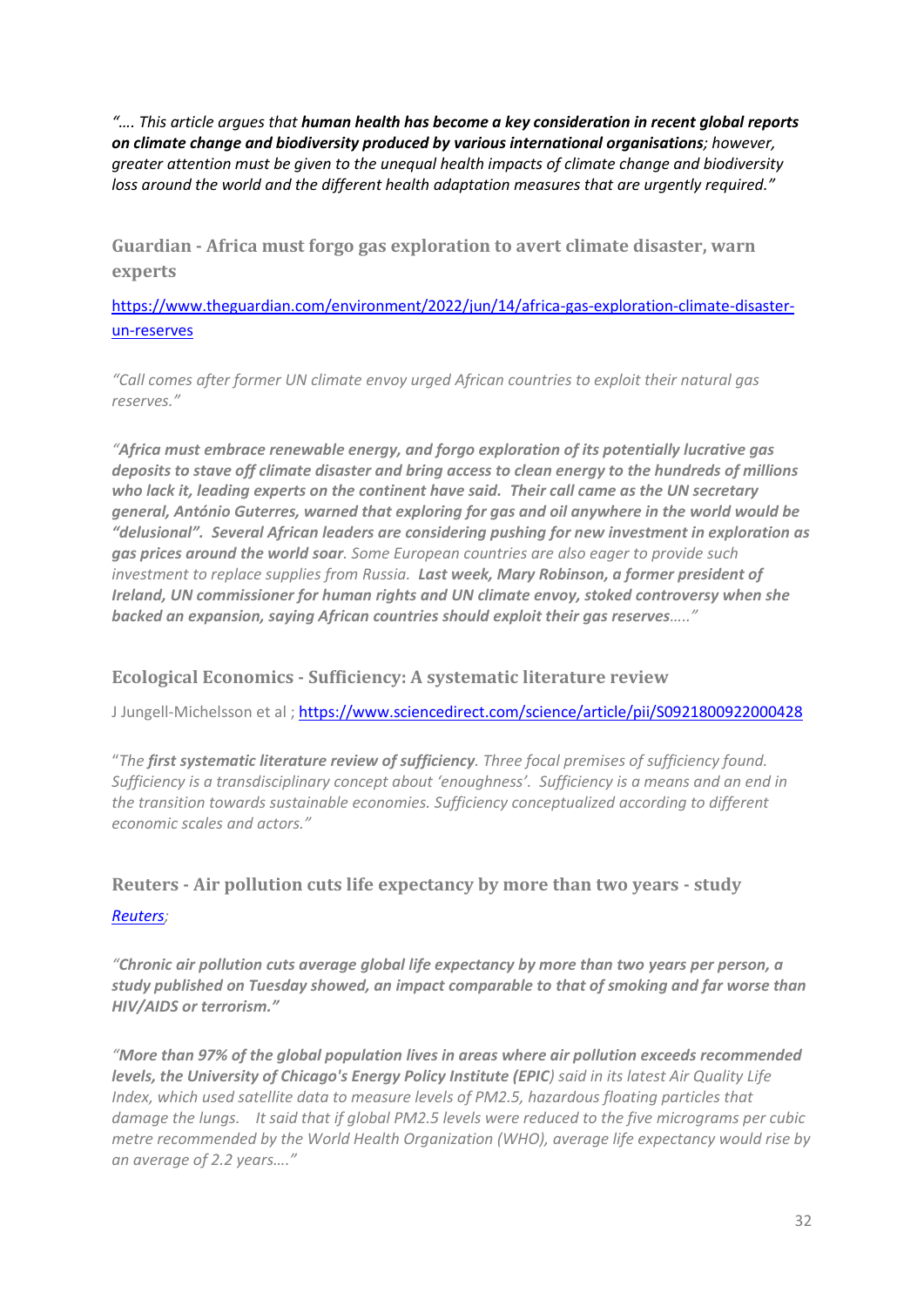*"…. This article argues that **human health has become a key consideration in recent global reports on climate change and biodiversity produced by various international organisations**; however, greater attention must be given to the unequal health impacts of climate change and biodiversity loss around the world and the different health adaptation measures that are urgently required."*

### Guardian - Africa must forgo gas exploration to avert climate disaster, warn experts

https://www.theguardian.com/environment/2022/jun/14/africa-gas-exploration-climate-disaster-un-reserves

*"Call comes after former UN climate envoy urged African countries to exploit their natural gas reserves."*

*"**Africa must embrace renewable energy, and forgo exploration of its potentially lucrative gas deposits to stave off climate disaster and bring access to clean energy to the hundreds of millions who lack it, leading experts on the continent have said. Their call came as the UN secretary general, António Guterres, warned that exploring for gas and oil anywhere in the world would be "delusional". Several African leaders are considering pushing for new investment in exploration as gas prices around the world soar**. Some European countries are also eager to provide such investment to replace supplies from Russia. **Last week, Mary Robinson, a former president of Ireland, UN commissioner for human rights and UN climate envoy, stoked controversy when she backed an expansion, saying African countries should exploit their gas reserves**….."*

### Ecological Economics - Sufficiency: A systematic literature review

J Jungell-Michelsson et al ; https://www.sciencedirect.com/science/article/pii/S0921800922000428

"*The **first systematic literature review of sufficiency**. Three focal premises of sufficiency found. Sufficiency is a transdisciplinary concept about 'enoughness'. Sufficiency is a means and an end in the transition towards sustainable economies. Sufficiency conceptualized according to different economic scales and actors."*

### Reuters - Air pollution cuts life expectancy by more than two years - study

*Reuters;*

*"**Chronic air pollution cuts average global life expectancy by more than two years per person, a study published on Tuesday showed, an impact comparable to that of smoking and far worse than HIV/AIDS or terrorism."***

*"**More than 97% of the global population lives in areas where air pollution exceeds recommended levels, the University of Chicago's Energy Policy Institute (EPIC**) said in its latest Air Quality Life Index, which used satellite data to measure levels of PM2.5, hazardous floating particles that damage the lungs. It said that if global PM2.5 levels were reduced to the five micrograms per cubic metre recommended by the World Health Organization (WHO), average life expectancy would rise by an average of 2.2 years…."*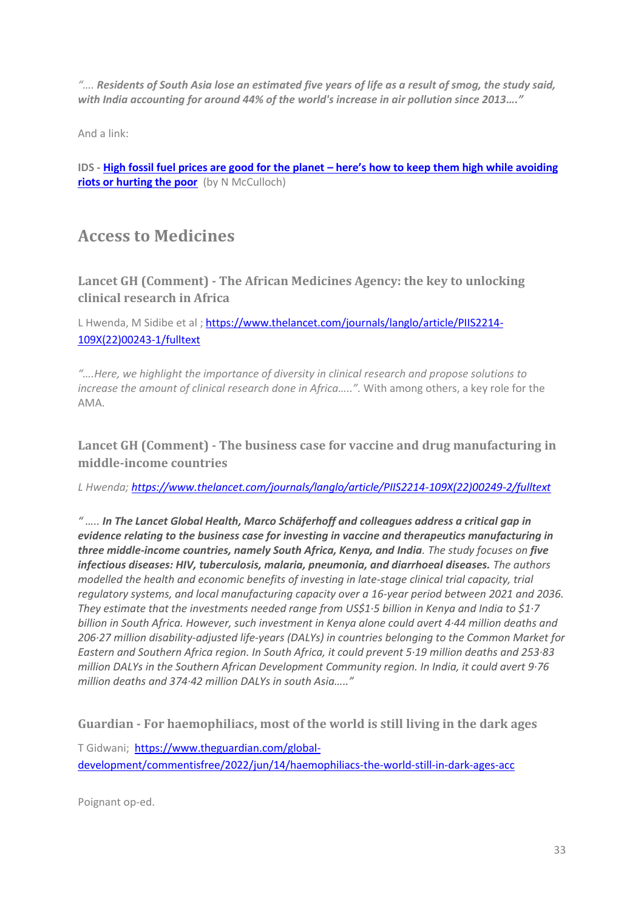*"…. **Residents of South Asia lose an estimated five years of life as a result of smog, the study said, with India accounting for around 44% of the world's increase in air pollution since 2013….**"*

And a link:

**IDS - [High fossil fuel prices are good for the planet – here's how to keep them high while avoiding riots or hurting the poor](#)** (by N McCulloch)

## Access to Medicines

### Lancet GH (Comment) - The African Medicines Agency: the key to unlocking clinical research in Africa

L Hwenda, M Sidibe et al ; https://www.thelancet.com/journals/langlo/article/PIIS2214-109X(22)00243-1/fulltext

*"….Here, we highlight the importance of diversity in clinical research and propose solutions to increase the amount of clinical research done in Africa…..".* With among others, a key role for the AMA.

### Lancet GH (Comment) - The business case for vaccine and drug manufacturing in middle-income countries

*L Hwenda; https://www.thelancet.com/journals/langlo/article/PIIS2214-109X(22)00249-2/fulltext*

*" ….. **In The Lancet Global Health, Marco Schäferhoff and colleagues address a critical gap in evidence relating to the business case for investing in vaccine and therapeutics manufacturing in three middle-income countries, namely South Africa, Kenya, and India**. The study focuses on **five infectious diseases: HIV, tuberculosis, malaria, pneumonia, and diarrhoeal diseases.** The authors modelled the health and economic benefits of investing in late-stage clinical trial capacity, trial regulatory systems, and local manufacturing capacity over a 16-year period between 2021 and 2036. They estimate that the investments needed range from US$1·5 billion in Kenya and India to $1·7 billion in South Africa. However, such investment in Kenya alone could avert 4·44 million deaths and 206·27 million disability-adjusted life-years (DALYs) in countries belonging to the Common Market for Eastern and Southern Africa region. In South Africa, it could prevent 5·19 million deaths and 253·83 million DALYs in the Southern African Development Community region. In India, it could avert 9·76 million deaths and 374·42 million DALYs in south Asia….."*

### Guardian - For haemophiliacs, most of the world is still living in the dark ages

T Gidwani; https://www.theguardian.com/global-development/commentisfree/2022/jun/14/haemophiliacs-the-world-still-in-dark-ages-acc

Poignant op-ed.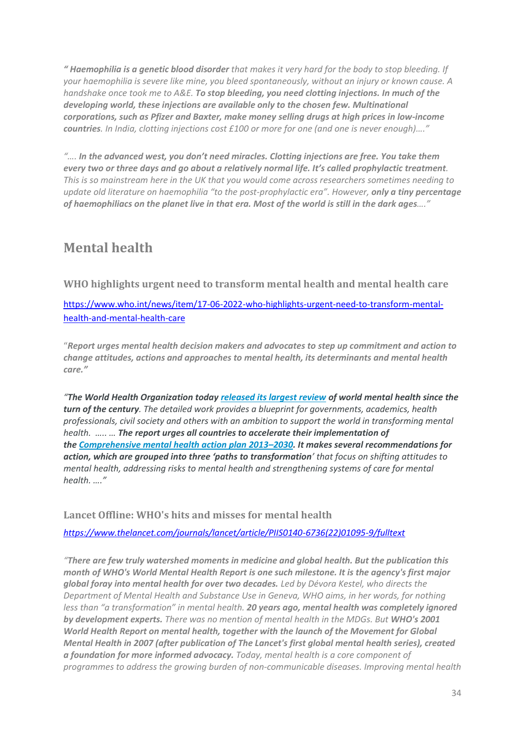*“ **Haemophilia is a genetic blood disorder** that makes it very hard for the body to stop bleeding. If your haemophilia is severe like mine, you bleed spontaneously, without an injury or known cause. A handshake once took me to A&E. **To stop bleeding, you need clotting injections. In much of the developing world, these injections are available only to the chosen few. Multinational corporations, such as Pfizer and Baxter, make money selling drugs at high prices in low-income countries**. In India, clotting injections cost £100 or more for one (and one is never enough)….”*

*“…. **In the advanced west, you don’t need miracles. Clotting injections are free. You take them every two or three days and go about a relatively normal life. It’s called prophylactic treatment**. This is so mainstream here in the UK that you would come across researchers sometimes needing to update old literature on haemophilia “to the post-prophylactic era”. However, **only a tiny percentage of haemophiliacs on the planet live in that era. Most of the world is still in the dark ages**….”*

## Mental health

### WHO highlights urgent need to transform mental health and mental health care

[https://www.who.int/news/item/17-06-2022-who-highlights-urgent-need-to-transform-mental-health-and-mental-health-care](https://www.who.int/news/item/17-06-2022-who-highlights-urgent-need-to-transform-mental-health-and-mental-health-care)

“***Report urges mental health decision makers and advocates to step up commitment and action to change attitudes, actions and approaches to mental health, its determinants and mental health care.”***

*“**The World Health Organization today [released its largest review](#) of world mental health since the turn of the century**. The detailed work provides a blueprint for governments, academics, health professionals, civil society and others with an ambition to support the world in transforming mental health. ….. … **The report urges all countries to accelerate their implementation of the [Comprehensive mental health action plan 2013–2030](#). It makes several recommendations for action, which are grouped into three ‘paths to transformation**’ that focus on shifting attitudes to mental health, addressing risks to mental health and strengthening systems of care for mental health. ….”*

### Lancet Offline: WHO's hits and misses for mental health

*[https://www.thelancet.com/journals/lancet/article/PIIS0140-6736(22)01095-9/fulltext](https://www.thelancet.com/journals/lancet/article/PIIS0140-6736(22)01095-9/fulltext)*

*“**There are few truly watershed moments in medicine and global health. But the publication this month of WHO's World Mental Health Report is one such milestone. It is the agency's first major global foray into mental health for over two decades.** Led by Dévora Kestel, who directs the Department of Mental Health and Substance Use in Geneva, WHO aims, in her words, for nothing less than “a transformation” in mental health. **20 years ago, mental health was completely ignored by development experts.** There was no mention of mental health in the MDGs. But **WHO's 2001 World Health Report on mental health, together with the launch of the Movement for Global Mental Health in 2007 (after publication of The Lancet's first global mental health series), created a foundation for more informed advocacy.** Today, mental health is a core component of programmes to address the growing burden of non-communicable diseases. Improving mental health*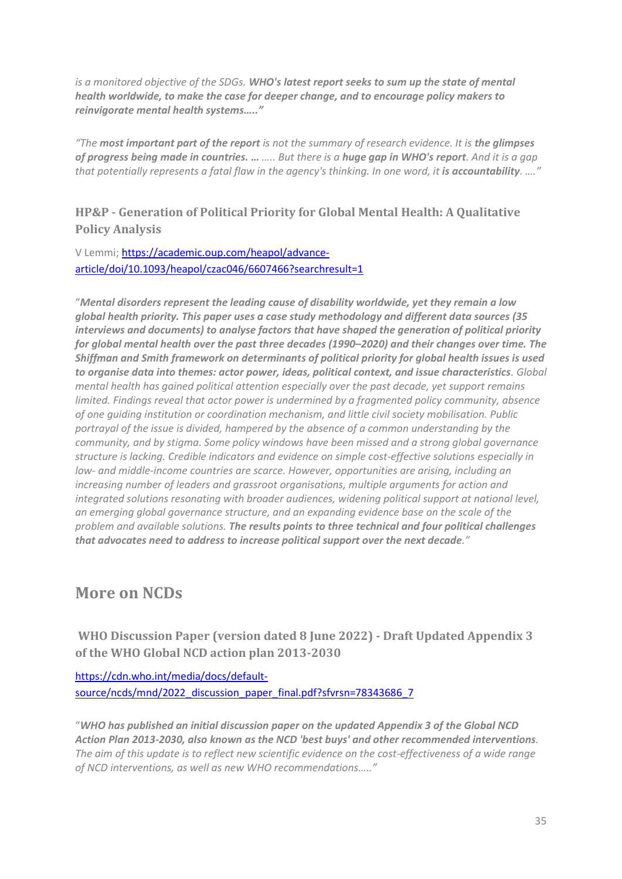*is a monitored objective of the SDGs. **WHO's latest report seeks to sum up the state of mental health worldwide, to make the case for deeper change, and to encourage policy makers to reinvigorate mental health systems…..***"

*"The **most important part of the report** is not the summary of research evidence. It is **the glimpses of progress being made in countries. …** ….. But there is a **huge gap in WHO's report**. And it is a gap that potentially represents a fatal flaw in the agency's thinking. In one word, it **is accountability**. …."*

### HP&P - Generation of Political Priority for Global Mental Health: A Qualitative Policy Analysis

V Lemmi; [https://academic.oup.com/heapol/advance-article/doi/10.1093/heapol/czac046/6607466?searchresult=1](https://academic.oup.com/heapol/advance-article/doi/10.1093/heapol/czac046/6607466?searchresult=1)

"***Mental disorders represent the leading cause of disability worldwide, yet they remain a low global health priority. This paper uses a case study methodology and different data sources (35 interviews and documents) to analyse factors that have shaped the generation of political priority for global mental health over the past three decades (1990–2020) and their changes over time. The Shiffman and Smith framework on determinants of political priority for global health issues is used to organise data into themes: actor power, ideas, political context, and issue characteristics**. Global mental health has gained political attention especially over the past decade, yet support remains limited. Findings reveal that actor power is undermined by a fragmented policy community, absence of one guiding institution or coordination mechanism, and little civil society mobilisation. Public portrayal of the issue is divided, hampered by the absence of a common understanding by the community, and by stigma. Some policy windows have been missed and a strong global governance structure is lacking. Credible indicators and evidence on simple cost-effective solutions especially in low- and middle-income countries are scarce. However, opportunities are arising, including an increasing number of leaders and grassroot organisations, multiple arguments for action and integrated solutions resonating with broader audiences, widening political support at national level, an emerging global governance structure, and an expanding evidence base on the scale of the problem and available solutions. **The results points to three technical and four political challenges that advocates need to address to increase political support over the next decade**."*

## More on NCDs

### WHO Discussion Paper (version dated 8 June 2022) - Draft Updated Appendix 3 of the WHO Global NCD action plan 2013-2030

[https://cdn.who.int/media/docs/default-source/ncds/mnd/2022_discussion_paper_final.pdf?sfvrsn=78343686_7](https://cdn.who.int/media/docs/default-source/ncds/mnd/2022_discussion_paper_final.pdf?sfvrsn=78343686_7)

"***WHO has published an initial discussion paper on the updated Appendix 3 of the Global NCD Action Plan 2013-2030, also known as the NCD 'best buys' and other recommended interventions**. The aim of this update is to reflect new scientific evidence on the cost-effectiveness of a wide range of NCD interventions, as well as new WHO recommendations…..*"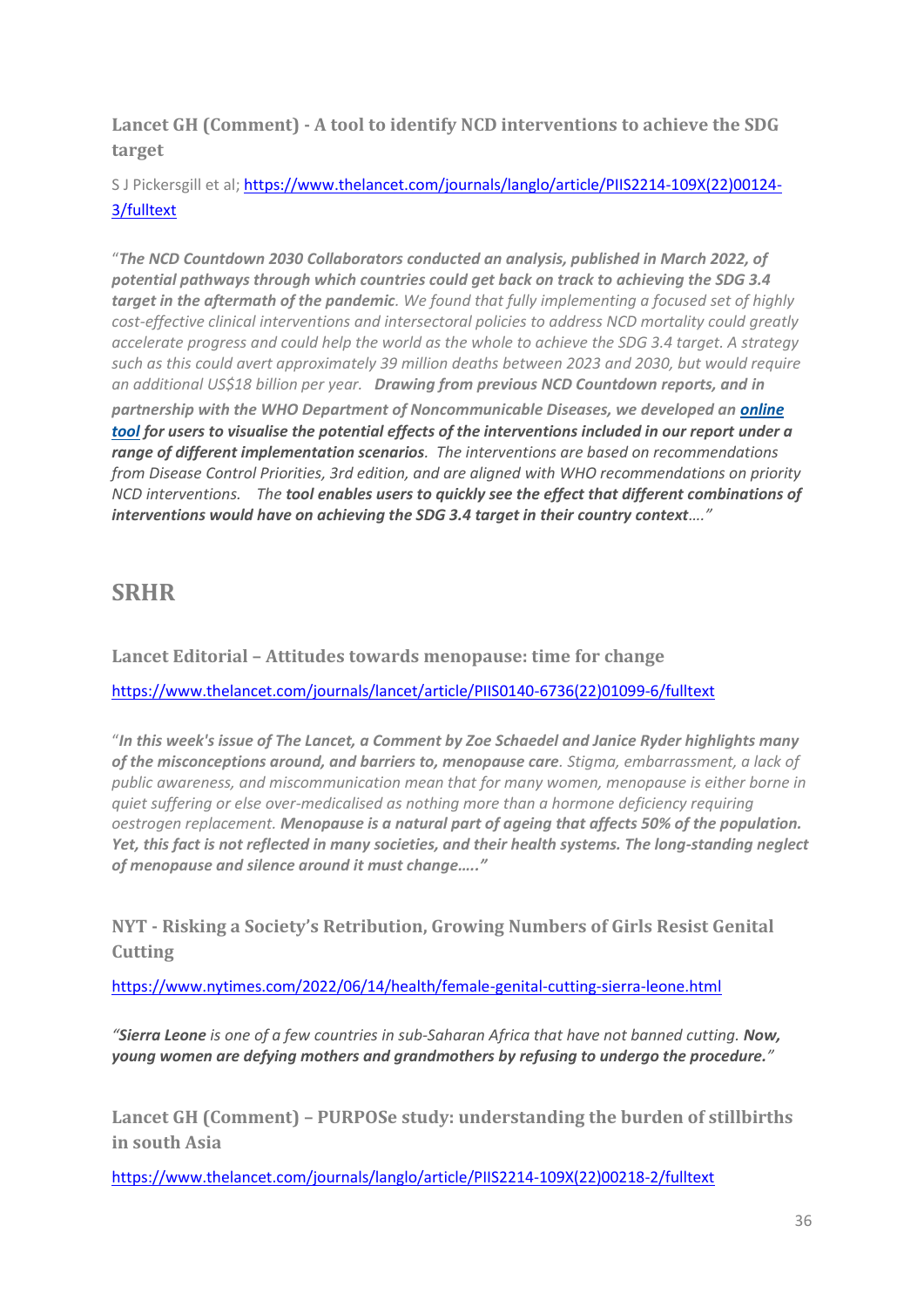### Lancet GH (Comment) - A tool to identify NCD interventions to achieve the SDG target

S J Pickersgill et al; https://www.thelancet.com/journals/langlo/article/PIIS2214-109X(22)00124-3/fulltext

"***The NCD Countdown 2030 Collaborators conducted an analysis, published in March 2022, of potential pathways through which countries could get back on track to achieving the SDG 3.4 target in the aftermath of the pandemic****. We found that fully implementing a focused set of highly cost-effective clinical interventions and intersectoral policies to address NCD mortality could greatly accelerate progress and could help the world as the whole to achieve the SDG 3.4 target. A strategy such as this could avert approximately 39 million deaths between 2023 and 2030, but would require an additional US$18 billion per year.* ***Drawing from previous NCD Countdown reports, and in partnership with the WHO Department of Noncommunicable Diseases, we developed an online tool for users to visualise the potential effects of the interventions included in our report under a range of different implementation scenarios****. The interventions are based on recommendations from Disease Control Priorities, 3rd edition, and are aligned with WHO recommendations on priority NCD interventions. The* ***tool enables users to quickly see the effect that different combinations of interventions would have on achieving the SDG 3.4 target in their country context****…."*

## SRHR

### Lancet Editorial – Attitudes towards menopause: time for change

https://www.thelancet.com/journals/lancet/article/PIIS0140-6736(22)01099-6/fulltext

"***In this week's issue of The Lancet, a Comment by Zoe Schaedel and Janice Ryder highlights many of the misconceptions around, and barriers to, menopause care****. Stigma, embarrassment, a lack of public awareness, and miscommunication mean that for many women, menopause is either borne in quiet suffering or else over-medicalised as nothing more than a hormone deficiency requiring oestrogen replacement.* ***Menopause is a natural part of ageing that affects 50% of the population. Yet, this fact is not reflected in many societies, and their health systems. The long-standing neglect of menopause and silence around it must change….."***

### NYT - Risking a Society's Retribution, Growing Numbers of Girls Resist Genital Cutting

https://www.nytimes.com/2022/06/14/health/female-genital-cutting-sierra-leone.html

*"****Sierra Leone*** *is one of a few countries in sub-Saharan Africa that have not banned cutting.* ***Now, young women are defying mothers and grandmothers by refusing to undergo the procedure."***

### Lancet GH (Comment) – PURPOSe study: understanding the burden of stillbirths in south Asia

https://www.thelancet.com/journals/langlo/article/PIIS2214-109X(22)00218-2/fulltext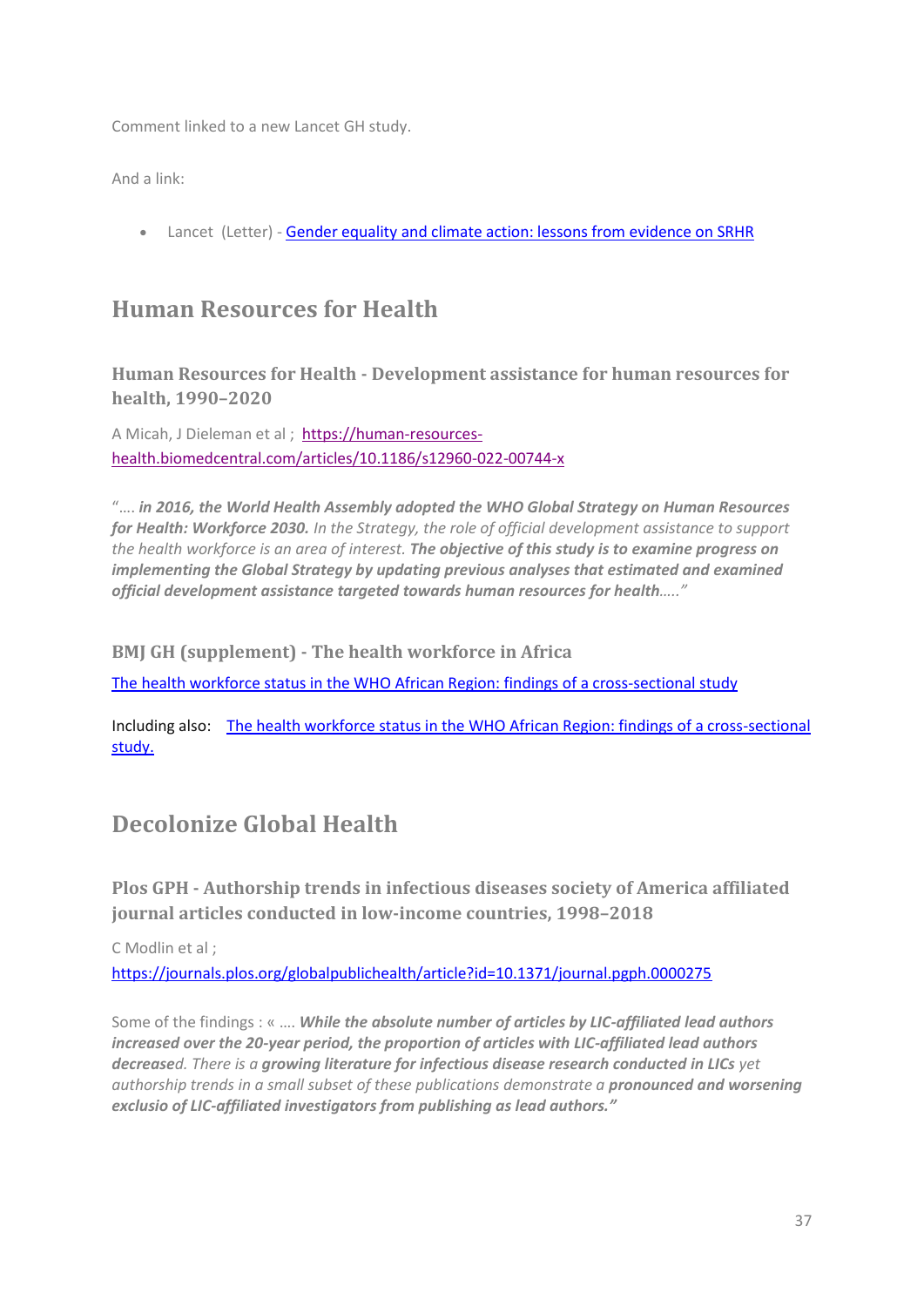Comment linked to a new Lancet GH study.

And a link:

- Lancet (Letter) - [Gender equality and climate action: lessons from evidence on SRHR]()

## Human Resources for Health

### Human Resources for Health - Development assistance for human resources for health, 1990–2020

A Micah, J Dieleman et al ; [https://human-resources-health.biomedcentral.com/articles/10.1186/s12960-022-00744-x](https://human-resources-health.biomedcentral.com/articles/10.1186/s12960-022-00744-x)

"*…. **in 2016, the World Health Assembly adopted the WHO Global Strategy on Human Resources for Health: Workforce 2030.** In the Strategy, the role of official development assistance to support the health workforce is an area of interest. **The objective of this study is to examine progress on implementing the Global Strategy by updating previous analyses that estimated and examined official development assistance targeted towards human resources for health**….."*

### BMJ GH (supplement) - The health workforce in Africa

[The health workforce status in the WHO African Region: findings of a cross-sectional study]()

Including also: [The health workforce status in the WHO African Region: findings of a cross-sectional study.]()

## Decolonize Global Health

### Plos GPH - Authorship trends in infectious diseases society of America affiliated journal articles conducted in low-income countries, 1998–2018

C Modlin et al ;
[https://journals.plos.org/globalpublichealth/article?id=10.1371/journal.pgph.0000275](https://journals.plos.org/globalpublichealth/article?id=10.1371/journal.pgph.0000275)

Some of the findings : « …. ***While the absolute number of articles by LIC-affiliated lead authors increased over the 20-year period, the proportion of articles with LIC-affiliated lead authors decrease****d. There is a* ***growing literature for infectious disease research conducted in LICs*** *yet authorship trends in a small subset of these publications demonstrate a* ***pronounced and worsening exclusio of LIC-affiliated investigators from publishing as lead authors."***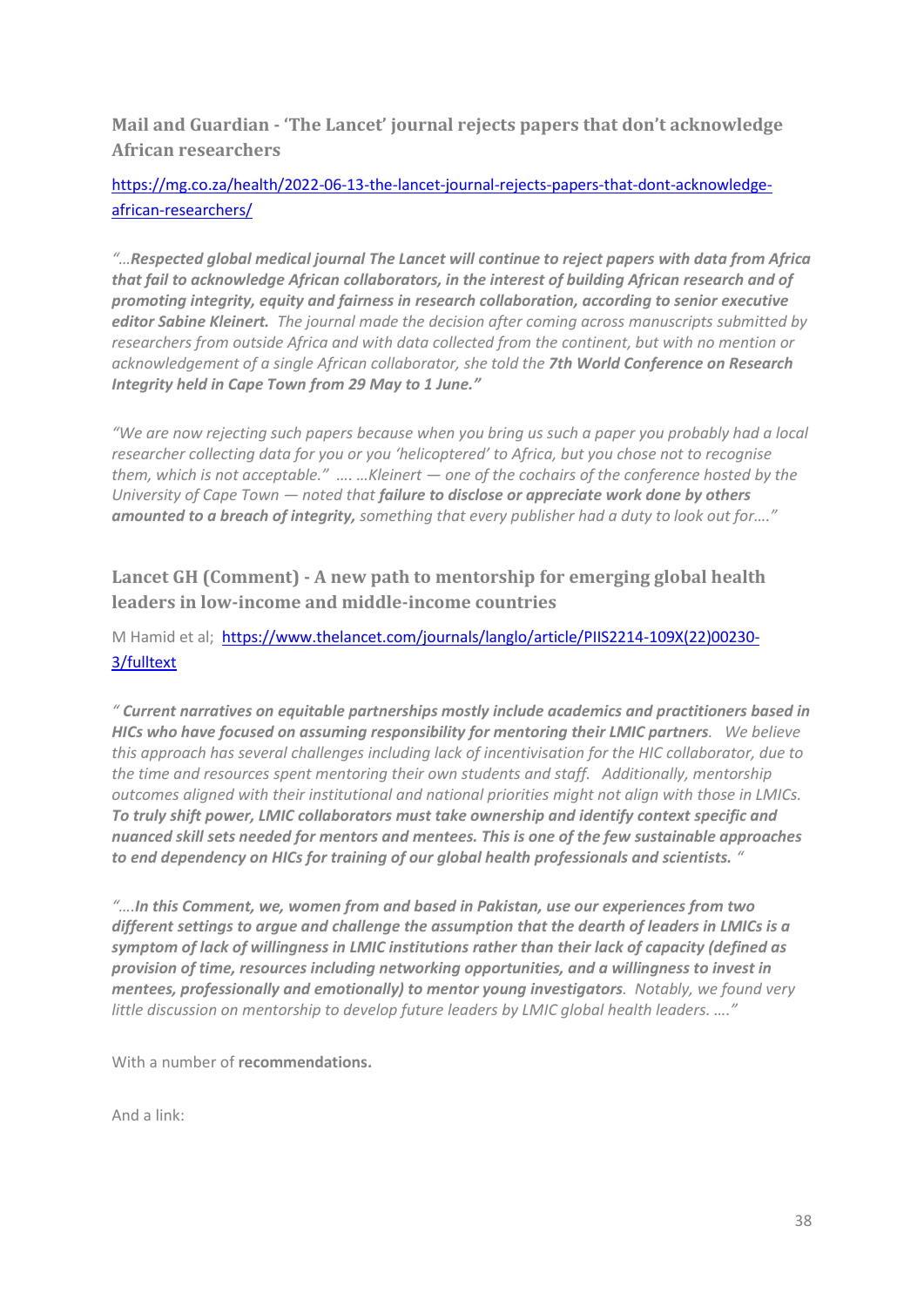### Mail and Guardian - 'The Lancet' journal rejects papers that don't acknowledge African researchers

https://mg.co.za/health/2022-06-13-the-lancet-journal-rejects-papers-that-dont-acknowledge-african-researchers/

*"…**Respected global medical journal The Lancet will continue to reject papers with data from Africa that fail to acknowledge African collaborators, in the interest of building African research and of promoting integrity, equity and fairness in research collaboration, according to senior executive editor Sabine Kleinert.** The journal made the decision after coming across manuscripts submitted by researchers from outside Africa and with data collected from the continent, but with no mention or acknowledgement of a single African collaborator, she told the **7th World Conference on Research Integrity held in Cape Town from 29 May to 1 June."***

*"We are now rejecting such papers because when you bring us such a paper you probably had a local researcher collecting data for you or you 'helicoptered' to Africa, but you chose not to recognise them, which is not acceptable." …. …Kleinert — one of the cochairs of the conference hosted by the University of Cape Town — noted that **failure to disclose or appreciate work done by others amounted to a breach of integrity,** something that every publisher had a duty to look out for…."*

### Lancet GH (Comment) - A new path to mentorship for emerging global health leaders in low-income and middle-income countries

M Hamid et al; https://www.thelancet.com/journals/langlo/article/PIIS2214-109X(22)00230-3/fulltext

*" **Current narratives on equitable partnerships mostly include academics and practitioners based in HICs who have focused on assuming responsibility for mentoring their LMIC partners**. We believe this approach has several challenges including lack of incentivisation for the HIC collaborator, due to the time and resources spent mentoring their own students and staff. Additionally, mentorship outcomes aligned with their institutional and national priorities might not align with those in LMICs. **To truly shift power, LMIC collaborators must take ownership and identify context specific and nuanced skill sets needed for mentors and mentees. This is one of the few sustainable approaches to end dependency on HICs for training of our global health professionals and scientists.** "*

*"….**In this Comment, we, women from and based in Pakistan, use our experiences from two different settings to argue and challenge the assumption that the dearth of leaders in LMICs is a symptom of lack of willingness in LMIC institutions rather than their lack of capacity (defined as provision of time, resources including networking opportunities, and a willingness to invest in mentees, professionally and emotionally) to mentor young investigators**. Notably, we found very little discussion on mentorship to develop future leaders by LMIC global health leaders. …."*

With a number of **recommendations.**

And a link: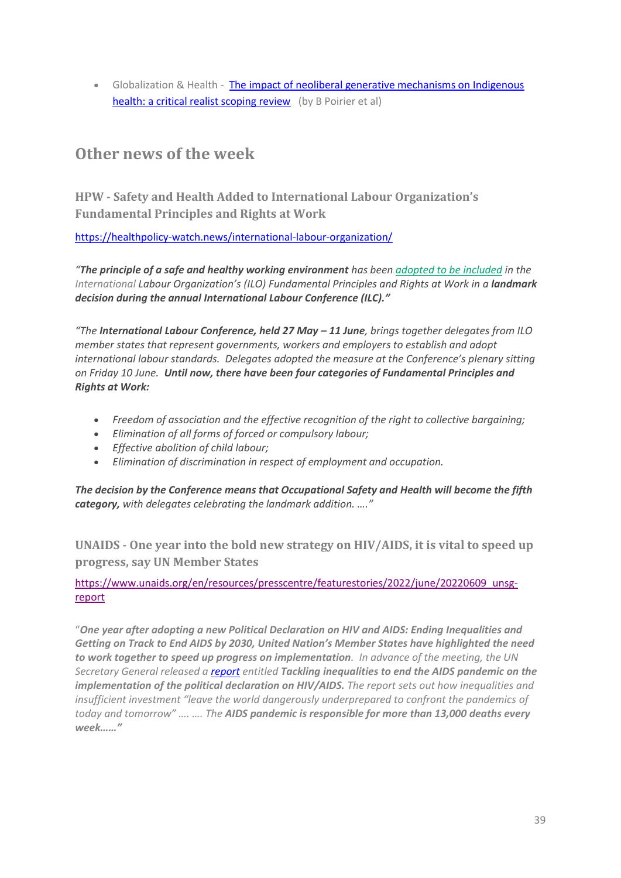- Globalization & Health - [The impact of neoliberal generative mechanisms on Indigenous health: a critical realist scoping review](#) (by B Poirier et al)

## Other news of the week

### HPW - Safety and Health Added to International Labour Organization's Fundamental Principles and Rights at Work

https://healthpolicy-watch.news/international-labour-organization/

*"**The principle of a safe and healthy working environment** has been adopted to be included in the International Labour Organization's (ILO) Fundamental Principles and Rights at Work in a **landmark decision during the annual International Labour Conference (ILC)."***

*"The **International Labour Conference, held 27 May – 11 June**, brings together delegates from ILO member states that represent governments, workers and employers to establish and adopt international labour standards. Delegates adopted the measure at the Conference's plenary sitting on Friday 10 June. **Until now, there have been four categories of Fundamental Principles and Rights at Work:***

- *Freedom of association and the effective recognition of the right to collective bargaining;*
- *Elimination of all forms of forced or compulsory labour;*
- *Effective abolition of child labour;*
- *Elimination of discrimination in respect of employment and occupation.*

***The decision by the Conference means that Occupational Safety and Health will become the fifth category,** with delegates celebrating the landmark addition. …."*

### UNAIDS - One year into the bold new strategy on HIV/AIDS, it is vital to speed up progress, say UN Member States

https://www.unaids.org/en/resources/presscentre/featurestories/2022/june/20220609_unsg-report

"***One year after adopting a new Political Declaration on HIV and AIDS: Ending Inequalities and Getting on Track to End AIDS by 2030, United Nation's Member States have highlighted the need to work together to speed up progress on implementation**. In advance of the meeting, the UN Secretary General released a report entitled **Tackling inequalities to end the AIDS pandemic on the implementation of the political declaration on HIV/AIDS.** The report sets out how inequalities and insufficient investment "leave the world dangerously underprepared to confront the pandemics of today and tomorrow" …. …. The **AIDS pandemic is responsible for more than 13,000 deaths every week……"***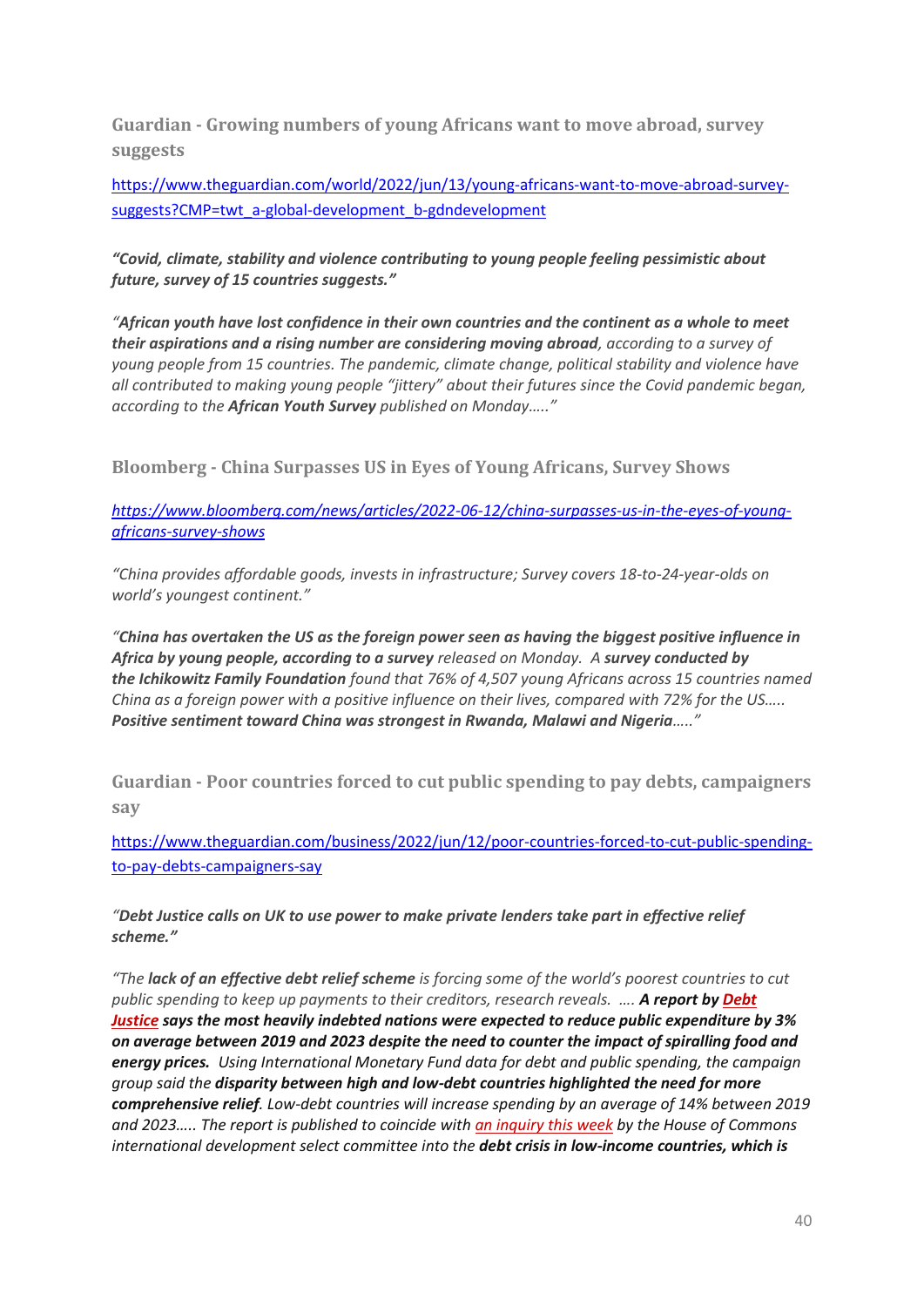### Guardian - Growing numbers of young Africans want to move abroad, survey suggests

https://www.theguardian.com/world/2022/jun/13/young-africans-want-to-move-abroad-survey-suggests?CMP=twt_a-global-development_b-gdndevelopment

***"Covid, climate, stability and violence contributing to young people feeling pessimistic about future, survey of 15 countries suggests."***

*"**African youth have lost confidence in their own countries and the continent as a whole to meet their aspirations and a rising number are considering moving abroad**, according to a survey of young people from 15 countries. The pandemic, climate change, political stability and violence have all contributed to making young people "jittery" about their futures since the Covid pandemic began, according to the **African Youth Survey** published on Monday….."*

### Bloomberg - China Surpasses US in Eyes of Young Africans, Survey Shows

*https://www.bloomberg.com/news/articles/2022-06-12/china-surpasses-us-in-the-eyes-of-young-africans-survey-shows*

*"China provides affordable goods, invests in infrastructure; Survey covers 18-to-24-year-olds on world's youngest continent."*

*"**China has overtaken the US as the foreign power seen as having the biggest positive influence in Africa by young people, according to a survey** released on Monday. A **survey conducted by the Ichikowitz Family Foundation** found that 76% of 4,507 young Africans across 15 countries named China as a foreign power with a positive influence on their lives, compared with 72% for the US….. **Positive sentiment toward China was strongest in Rwanda, Malawi and Nigeria**….."*

### Guardian - Poor countries forced to cut public spending to pay debts, campaigners say

https://www.theguardian.com/business/2022/jun/12/poor-countries-forced-to-cut-public-spending-to-pay-debts-campaigners-say

*"**Debt Justice calls on UK to use power to make private lenders take part in effective relief scheme.**"*

*"The **lack of an effective debt relief scheme** is forcing some of the world's poorest countries to cut public spending to keep up payments to their creditors, research reveals. …. **A report by Debt Justice says the most heavily indebted nations were expected to reduce public expenditure by 3% on average between 2019 and 2023 despite the need to counter the impact of spiralling food and energy prices.** Using International Monetary Fund data for debt and public spending, the campaign group said the **disparity between high and low-debt countries highlighted the need for more comprehensive relief**. Low-debt countries will increase spending by an average of 14% between 2019 and 2023….. The report is published to coincide with an inquiry this week by the House of Commons international development select committee into the **debt crisis in low-income countries, which is***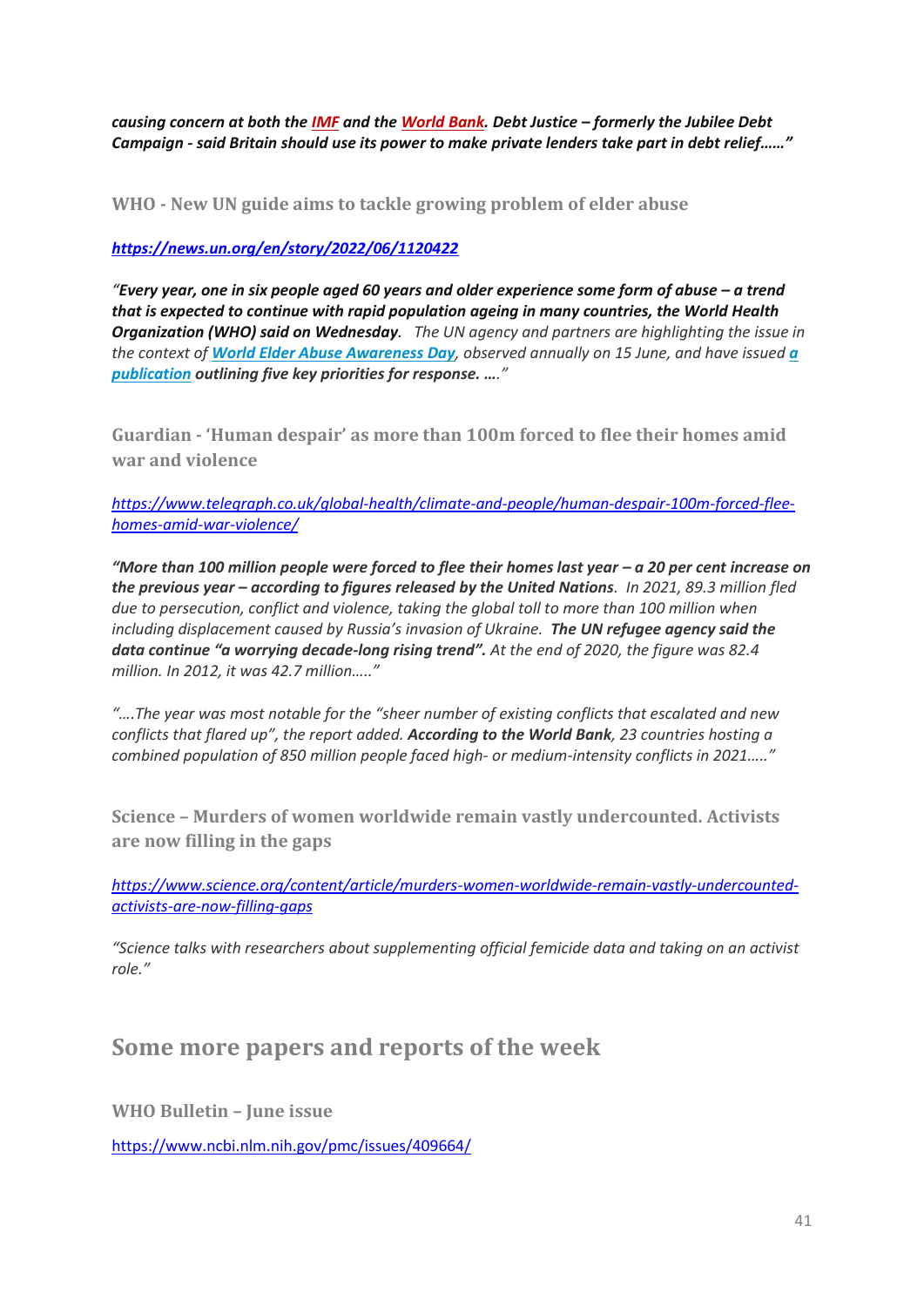***causing concern at both the IMF and the World Bank. Debt Justice – formerly the Jubilee Debt Campaign - said Britain should use its power to make private lenders take part in debt relief……"***

### WHO - New UN guide aims to tackle growing problem of elder abuse

***https://news.un.org/en/story/2022/06/1120422***

*"**Every year, one in six people aged 60 years and older experience some form of abuse – a trend that is expected to continue with rapid population ageing in many countries, the World Health Organization (WHO) said on Wednesday**. The UN agency and partners are highlighting the issue in the context of **World Elder Abuse Awareness Day**, observed annually on 15 June, and have issued **a publication** **outlining five key priorities for response. …**."*

### Guardian - 'Human despair' as more than 100m forced to flee their homes amid war and violence

*https://www.telegraph.co.uk/global-health/climate-and-people/human-despair-100m-forced-flee-homes-amid-war-violence/*

*"**More than 100 million people were forced to flee their homes last year – a 20 per cent increase on the previous year – according to figures released by the United Nations**. In 2021, 89.3 million fled due to persecution, conflict and violence, taking the global toll to more than 100 million when including displacement caused by Russia's invasion of Ukraine. **The UN refugee agency said the data continue "a worrying decade-long rising trend".** At the end of 2020, the figure was 82.4 million. In 2012, it was 42.7 million….."*

*"….The year was most notable for the "sheer number of existing conflicts that escalated and new conflicts that flared up", the report added. **According to the World Bank**, 23 countries hosting a combined population of 850 million people faced high- or medium-intensity conflicts in 2021….."*

### Science – Murders of women worldwide remain vastly undercounted. Activists are now filling in the gaps

*https://www.science.org/content/article/murders-women-worldwide-remain-vastly-undercounted-activists-are-now-filling-gaps*

*"Science talks with researchers about supplementing official femicide data and taking on an activist role."*

## Some more papers and reports of the week

### WHO Bulletin – June issue

https://www.ncbi.nlm.nih.gov/pmc/issues/409664/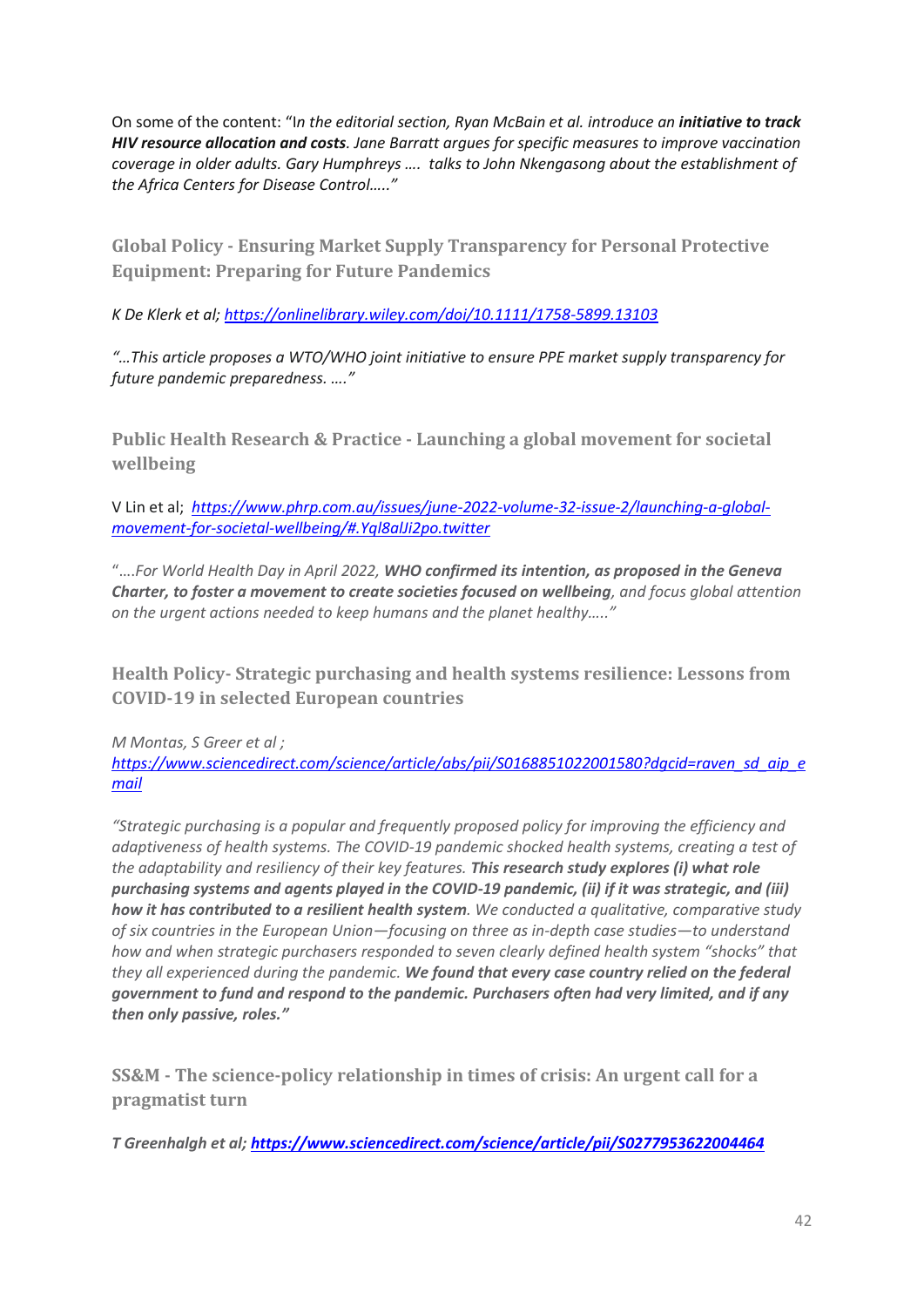On some of the content: "*In the editorial section, Ryan McBain et al. introduce an* ***initiative to track HIV resource allocation and costs****. Jane Barratt argues for specific measures to improve vaccination coverage in older adults. Gary Humphreys …. talks to John Nkengasong about the establishment of the Africa Centers for Disease Control….."*

### Global Policy - Ensuring Market Supply Transparency for Personal Protective Equipment: Preparing for Future Pandemics

*K De Klerk et al; [https://onlinelibrary.wiley.com/doi/10.1111/1758-5899.13103](https://onlinelibrary.wiley.com/doi/10.1111/1758-5899.13103)*

*"…This article proposes a WTO/WHO joint initiative to ensure PPE market supply transparency for future pandemic preparedness. …."*

### Public Health Research & Practice - Launching a global movement for societal wellbeing

V Lin et al; *[https://www.phrp.com.au/issues/june-2022-volume-32-issue-2/launching-a-global-movement-for-societal-wellbeing/#.Yql8alJi2po.twitter](https://www.phrp.com.au/issues/june-2022-volume-32-issue-2/launching-a-global-movement-for-societal-wellbeing/#.Yql8alJi2po.twitter)*

"*….For World Health Day in April 2022,* ***WHO confirmed its intention, as proposed in the Geneva Charter, to foster a movement to create societies focused on wellbeing****, and focus global attention on the urgent actions needed to keep humans and the planet healthy….."*

### Health Policy- Strategic purchasing and health systems resilience: Lessons from COVID-19 in selected European countries

*M Montas, S Greer et al ; [https://www.sciencedirect.com/science/article/abs/pii/S0168851022001580?dgcid=raven_sd_aip_email](https://www.sciencedirect.com/science/article/abs/pii/S0168851022001580?dgcid=raven_sd_aip_email)*

*"Strategic purchasing is a popular and frequently proposed policy for improving the efficiency and adaptiveness of health systems. The COVID-19 pandemic shocked health systems, creating a test of the adaptability and resiliency of their key features.* ***This research study explores (i) what role purchasing systems and agents played in the COVID-19 pandemic, (ii) if it was strategic, and (iii) how it has contributed to a resilient health system****. We conducted a qualitative, comparative study of six countries in the European Union—focusing on three as in-depth case studies—to understand how and when strategic purchasers responded to seven clearly defined health system "shocks" that they all experienced during the pandemic.* ***We found that every case country relied on the federal government to fund and respond to the pandemic. Purchasers often had very limited, and if any then only passive, roles."***

### SS&M - The science-policy relationship in times of crisis: An urgent call for a pragmatist turn

***T Greenhalgh et al; [https://www.sciencedirect.com/science/article/pii/S0277953622004464](https://www.sciencedirect.com/science/article/pii/S0277953622004464)***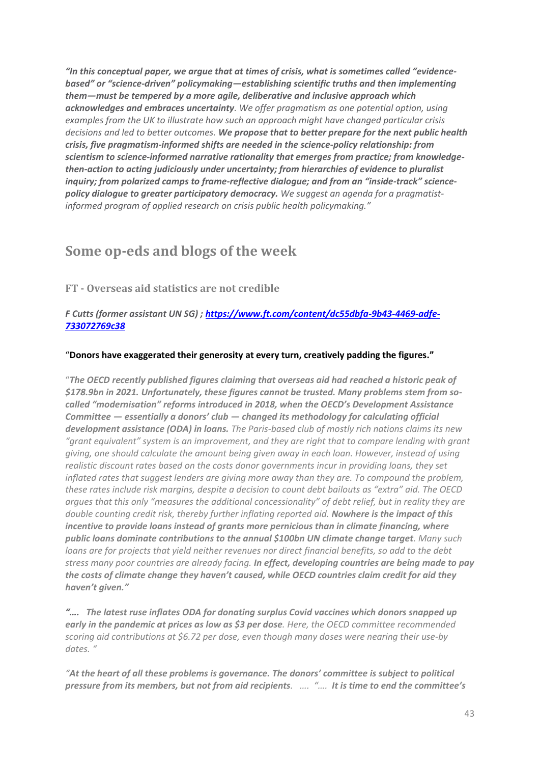*"In this conceptual paper, we argue that at times of crisis, what is sometimes called "evidence-based" or "science-driven" policymaking—establishing scientific truths and then implementing them—must be tempered by a more agile, deliberative and inclusive approach which acknowledges and embraces uncertainty*. *We offer pragmatism as one potential option, using examples from the UK to illustrate how such an approach might have changed particular crisis decisions and led to better outcomes.* ***We propose that to better prepare for the next public health crisis, five pragmatism-informed shifts are needed in the science-policy relationship: from scientism to science-informed narrative rationality that emerges from practice; from knowledge-then-action to acting judiciously under uncertainty; from hierarchies of evidence to pluralist inquiry; from polarized camps to frame-reflective dialogue; and from an "inside-track" science-policy dialogue to greater participatory democracy.*** *We suggest an agenda for a pragmatist-informed program of applied research on crisis public health policymaking."*

## Some op-eds and blogs of the week

### FT - Overseas aid statistics are not credible

***F Cutts (former assistant UN SG) ; [https://www.ft.com/content/dc55dbfa-9b43-4469-adfe-733072769c38](https://www.ft.com/content/dc55dbfa-9b43-4469-adfe-733072769c38)***

"**Donors have exaggerated their generosity at every turn, creatively padding the figures."**

"***The OECD recently published figures claiming that overseas aid had reached a historic peak of $178.9bn in 2021. Unfortunately, these figures cannot be trusted. Many problems stem from so-called "modernisation" reforms introduced in 2018, when the OECD's Development Assistance Committee — essentially a donors' club — changed its methodology for calculating official development assistance (ODA) in loans.*** *The Paris-based club of mostly rich nations claims its new "grant equivalent" system is an improvement, and they are right that to compare lending with grant giving, one should calculate the amount being given away in each loan. However, instead of using realistic discount rates based on the costs donor governments incur in providing loans, they set inflated rates that suggest lenders are giving more away than they are. To compound the problem, these rates include risk margins, despite a decision to count debt bailouts as "extra" aid. The OECD argues that this only "measures the additional concessionality" of debt relief, but in reality they are double counting credit risk, thereby further inflating reported aid.* ***Nowhere is the impact of this incentive to provide loans instead of grants more pernicious than in climate financing, where public loans dominate contributions to the annual $100bn UN climate change target****. Many such loans are for projects that yield neither revenues nor direct financial benefits, so add to the debt stress many poor countries are already facing.* ***In effect, developing countries are being made to pay the costs of climate change they haven't caused, while OECD countries claim credit for aid they haven't given."***

***"…. The latest ruse inflates ODA for donating surplus Covid vaccines which donors snapped up early in the pandemic at prices as low as $3 per dose****. Here, the OECD committee recommended scoring aid contributions at $6.72 per dose, even though many doses were nearing their use-by dates. "*

*"**At the heart of all these problems is governance. The donors' committee is subject to political pressure from its members, but not from aid recipients**. …. "….* ***It is time to end the committee's***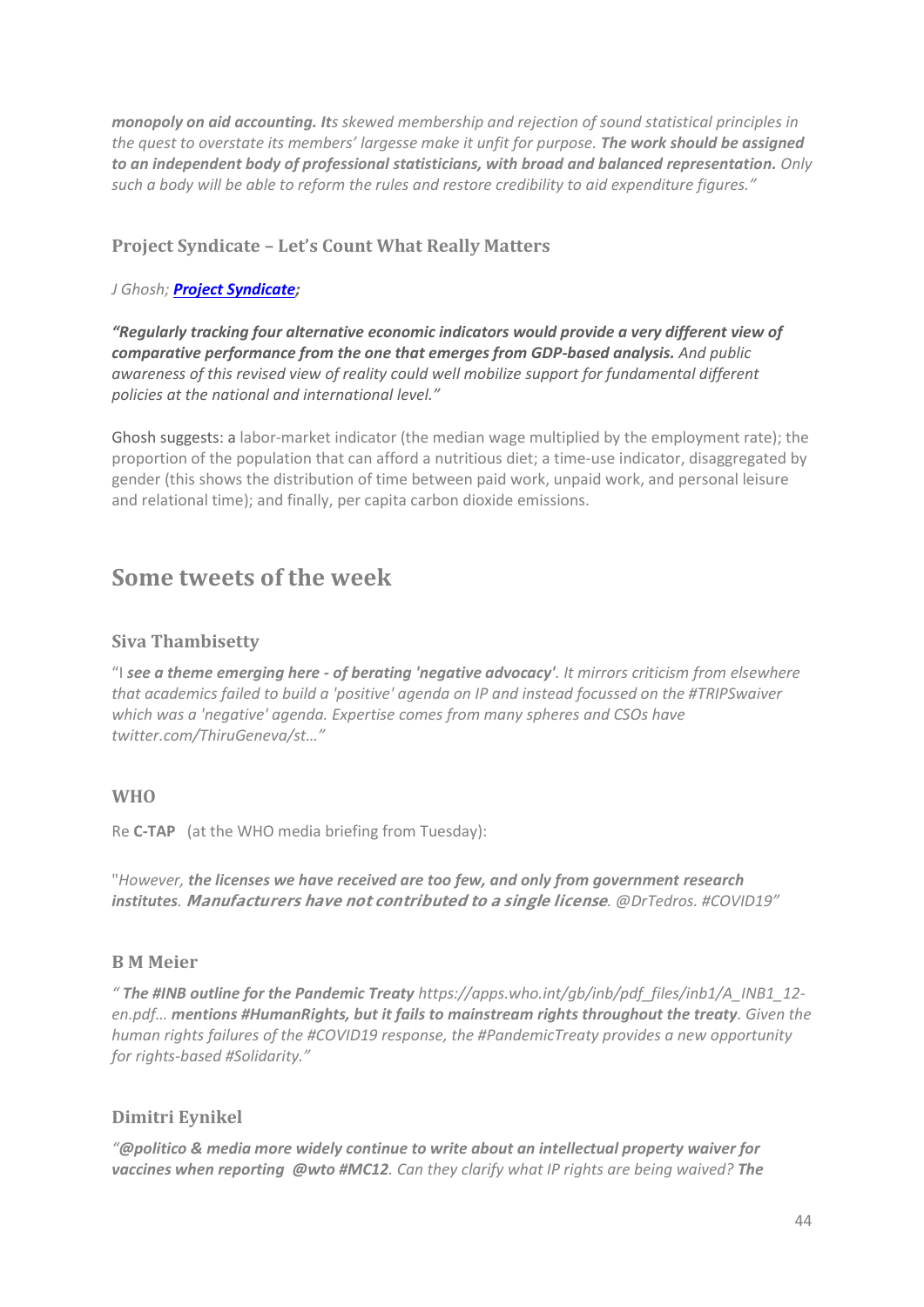***monopoly on aid accounting. It**s skewed membership and rejection of sound statistical principles in the quest to overstate its members' largesse make it unfit for purpose. **The work should be assigned to an independent body of professional statisticians, with broad and balanced representation.** Only such a body will be able to reform the rules and restore credibility to aid expenditure figures."*

### Project Syndicate – Let's Count What Really Matters

*J Ghosh; **Project Syndicate**;*

***"Regularly tracking four alternative economic indicators would provide a very different view of comparative performance from the one that emerges from GDP-based analysis.** And public awareness of this revised view of reality could well mobilize support for fundamental different policies at the national and international level."*

Ghosh suggests: a labor-market indicator (the median wage multiplied by the employment rate); the proportion of the population that can afford a nutritious diet; a time-use indicator, disaggregated by gender (this shows the distribution of time between paid work, unpaid work, and personal leisure and relational time); and finally, per capita carbon dioxide emissions.

## Some tweets of the week

### Siva Thambisetty

"I ***see a theme emerging here - of berating 'negative advocacy'**. It mirrors criticism from elsewhere that academics failed to build a 'positive' agenda on IP and instead focussed on the #TRIPSwaiver which was a 'negative' agenda. Expertise comes from many spheres and CSOs have twitter.com/ThiruGeneva/st…"*

### WHO

Re **C-TAP** (at the WHO media briefing from Tuesday):

"*However, **the licenses we have received are too few, and only from government research institutes**. **Manufacturers have not contributed to a single license**. @DrTedros. #COVID19"*

### B M Meier

*" **The #INB outline for the Pandemic Treaty** https://apps.who.int/gb/inb/pdf_files/inb1/A_INB1_12-en.pdf… **mentions #HumanRights, but it fails to mainstream rights throughout the treaty**. Given the human rights failures of the #COVID19 response, the #PandemicTreaty provides a new opportunity for rights-based #Solidarity."*

### Dimitri Eynikel

*"**@politico & media more widely continue to write about an intellectual property waiver for vaccines when reporting @wto #MC12**. Can they clarify what IP rights are being waived? **The***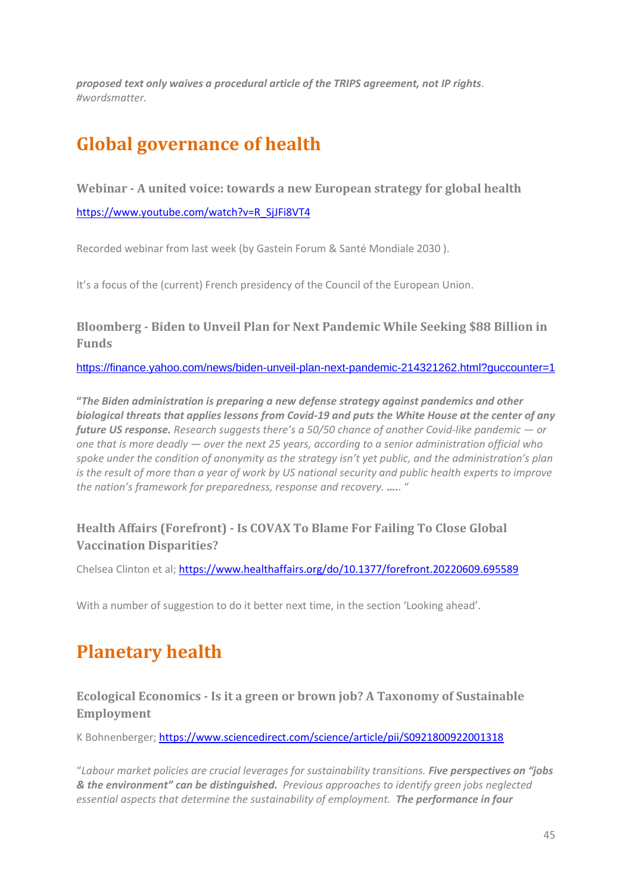***proposed text only waives a procedural article of the TRIPS agreement, not IP rights**. #wordsmatter.*

# Global governance of health

### Webinar - A united voice: towards a new European strategy for global health

https://www.youtube.com/watch?v=R_SjJFi8VT4

Recorded webinar from last week (by Gastein Forum & Santé Mondiale 2030 ).

It's a focus of the (current) French presidency of the Council of the European Union.

### Bloomberg - Biden to Unveil Plan for Next Pandemic While Seeking $88 Billion in Funds

https://finance.yahoo.com/news/biden-unveil-plan-next-pandemic-214321262.html?guccounter=1

"***The Biden administration is preparing a new defense strategy against pandemics and other biological threats that applies lessons from Covid-19 and puts the White House at the center of any future US response.*** *Research suggests there's a 50/50 chance of another Covid-like pandemic — or one that is more deadly — over the next 25 years, according to a senior administration official who spoke under the condition of anonymity as the strategy isn't yet public, and the administration's plan is the result of more than a year of work by US national security and public health experts to improve the nation's framework for preparedness, response and recovery.* ***….*** "

### Health Affairs (Forefront) - Is COVAX To Blame For Failing To Close Global Vaccination Disparities?

Chelsea Clinton et al; https://www.healthaffairs.org/do/10.1377/forefront.20220609.695589

With a number of suggestion to do it better next time, in the section 'Looking ahead'.

# Planetary health

### Ecological Economics - Is it a green or brown job? A Taxonomy of Sustainable Employment

K Bohnenberger; https://www.sciencedirect.com/science/article/pii/S0921800922001318

"*Labour market policies are crucial leverages for sustainability transitions.* ***Five perspectives on "jobs & the environment" can be distinguished.*** *Previous approaches to identify green jobs neglected essential aspects that determine the sustainability of employment.* ***The performance in four***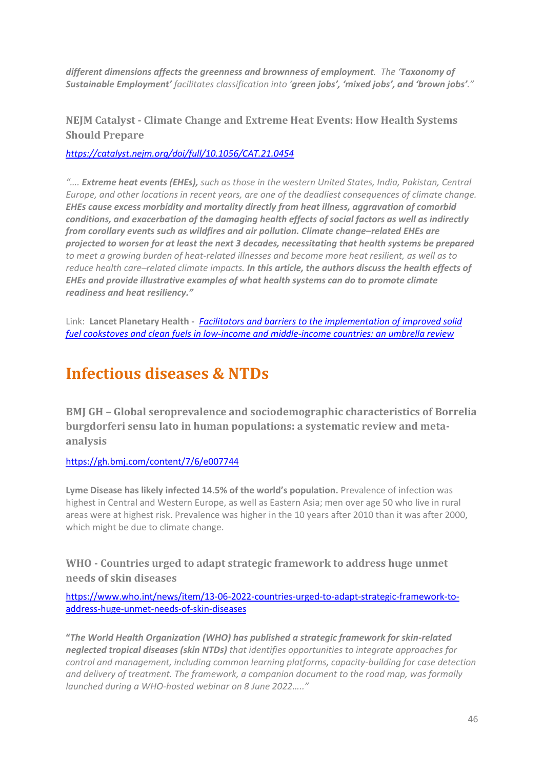***different dimensions affects the greenness and brownness of employment**. The '**Taxonomy of Sustainable Employment'** facilitates classification into '**green jobs', 'mixed jobs', and 'brown jobs'**."*

### NEJM Catalyst - Climate Change and Extreme Heat Events: How Health Systems Should Prepare

*[https://catalyst.nejm.org/doi/full/10.1056/CAT.21.0454](https://catalyst.nejm.org/doi/full/10.1056/CAT.21.0454)*

*"…. **Extreme heat events (EHEs),** such as those in the western United States, India, Pakistan, Central Europe, and other locations in recent years, are one of the deadliest consequences of climate change. **EHEs cause excess morbidity and mortality directly from heat illness, aggravation of comorbid conditions, and exacerbation of the damaging health effects of social factors as well as indirectly from corollary events such as wildfires and air pollution. Climate change–related EHEs are projected to worsen for at least the next 3 decades, necessitating that health systems be prepared** to meet a growing burden of heat-related illnesses and become more heat resilient, as well as to reduce health care–related climate impacts. **In this article, the authors discuss the health effects of EHEs and provide illustrative examples of what health systems can do to promote climate readiness and heat resiliency."***

Link: **Lancet Planetary Health -** *Facilitators and barriers to the implementation of improved solid fuel cookstoves and clean fuels in low-income and middle-income countries: an umbrella review*

## Infectious diseases & NTDs

### BMJ GH – Global seroprevalence and sociodemographic characteristics of Borrelia burgdorferi sensu lato in human populations: a systematic review and meta-analysis

[https://gh.bmj.com/content/7/6/e007744](https://gh.bmj.com/content/7/6/e007744)

**Lyme Disease has likely infected 14.5% of the world's population.** Prevalence of infection was highest in Central and Western Europe, as well as Eastern Asia; men over age 50 who live in rural areas were at highest risk. Prevalence was higher in the 10 years after 2010 than it was after 2000, which might be due to climate change.

### WHO - Countries urged to adapt strategic framework to address huge unmet needs of skin diseases

[https://www.who.int/news/item/13-06-2022-countries-urged-to-adapt-strategic-framework-to-address-huge-unmet-needs-of-skin-diseases](https://www.who.int/news/item/13-06-2022-countries-urged-to-adapt-strategic-framework-to-address-huge-unmet-needs-of-skin-diseases)

**"*The World Health Organization (WHO) has published a strategic framework for skin-related neglected tropical diseases (skin NTDs)*** *that identifies opportunities to integrate approaches for control and management, including common learning platforms, capacity-building for case detection and delivery of treatment. The framework, a companion document to the road map, was formally launched during a WHO-hosted webinar on 8 June 2022….."*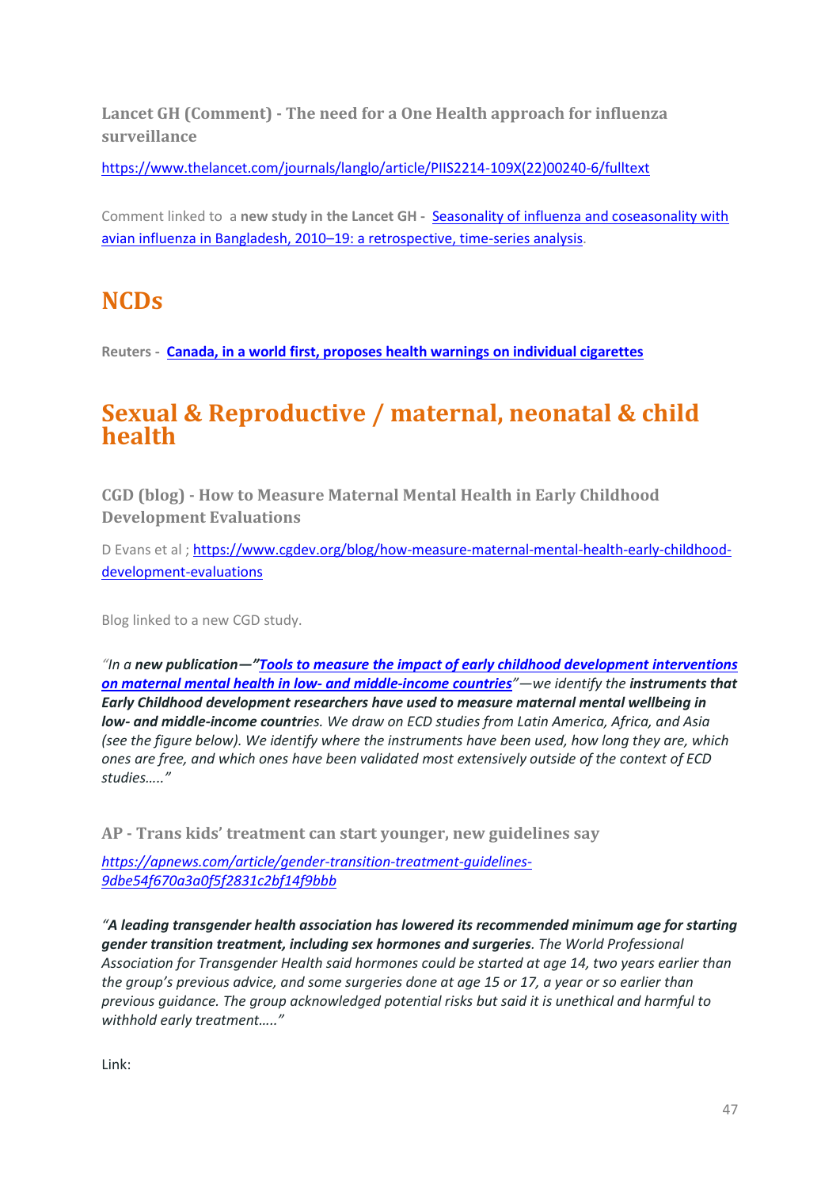### Lancet GH (Comment) - The need for a One Health approach for influenza surveillance

https://www.thelancet.com/journals/langlo/article/PIIS2214-109X(22)00240-6/fulltext

Comment linked to a **new study in the Lancet GH** - Seasonality of influenza and coseasonality with avian influenza in Bangladesh, 2010–19: a retrospective, time-series analysis.

## NCDs

**Reuters** - **Canada, in a world first, proposes health warnings on individual cigarettes**

## Sexual & Reproductive / maternal, neonatal & child health

### CGD (blog) - How to Measure Maternal Mental Health in Early Childhood Development Evaluations

D Evans et al ; https://www.cgdev.org/blog/how-measure-maternal-mental-health-early-childhood-development-evaluations

Blog linked to a new CGD study.

*"In a **new publication—"Tools to measure the impact of early childhood development interventions on maternal mental health in low- and middle-income countries"**—we identify the **instruments that Early Childhood development researchers have used to measure maternal mental wellbeing in low- and middle-income countri**es. We draw on ECD studies from Latin America, Africa, and Asia (see the figure below). We identify where the instruments have been used, how long they are, which ones are free, and which ones have been validated most extensively outside of the context of ECD studies….."*

### AP - Trans kids' treatment can start younger, new guidelines say

*https://apnews.com/article/gender-transition-treatment-guidelines-9dbe54f670a3a0f5f2831c2bf14f9bbb*

*"**A leading transgender health association has lowered its recommended minimum age for starting gender transition treatment, including sex hormones and surgeries**. The World Professional Association for Transgender Health said hormones could be started at age 14, two years earlier than the group's previous advice, and some surgeries done at age 15 or 17, a year or so earlier than previous guidance. The group acknowledged potential risks but said it is unethical and harmful to withhold early treatment….."*

Link: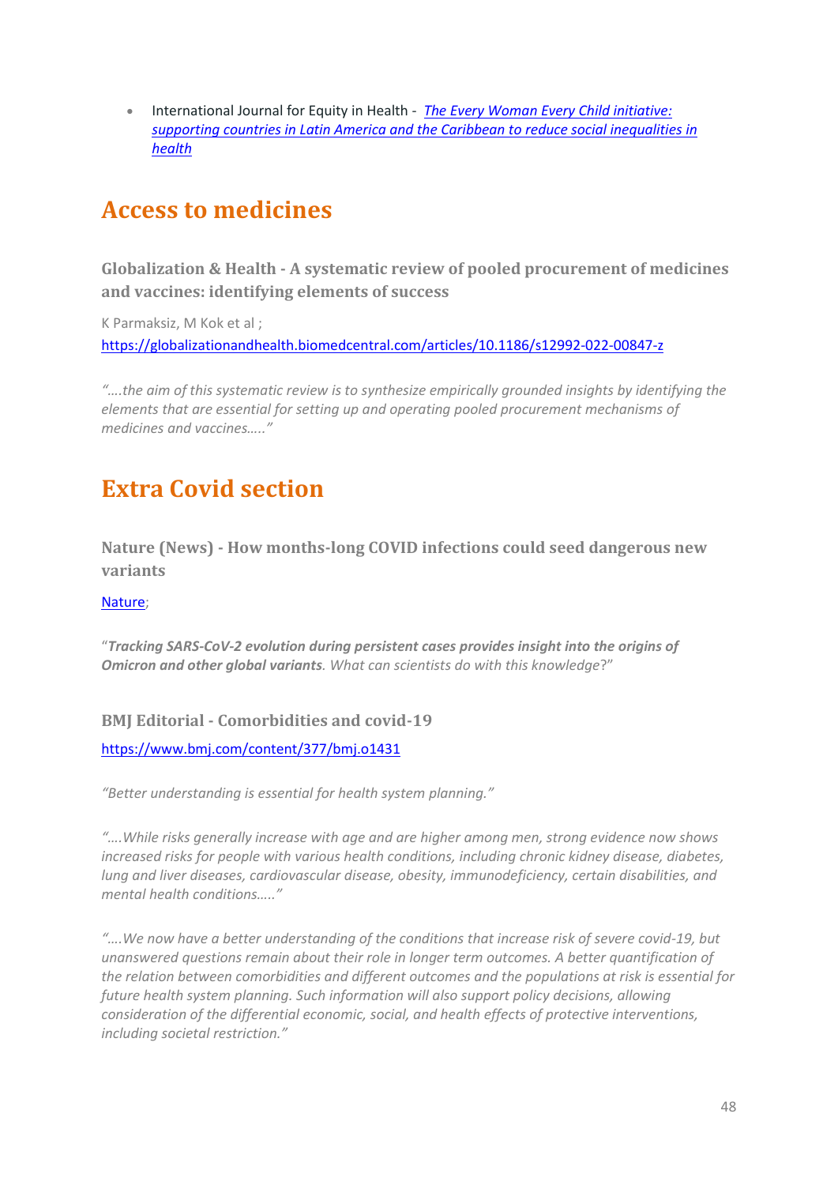- International Journal for Equity in Health - *The Every Woman Every Child initiative: supporting countries in Latin America and the Caribbean to reduce social inequalities in health*

# Access to medicines

### Globalization & Health - A systematic review of pooled procurement of medicines and vaccines: identifying elements of success

K Parmaksiz, M Kok et al ;
https://globalizationandhealth.biomedcentral.com/articles/10.1186/s12992-022-00847-z

*"….the aim of this systematic review is to synthesize empirically grounded insights by identifying the elements that are essential for setting up and operating pooled procurement mechanisms of medicines and vaccines….."*

# Extra Covid section

### Nature (News) - How months-long COVID infections could seed dangerous new variants

Nature;

"***Tracking SARS-CoV-2 evolution during persistent cases provides insight into the origins of Omicron and other global variants****. What can scientists do with this knowledge*?"

### BMJ Editorial - Comorbidities and covid-19

https://www.bmj.com/content/377/bmj.o1431

*"Better understanding is essential for health system planning."*

*"….While risks generally increase with age and are higher among men, strong evidence now shows increased risks for people with various health conditions, including chronic kidney disease, diabetes, lung and liver diseases, cardiovascular disease, obesity, immunodeficiency, certain disabilities, and mental health conditions….."*

*"….We now have a better understanding of the conditions that increase risk of severe covid-19, but unanswered questions remain about their role in longer term outcomes. A better quantification of the relation between comorbidities and different outcomes and the populations at risk is essential for future health system planning. Such information will also support policy decisions, allowing consideration of the differential economic, social, and health effects of protective interventions, including societal restriction."*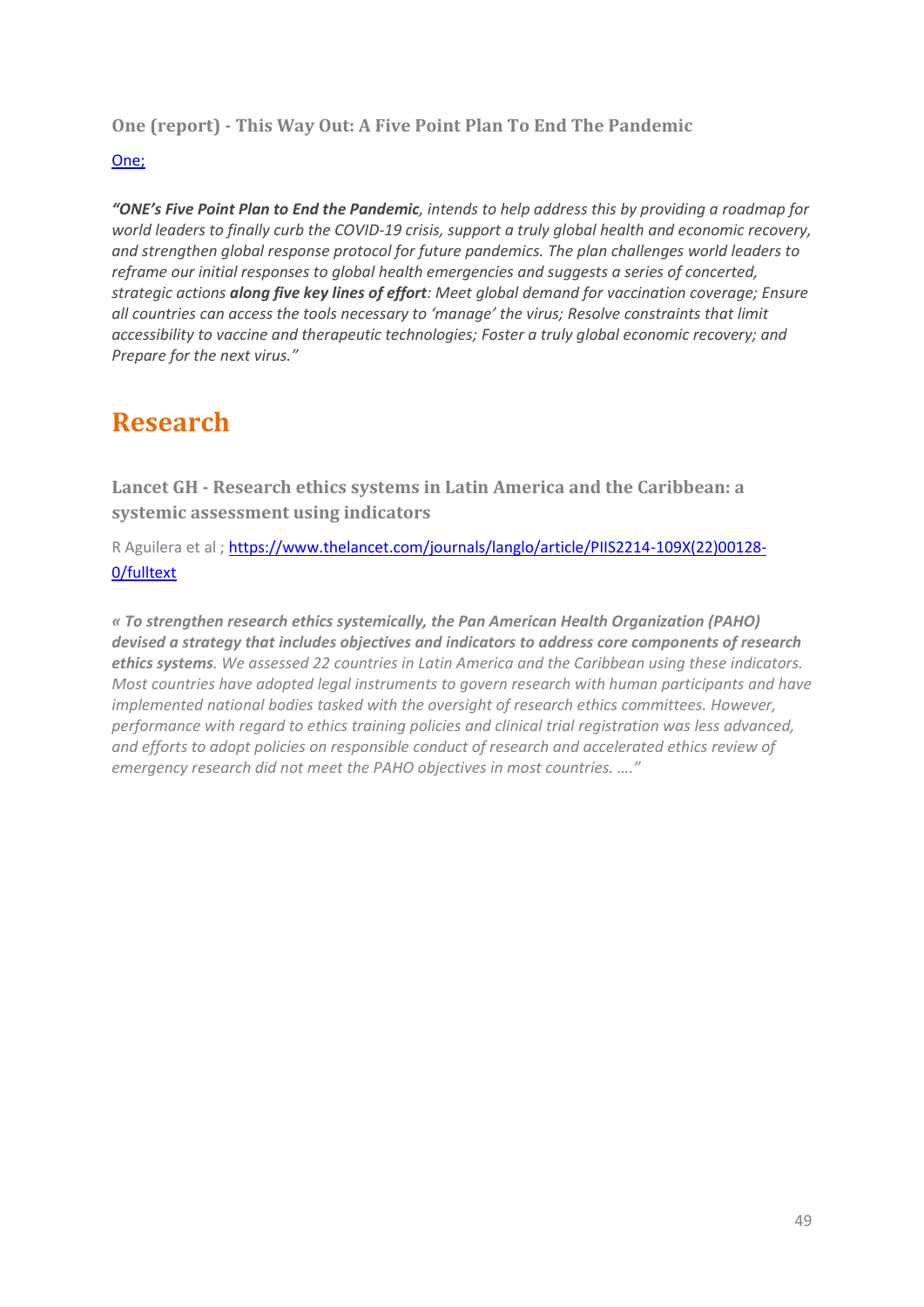### One (report) - This Way Out: A Five Point Plan To End The Pandemic

One;

*“**ONE’s Five Point Plan to End the Pandemic**, intends to help address this by providing a roadmap for world leaders to finally curb the COVID-19 crisis, support a truly global health and economic recovery, and strengthen global response protocol for future pandemics. The plan challenges world leaders to reframe our initial responses to global health emergencies and suggests a series of concerted, strategic actions **along five key lines of effort**: Meet global demand for vaccination coverage; Ensure all countries can access the tools necessary to ‘manage’ the virus; Resolve constraints that limit accessibility to vaccine and therapeutic technologies; Foster a truly global economic recovery; and Prepare for the next virus.”*

# Research

### Lancet GH - Research ethics systems in Latin America and the Caribbean: a systemic assessment using indicators

R Aguilera et al ; https://www.thelancet.com/journals/langlo/article/PIIS2214-109X(22)00128-0/fulltext

*« **To strengthen research ethics systemically, the Pan American Health Organization (PAHO) devised a strategy that includes objectives and indicators to address core components of research ethics systems**. We assessed 22 countries in Latin America and the Caribbean using these indicators. Most countries have adopted legal instruments to govern research with human participants and have implemented national bodies tasked with the oversight of research ethics committees. However, performance with regard to ethics training policies and clinical trial registration was less advanced, and efforts to adopt policies on responsible conduct of research and accelerated ethics review of emergency research did not meet the PAHO objectives in most countries. ….”*